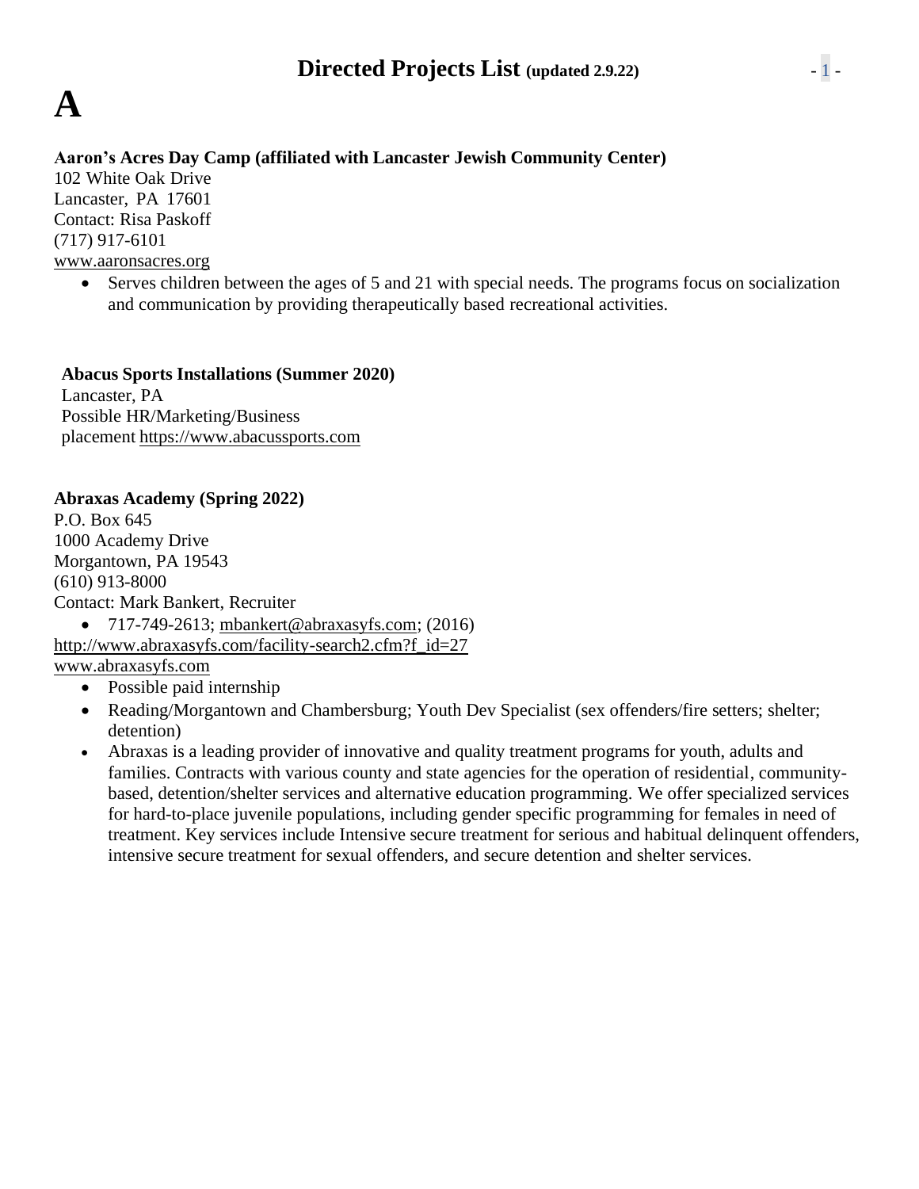# Directed Projects List (updated 2.9.22)

# A

**Aaron's Acres Day Camp (affiliated with Lancaster Jewish Community Center)**
102 White Oak Drive
Lancaster, PA 17601
Contact: Risa Paskoff
(717) 917-6101
www.aaronsacres.org

- Serves children between the ages of 5 and 21 with special needs. The programs focus on socialization and communication by providing therapeutically based recreational activities.

**Abacus Sports Installations (Summer 2020)**
Lancaster, PA
Possible HR/Marketing/Business placement https://www.abacussports.com

**Abraxas Academy (Spring 2022)**
P.O. Box 645
1000 Academy Drive
Morgantown, PA 19543
(610) 913-8000
Contact: Mark Bankert, Recruiter

- 717-749-2613; mbankert@abraxasyfs.com; (2016)

http://www.abraxasyfs.com/facility-search2.cfm?f_id=27
www.abraxasyfs.com

- Possible paid internship
- Reading/Morgantown and Chambersburg; Youth Dev Specialist (sex offenders/fire setters; shelter; detention)
- Abraxas is a leading provider of innovative and quality treatment programs for youth, adults and families. Contracts with various county and state agencies for the operation of residential, community-based, detention/shelter services and alternative education programming. We offer specialized services for hard-to-place juvenile populations, including gender specific programming for females in need of treatment. Key services include Intensive secure treatment for serious and habitual delinquent offenders, intensive secure treatment for sexual offenders, and secure detention and shelter services.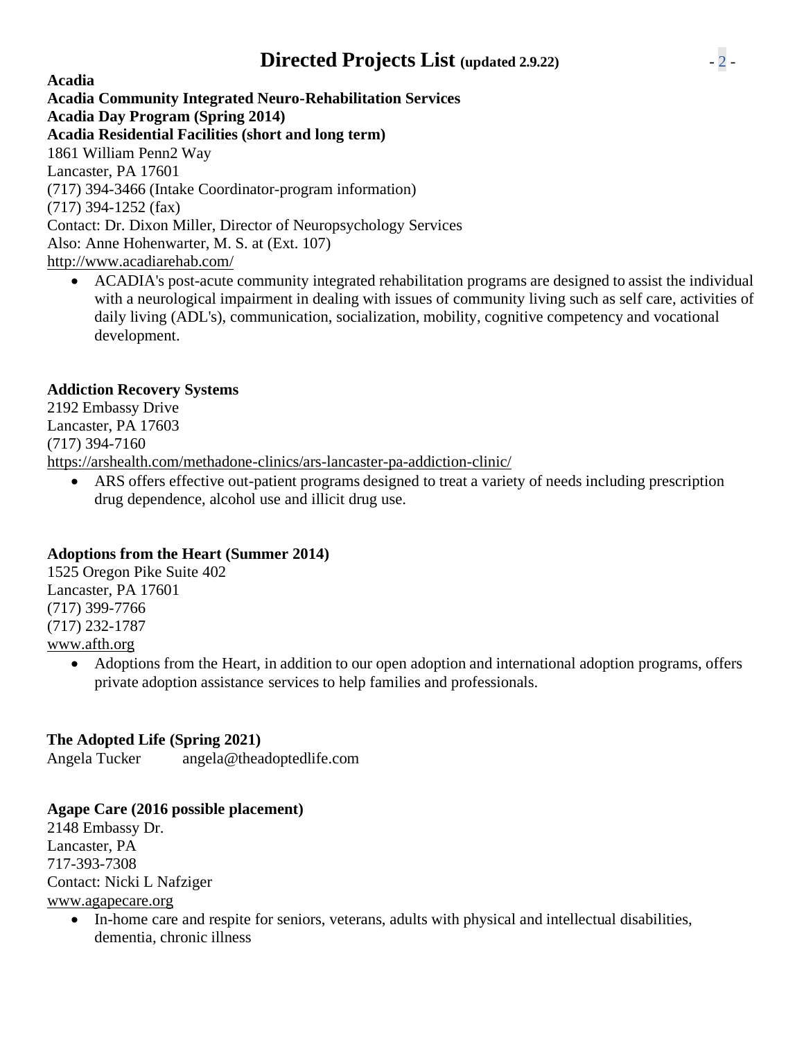**Acadia**
**Acadia Community Integrated Neuro-Rehabilitation Services**
**Acadia Day Program (Spring 2014)**
**Acadia Residential Facilities (short and long term)**
1861 William Penn2 Way
Lancaster, PA 17601
(717) 394-3466 (Intake Coordinator-program information)
(717) 394-1252 (fax)
Contact: Dr. Dixon Miller, Director of Neuropsychology Services
Also: Anne Hohenwarter, M. S. at (Ext. 107)
http://www.acadiarehab.com/

- ACADIA's post-acute community integrated rehabilitation programs are designed to assist the individual with a neurological impairment in dealing with issues of community living such as self care, activities of daily living (ADL's), communication, socialization, mobility, cognitive competency and vocational development.

**Addiction Recovery Systems**
2192 Embassy Drive
Lancaster, PA 17603
(717) 394-7160
https://arshealth.com/methadone-clinics/ars-lancaster-pa-addiction-clinic/

- ARS offers effective out-patient programs designed to treat a variety of needs including prescription drug dependence, alcohol use and illicit drug use.

**Adoptions from the Heart (Summer 2014)**
1525 Oregon Pike Suite 402
Lancaster, PA 17601
(717) 399-7766
(717) 232-1787
www.afth.org

- Adoptions from the Heart, in addition to our open adoption and international adoption programs, offers private adoption assistance services to help families and professionals.

**The Adopted Life (Spring 2021)**
Angela Tucker angela@theadoptedlife.com

**Agape Care (2016 possible placement)**
2148 Embassy Dr.
Lancaster, PA
717-393-7308
Contact: Nicki L Nafziger
www.agapecare.org

- In-home care and respite for seniors, veterans, adults with physical and intellectual disabilities, dementia, chronic illness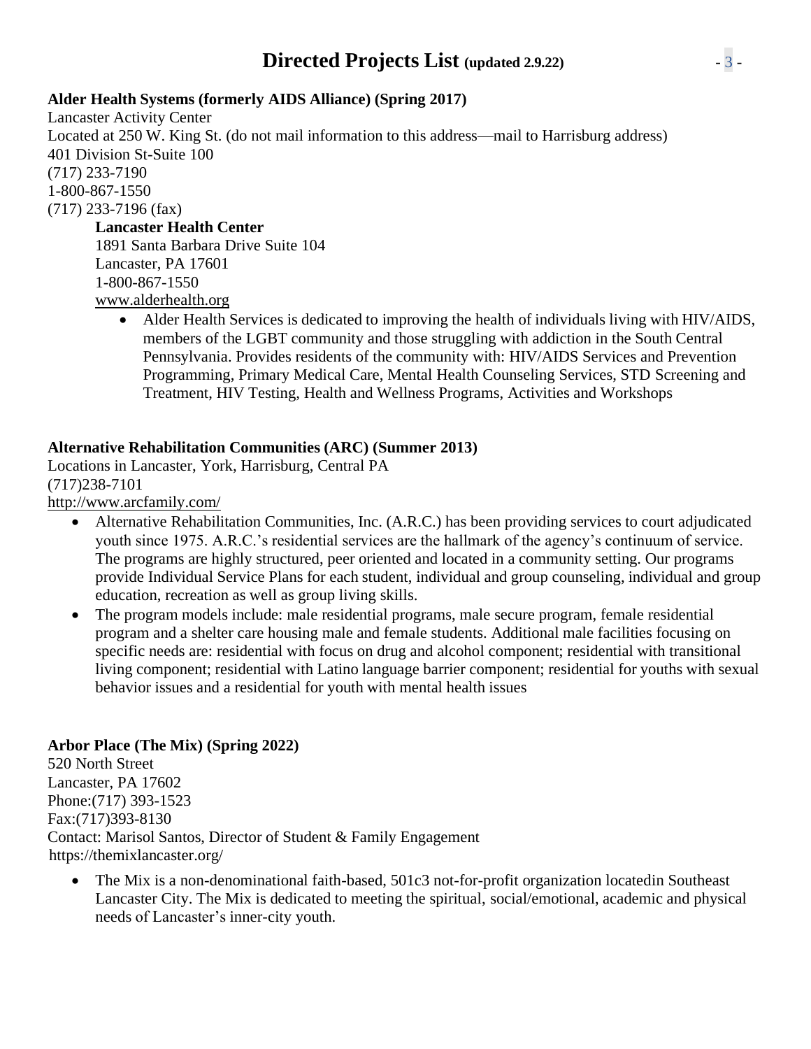# Directed Projects List (updated 2.9.22)

**Alder Health Systems (formerly AIDS Alliance) (Spring 2017)**
Lancaster Activity Center
Located at 250 W. King St. (do not mail information to this address—mail to Harrisburg address)
401 Division St-Suite 100
(717) 233-7190
1-800-867-1550
(717) 233-7196 (fax)

> **Lancaster Health Center**
> 1891 Santa Barbara Drive Suite 104
> Lancaster, PA 17601
> 1-800-867-1550
> www.alderhealth.org
>
> - Alder Health Services is dedicated to improving the health of individuals living with HIV/AIDS, members of the LGBT community and those struggling with addiction in the South Central Pennsylvania. Provides residents of the community with: HIV/AIDS Services and Prevention Programming, Primary Medical Care, Mental Health Counseling Services, STD Screening and Treatment, HIV Testing, Health and Wellness Programs, Activities and Workshops

**Alternative Rehabilitation Communities (ARC) (Summer 2013)**
Locations in Lancaster, York, Harrisburg, Central PA
(717)238-7101
http://www.arcfamily.com/

- Alternative Rehabilitation Communities, Inc. (A.R.C.) has been providing services to court adjudicated youth since 1975. A.R.C.'s residential services are the hallmark of the agency's continuum of service. The programs are highly structured, peer oriented and located in a community setting. Our programs provide Individual Service Plans for each student, individual and group counseling, individual and group education, recreation as well as group living skills.
- The program models include: male residential programs, male secure program, female residential program and a shelter care housing male and female students. Additional male facilities focusing on specific needs are: residential with focus on drug and alcohol component; residential with transitional living component; residential with Latino language barrier component; residential for youths with sexual behavior issues and a residential for youth with mental health issues

**Arbor Place (The Mix) (Spring 2022)**
520 North Street
Lancaster, PA 17602
Phone:(717) 393-1523
Fax:(717)393-8130
Contact: Marisol Santos, Director of Student & Family Engagement
https://themixlancaster.org/

- The Mix is a non-denominational faith-based, 501c3 not-for-profit organization locatedin Southeast Lancaster City. The Mix is dedicated to meeting the spiritual, social/emotional, academic and physical needs of Lancaster's inner-city youth.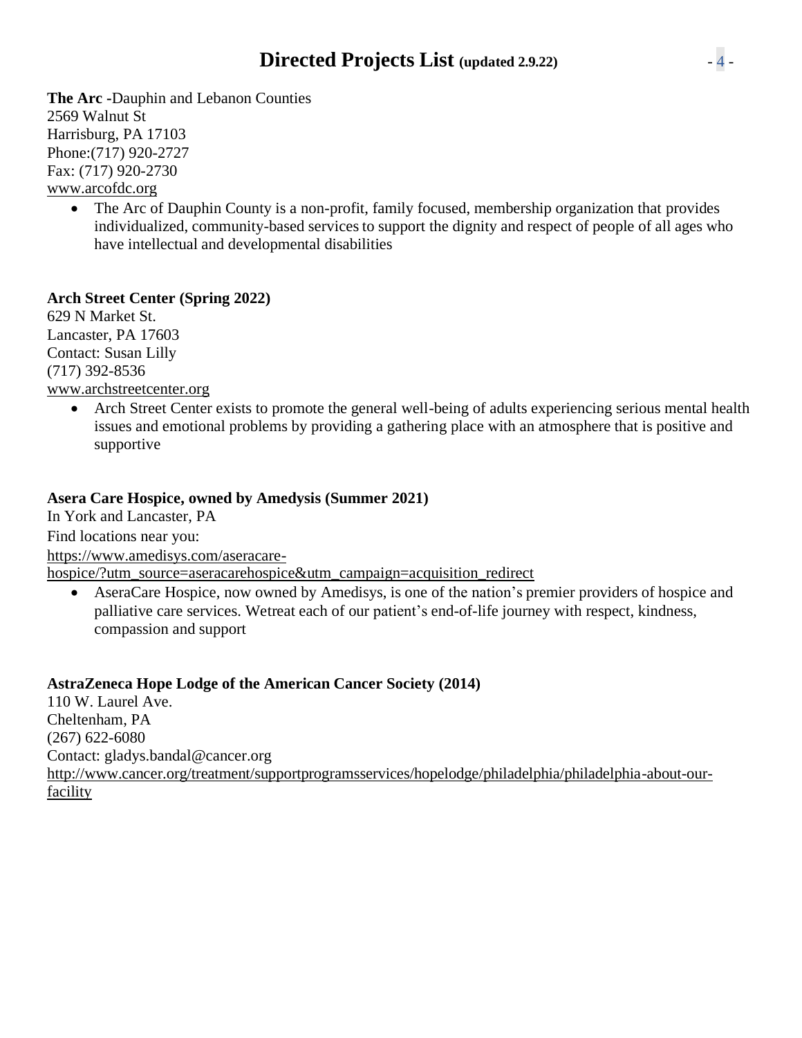**The Arc** -Dauphin and Lebanon Counties
2569 Walnut St
Harrisburg, PA 17103
Phone:(717) 920-2727
Fax: (717) 920-2730
www.arcofdc.org

- The Arc of Dauphin County is a non-profit, family focused, membership organization that provides individualized, community-based services to support the dignity and respect of people of all ages who have intellectual and developmental disabilities

**Arch Street Center (Spring 2022)**
629 N Market St.
Lancaster, PA 17603
Contact: Susan Lilly
(717) 392-8536
www.archstreetcenter.org

- Arch Street Center exists to promote the general well-being of adults experiencing serious mental health issues and emotional problems by providing a gathering place with an atmosphere that is positive and supportive

**Asera Care Hospice, owned by Amedysis (Summer 2021)**
In York and Lancaster, PA
Find locations near you:
https://www.amedisys.com/aseracare-hospice/?utm_source=aseracarehospice&utm_campaign=acquisition_redirect

- AseraCare Hospice, now owned by Amedisys, is one of the nation's premier providers of hospice and palliative care services. Wetreat each of our patient's end-of-life journey with respect, kindness, compassion and support

**AstraZeneca Hope Lodge of the American Cancer Society (2014)**
110 W. Laurel Ave.
Cheltenham, PA
(267) 622-6080
Contact: gladys.bandal@cancer.org
http://www.cancer.org/treatment/supportprogramsservices/hopelodge/philadelphia/philadelphia-about-our-facility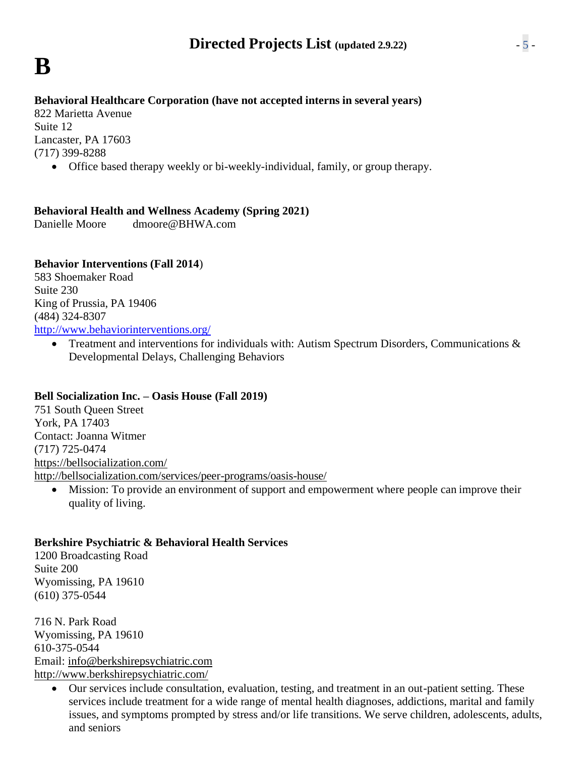# B

**Behavioral Healthcare Corporation (have not accepted interns in several years)**
822 Marietta Avenue
Suite 12
Lancaster, PA 17603
(717) 399-8288

- Office based therapy weekly or bi-weekly-individual, family, or group therapy.

**Behavioral Health and Wellness Academy (Spring 2021)**
Danielle Moore dmoore@BHWA.com

**Behavior Interventions (Fall 2014**)
583 Shoemaker Road
Suite 230
King of Prussia, PA 19406
(484) 324-8307
http://www.behaviorinterventions.org/

- Treatment and interventions for individuals with: Autism Spectrum Disorders, Communications & Developmental Delays, Challenging Behaviors

**Bell Socialization Inc. – Oasis House (Fall 2019)**
751 South Queen Street
York, PA 17403
Contact: Joanna Witmer
(717) 725-0474
https://bellsocialization.com/
http://bellsocialization.com/services/peer-programs/oasis-house/

- Mission: To provide an environment of support and empowerment where people can improve their quality of living.

**Berkshire Psychiatric & Behavioral Health Services**
1200 Broadcasting Road
Suite 200
Wyomissing, PA 19610
(610) 375-0544

716 N. Park Road
Wyomissing, PA 19610
610-375-0544
Email: info@berkshirepsychiatric.com
http://www.berkshirepsychiatric.com/

- Our services include consultation, evaluation, testing, and treatment in an out-patient setting. These services include treatment for a wide range of mental health diagnoses, addictions, marital and family issues, and symptoms prompted by stress and/or life transitions. We serve children, adolescents, adults, and seniors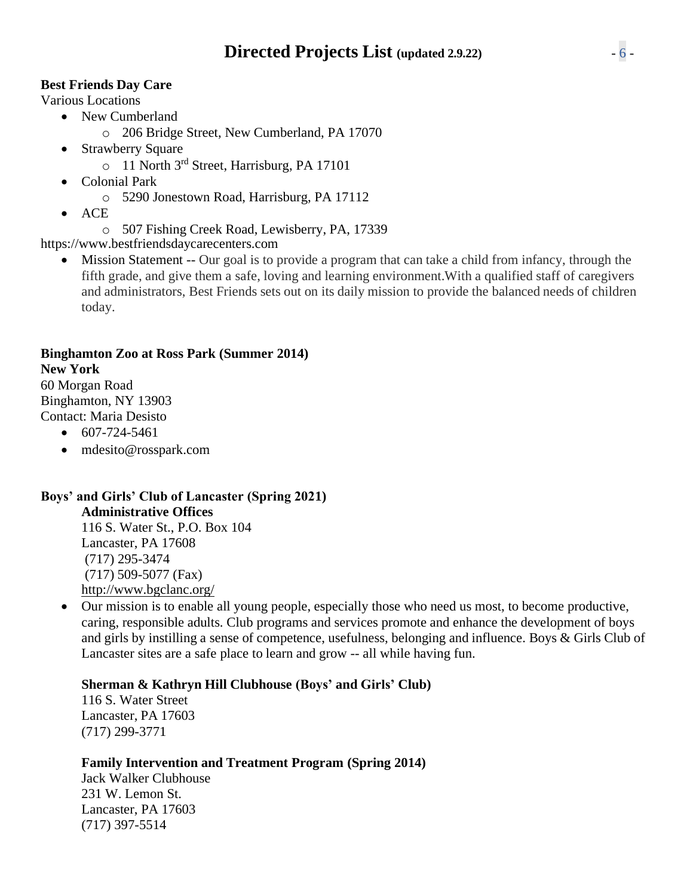**Best Friends Day Care**
Various Locations

- New Cumberland
  - 206 Bridge Street, New Cumberland, PA 17070
- Strawberry Square
  - 11 North 3rd Street, Harrisburg, PA 17101
- Colonial Park
  - 5290 Jonestown Road, Harrisburg, PA 17112
- ACE
  - 507 Fishing Creek Road, Lewisberry, PA, 17339

https://www.bestfriendsdaycarecenters.com

- Mission Statement -- Our goal is to provide a program that can take a child from infancy, through the fifth grade, and give them a safe, loving and learning environment.With a qualified staff of caregivers and administrators, Best Friends sets out on its daily mission to provide the balanced needs of children today.

**Binghamton Zoo at Ross Park (Summer 2014)**
**New York**
60 Morgan Road
Binghamton, NY 13903
Contact: Maria Desisto

- 607-724-5461
- mdesito@rosspark.com

**Boys' and Girls' Club of Lancaster (Spring 2021)**

**Administrative Offices**
116 S. Water St., P.O. Box 104
Lancaster, PA 17608
(717) 295-3474
(717) 509-5077 (Fax)
http://www.bgclanc.org/

- Our mission is to enable all young people, especially those who need us most, to become productive, caring, responsible adults. Club programs and services promote and enhance the development of boys and girls by instilling a sense of competence, usefulness, belonging and influence. Boys & Girls Club of Lancaster sites are a safe place to learn and grow -- all while having fun.

**Sherman & Kathryn Hill Clubhouse (Boys' and Girls' Club)**
116 S. Water Street
Lancaster, PA 17603
(717) 299-3771

**Family Intervention and Treatment Program (Spring 2014)**
Jack Walker Clubhouse
231 W. Lemon St.
Lancaster, PA 17603
(717) 397-5514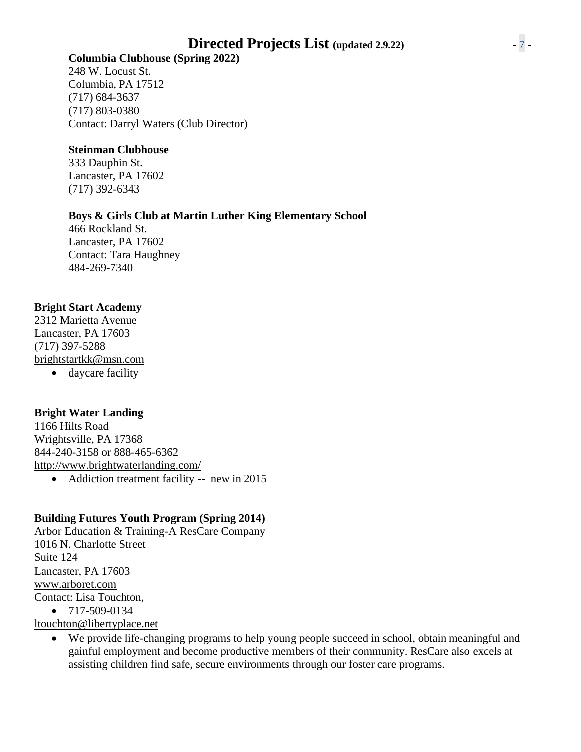**Columbia Clubhouse (Spring 2022)**
248 W. Locust St.
Columbia, PA 17512
(717) 684-3637
(717) 803-0380
Contact: Darryl Waters (Club Director)

**Steinman Clubhouse**
333 Dauphin St.
Lancaster, PA 17602
(717) 392-6343

**Boys & Girls Club at Martin Luther King Elementary School**
466 Rockland St.
Lancaster, PA 17602
Contact: Tara Haughney
484-269-7340

**Bright Start Academy**
2312 Marietta Avenue
Lancaster, PA 17603
(717) 397-5288
brightstartkk@msn.com

- daycare facility

**Bright Water Landing**
1166 Hilts Road
Wrightsville, PA 17368
844-240-3158 or 888-465-6362
http://www.brightwaterlanding.com/

- Addiction treatment facility -- new in 2015

**Building Futures Youth Program (Spring 2014)**
Arbor Education & Training-A ResCare Company
1016 N. Charlotte Street
Suite 124
Lancaster, PA 17603
www.arboret.com
Contact: Lisa Touchton,

- 717-509-0134

ltouchton@libertyplace.net

- We provide life-changing programs to help young people succeed in school, obtain meaningful and gainful employment and become productive members of their community. ResCare also excels at assisting children find safe, secure environments through our foster care programs.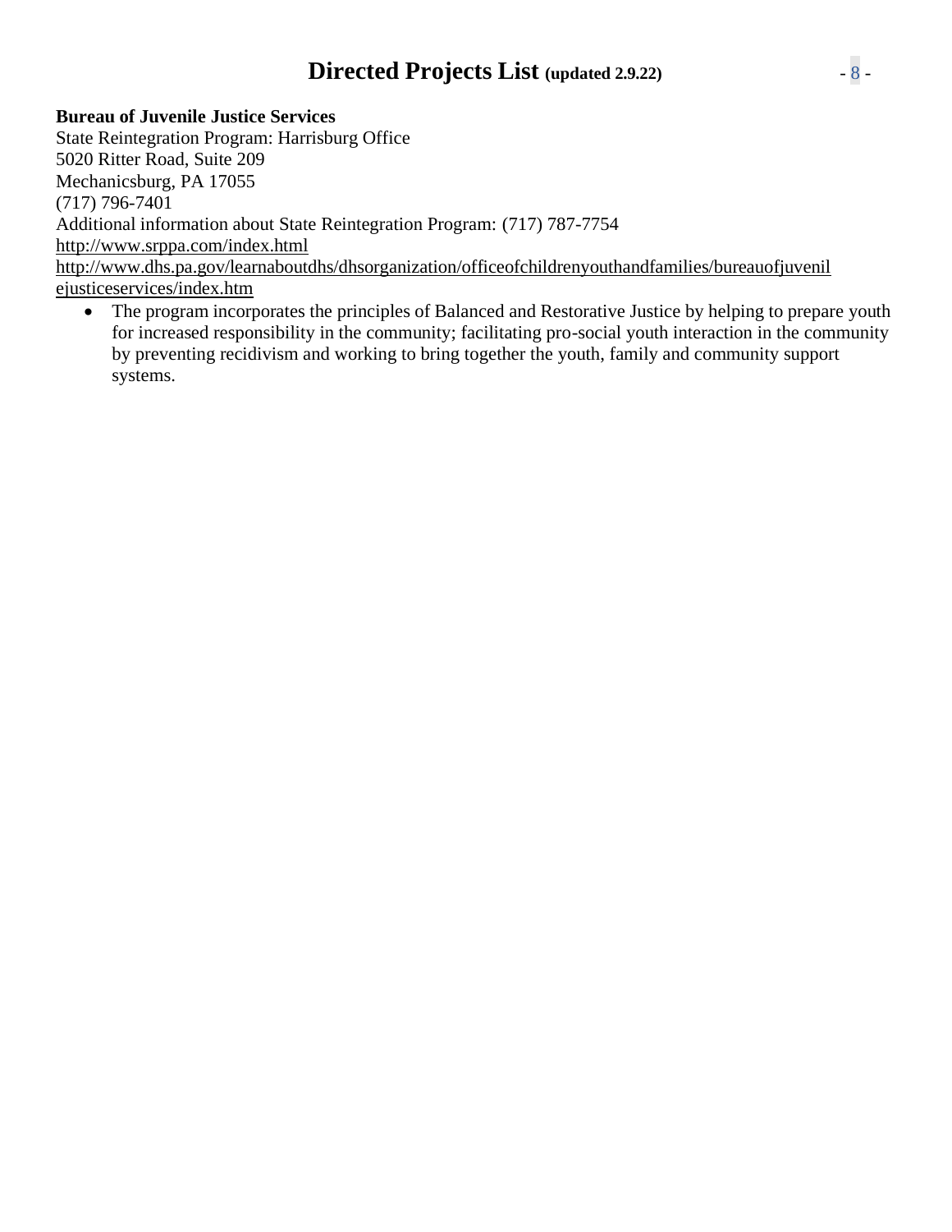**Bureau of Juvenile Justice Services**
State Reintegration Program: Harrisburg Office
5020 Ritter Road, Suite 209
Mechanicsburg, PA 17055
(717) 796-7401
Additional information about State Reintegration Program: (717) 787-7754
http://www.srppa.com/index.html
http://www.dhs.pa.gov/learnaboutdhs/dhsorganization/officeofchildrenyouthandfamilies/bureauofjuveniljusticeservices/index.htm

- The program incorporates the principles of Balanced and Restorative Justice by helping to prepare youth for increased responsibility in the community; facilitating pro-social youth interaction in the community by preventing recidivism and working to bring together the youth, family and community support systems.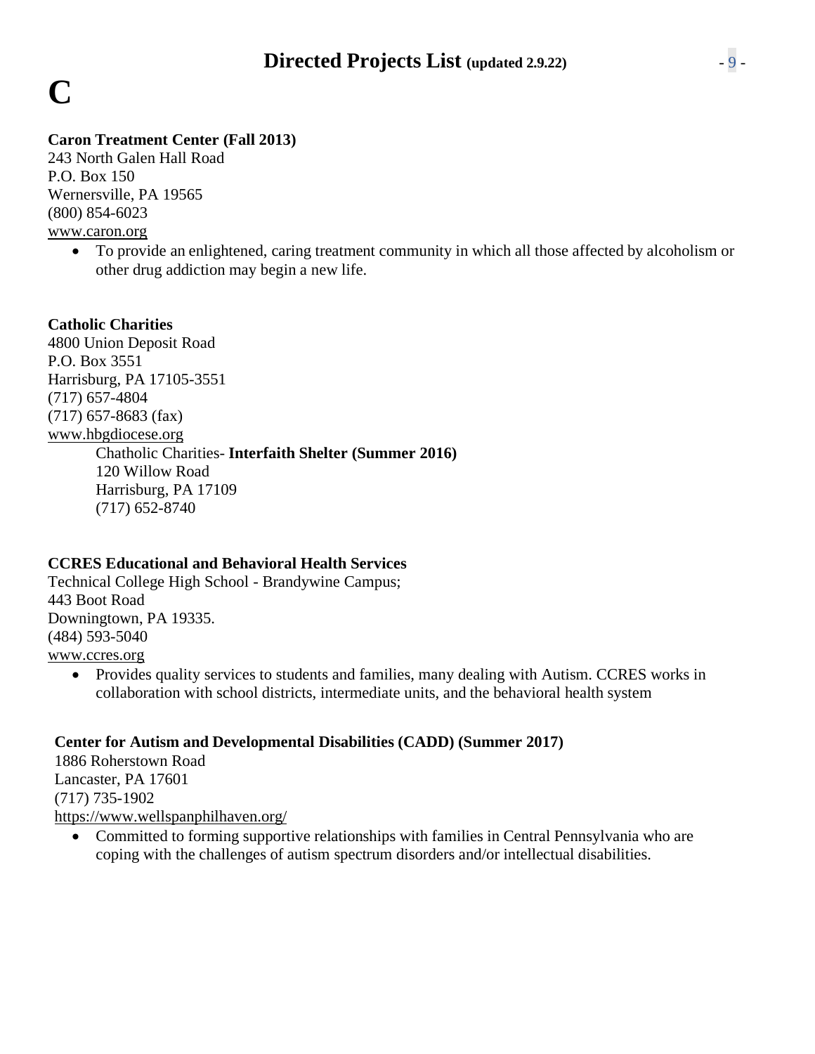# C

**Caron Treatment Center (Fall 2013)**
243 North Galen Hall Road
P.O. Box 150
Wernersville, PA 19565
(800) 854-6023
www.caron.org

- To provide an enlightened, caring treatment community in which all those affected by alcoholism or other drug addiction may begin a new life.

**Catholic Charities**
4800 Union Deposit Road
P.O. Box 3551
Harrisburg, PA 17105-3551
(717) 657-4804
(717) 657-8683 (fax)
www.hbgdiocese.org

> Chatholic Charities- **Interfaith Shelter (Summer 2016)**
> 120 Willow Road
> Harrisburg, PA 17109
> (717) 652-8740

**CCRES Educational and Behavioral Health Services**
Technical College High School - Brandywine Campus;
443 Boot Road
Downingtown, PA 19335.
(484) 593-5040
www.ccres.org

- Provides quality services to students and families, many dealing with Autism. CCRES works in collaboration with school districts, intermediate units, and the behavioral health system

**Center for Autism and Developmental Disabilities (CADD) (Summer 2017)**
1886 Roherstown Road
Lancaster, PA 17601
(717) 735-1902
https://www.wellspanphilhaven.org/

- Committed to forming supportive relationships with families in Central Pennsylvania who are coping with the challenges of autism spectrum disorders and/or intellectual disabilities.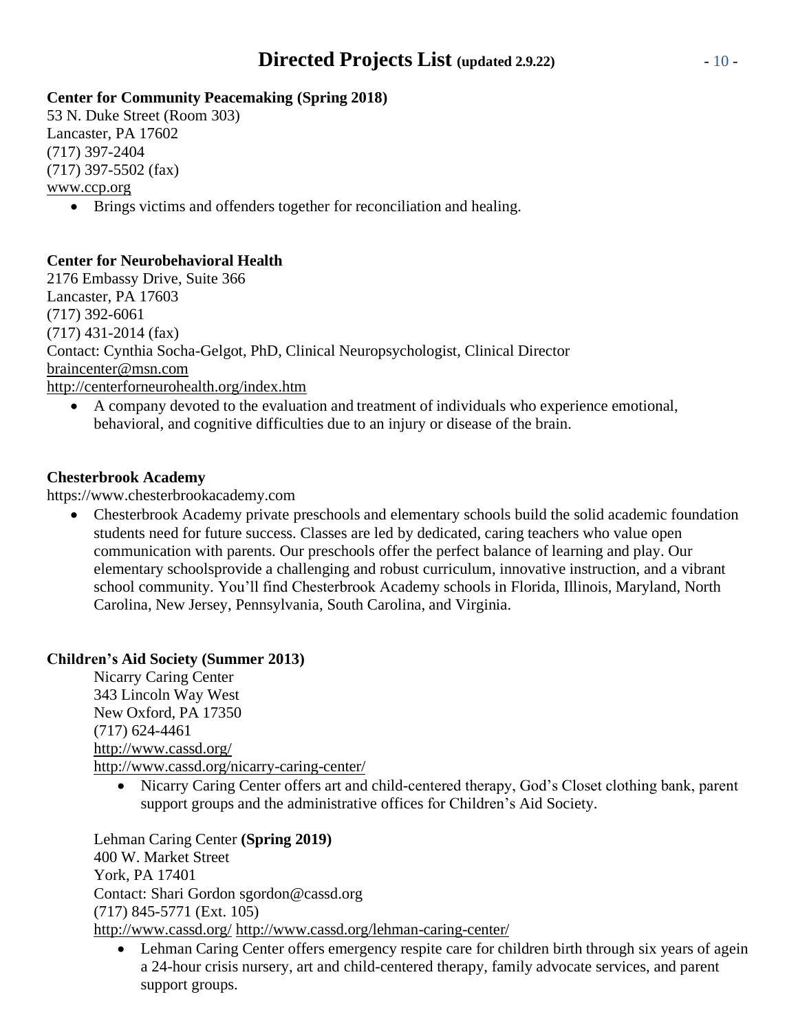**Center for Community Peacemaking (Spring 2018)**
53 N. Duke Street (Room 303)
Lancaster, PA 17602
(717) 397-2404
(717) 397-5502 (fax)
www.ccp.org

- Brings victims and offenders together for reconciliation and healing.

**Center for Neurobehavioral Health**
2176 Embassy Drive, Suite 366
Lancaster, PA 17603
(717) 392-6061
(717) 431-2014 (fax)
Contact: Cynthia Socha-Gelgot, PhD, Clinical Neuropsychologist, Clinical Director
braincenter@msn.com
http://centerforneurohealth.org/index.htm

- A company devoted to the evaluation and treatment of individuals who experience emotional, behavioral, and cognitive difficulties due to an injury or disease of the brain.

**Chesterbrook Academy**
https://www.chesterbrookacademy.com

- Chesterbrook Academy private preschools and elementary schools build the solid academic foundation students need for future success. Classes are led by dedicated, caring teachers who value open communication with parents. Our preschools offer the perfect balance of learning and play. Our elementary schoolsprovide a challenging and robust curriculum, innovative instruction, and a vibrant school community. You'll find Chesterbrook Academy schools in Florida, Illinois, Maryland, North Carolina, New Jersey, Pennsylvania, South Carolina, and Virginia.

**Children's Aid Society (Summer 2013)**

Nicarry Caring Center
343 Lincoln Way West
New Oxford, PA 17350
(717) 624-4461
http://www.cassd.org/
http://www.cassd.org/nicarry-caring-center/

- Nicarry Caring Center offers art and child-centered therapy, God's Closet clothing bank, parent support groups and the administrative offices for Children's Aid Society.

Lehman Caring Center **(Spring 2019)**
400 W. Market Street
York, PA 17401
Contact: Shari Gordon sgordon@cassd.org
(717) 845-5771 (Ext. 105)
http://www.cassd.org/ http://www.cassd.org/lehman-caring-center/

- Lehman Caring Center offers emergency respite care for children birth through six years of agein a 24-hour crisis nursery, art and child-centered therapy, family advocate services, and parent support groups.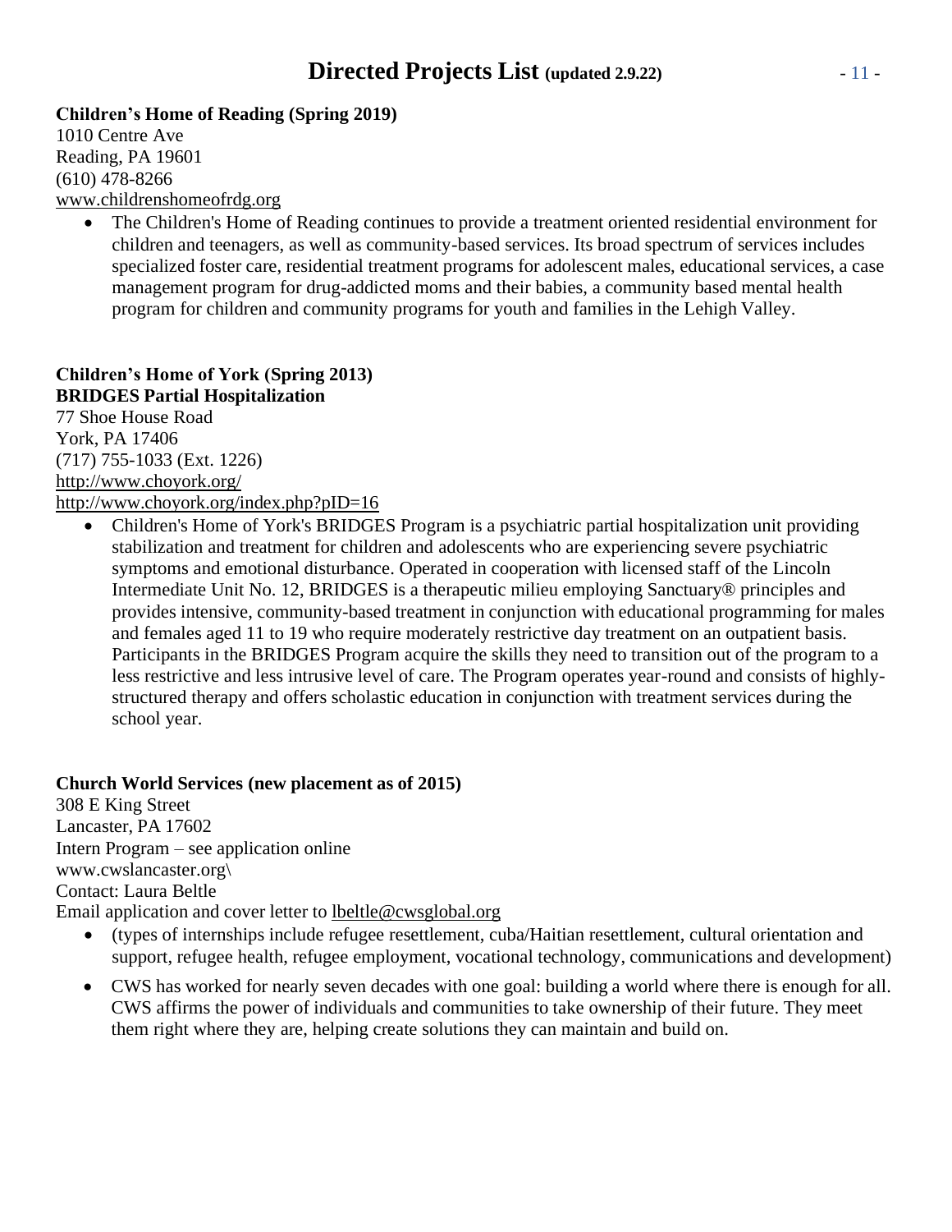**Children's Home of Reading (Spring 2019)**
1010 Centre Ave
Reading, PA 19601
(610) 478-8266
www.childrenshomeofrdg.org

- The Children's Home of Reading continues to provide a treatment oriented residential environment for children and teenagers, as well as community-based services. Its broad spectrum of services includes specialized foster care, residential treatment programs for adolescent males, educational services, a case management program for drug-addicted moms and their babies, a community based mental health program for children and community programs for youth and families in the Lehigh Valley.

**Children's Home of York (Spring 2013)**
**BRIDGES Partial Hospitalization**
77 Shoe House Road
York, PA 17406
(717) 755-1033 (Ext. 1226)
http://www.choyork.org/
http://www.choyork.org/index.php?pID=16

- Children's Home of York's BRIDGES Program is a psychiatric partial hospitalization unit providing stabilization and treatment for children and adolescents who are experiencing severe psychiatric symptoms and emotional disturbance. Operated in cooperation with licensed staff of the Lincoln Intermediate Unit No. 12, BRIDGES is a therapeutic milieu employing Sanctuary® principles and provides intensive, community-based treatment in conjunction with educational programming for males and females aged 11 to 19 who require moderately restrictive day treatment on an outpatient basis. Participants in the BRIDGES Program acquire the skills they need to transition out of the program to a less restrictive and less intrusive level of care. The Program operates year-round and consists of highly-structured therapy and offers scholastic education in conjunction with treatment services during the school year.

**Church World Services (new placement as of 2015)**
308 E King Street
Lancaster, PA 17602
Intern Program – see application online
www.cwslancaster.org\
Contact: Laura Beltle
Email application and cover letter to lbeltle@cwsglobal.org

- (types of internships include refugee resettlement, cuba/Haitian resettlement, cultural orientation and support, refugee health, refugee employment, vocational technology, communications and development)
- CWS has worked for nearly seven decades with one goal: building a world where there is enough for all. CWS affirms the power of individuals and communities to take ownership of their future. They meet them right where they are, helping create solutions they can maintain and build on.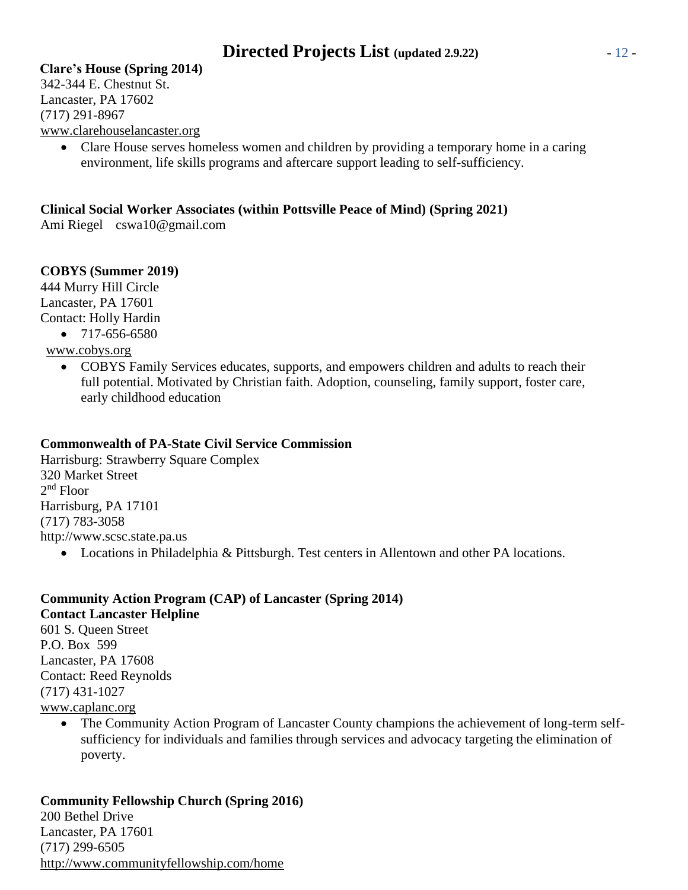**Clare's House (Spring 2014)**
342-344 E. Chestnut St.
Lancaster, PA 17602
(717) 291-8967
www.clarehouselancaster.org

- Clare House serves homeless women and children by providing a temporary home in a caring environment, life skills programs and aftercare support leading to self-sufficiency.

**Clinical Social Worker Associates (within Pottsville Peace of Mind) (Spring 2021)**
Ami Riegel cswa10@gmail.com

**COBYS (Summer 2019)**
444 Murry Hill Circle
Lancaster, PA 17601
Contact: Holly Hardin

- 717-656-6580

www.cobys.org

- COBYS Family Services educates, supports, and empowers children and adults to reach their full potential. Motivated by Christian faith. Adoption, counseling, family support, foster care, early childhood education

**Commonwealth of PA-State Civil Service Commission**
Harrisburg: Strawberry Square Complex
320 Market Street
2nd Floor
Harrisburg, PA 17101
(717) 783-3058
http://www.scsc.state.pa.us

- Locations in Philadelphia & Pittsburgh. Test centers in Allentown and other PA locations.

**Community Action Program (CAP) of Lancaster (Spring 2014)**
**Contact Lancaster Helpline**
601 S. Queen Street
P.O. Box 599
Lancaster, PA 17608
Contact: Reed Reynolds
(717) 431-1027
www.caplanc.org

- The Community Action Program of Lancaster County champions the achievement of long-term self-sufficiency for individuals and families through services and advocacy targeting the elimination of poverty.

**Community Fellowship Church (Spring 2016)**
200 Bethel Drive
Lancaster, PA 17601
(717) 299-6505
http://www.communityfellowship.com/home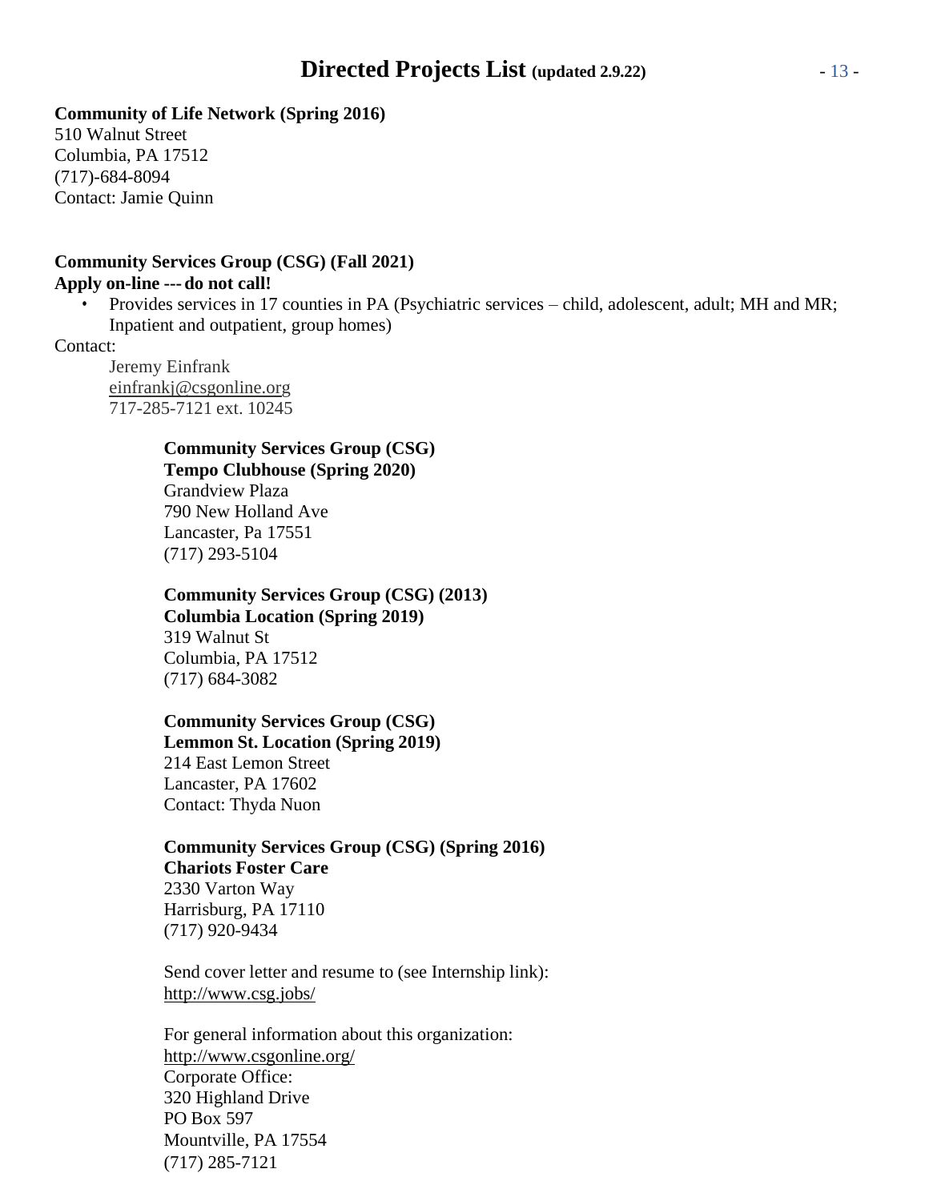**Community of Life Network (Spring 2016)**
510 Walnut Street
Columbia, PA 17512
(717)-684-8094
Contact: Jamie Quinn

**Community Services Group (CSG) (Fall 2021)**
**Apply on-line --- do not call!**

- Provides services in 17 counties in PA (Psychiatric services – child, adolescent, adult; MH and MR; Inpatient and outpatient, group homes)

Contact:

Jeremy Einfrank
einfrankj@csgonline.org
717-285-7121 ext. 10245

**Community Services Group (CSG)**
**Tempo Clubhouse (Spring 2020)**
Grandview Plaza
790 New Holland Ave
Lancaster, Pa 17551
(717) 293-5104

**Community Services Group (CSG) (2013)**
**Columbia Location (Spring 2019)**
319 Walnut St
Columbia, PA 17512
(717) 684-3082

**Community Services Group (CSG)**
**Lemmon St. Location (Spring 2019)**
214 East Lemon Street
Lancaster, PA 17602
Contact: Thyda Nuon

**Community Services Group (CSG) (Spring 2016)**
**Chariots Foster Care**
2330 Varton Way
Harrisburg, PA 17110
(717) 920-9434

Send cover letter and resume to (see Internship link):
http://www.csg.jobs/

For general information about this organization:
http://www.csgonline.org/
Corporate Office:
320 Highland Drive
PO Box 597
Mountville, PA 17554
(717) 285-7121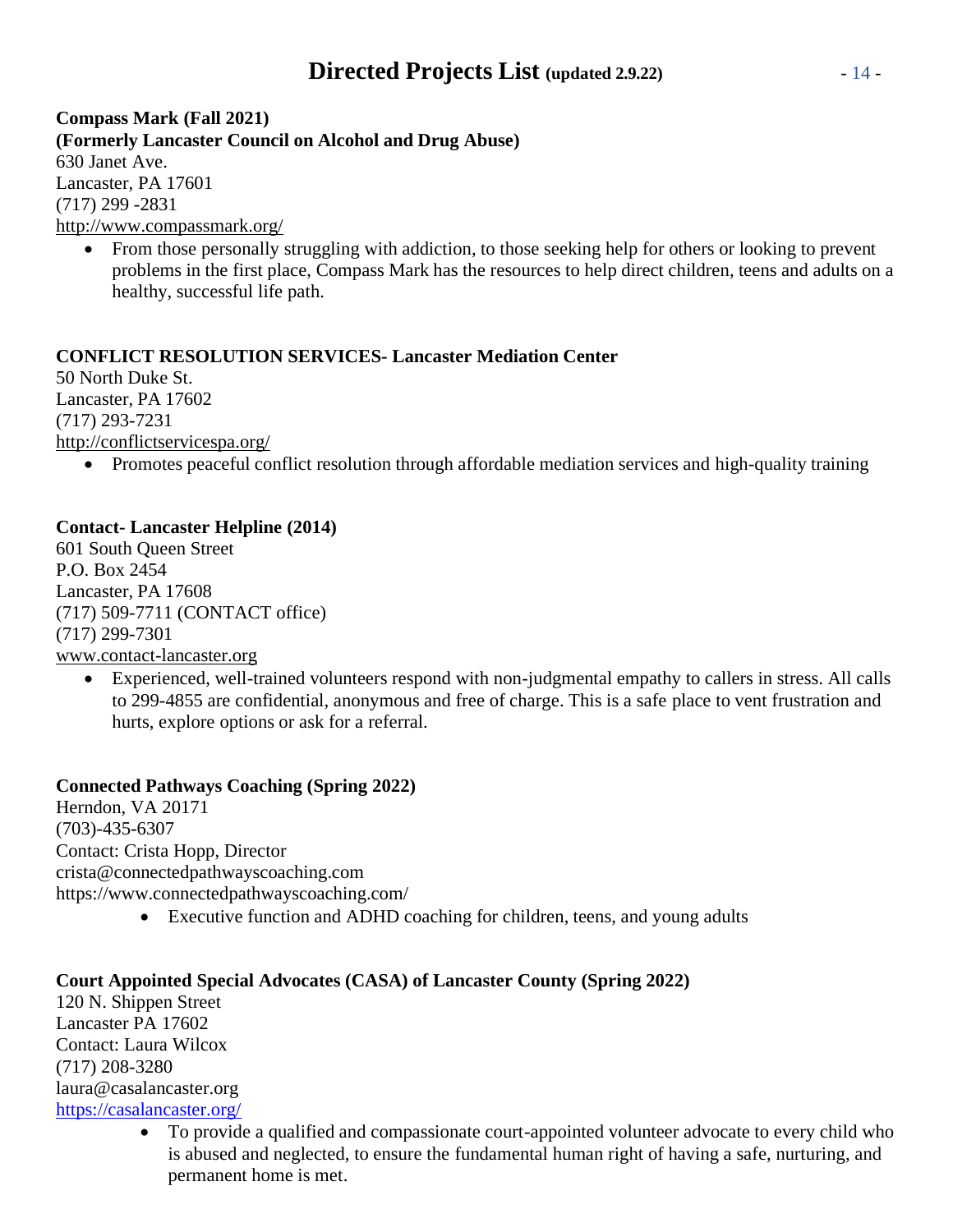**Compass Mark (Fall 2021)**
**(Formerly Lancaster Council on Alcohol and Drug Abuse)**
630 Janet Ave.
Lancaster, PA 17601
(717) 299 -2831
http://www.compassmark.org/

- From those personally struggling with addiction, to those seeking help for others or looking to prevent problems in the first place, Compass Mark has the resources to help direct children, teens and adults on a healthy, successful life path.

**CONFLICT RESOLUTION SERVICES- Lancaster Mediation Center**
50 North Duke St.
Lancaster, PA 17602
(717) 293-7231
http://conflictservicespa.org/

- Promotes peaceful conflict resolution through affordable mediation services and high-quality training

**Contact- Lancaster Helpline (2014)**
601 South Queen Street
P.O. Box 2454
Lancaster, PA 17608
(717) 509-7711 (CONTACT office)
(717) 299-7301
www.contact-lancaster.org

- Experienced, well-trained volunteers respond with non-judgmental empathy to callers in stress. All calls to 299-4855 are confidential, anonymous and free of charge. This is a safe place to vent frustration and hurts, explore options or ask for a referral.

**Connected Pathways Coaching (Spring 2022)**
Herndon, VA 20171
(703)-435-6307
Contact: Crista Hopp, Director
crista@connectedpathwayscoaching.com
https://www.connectedpathwayscoaching.com/

- Executive function and ADHD coaching for children, teens, and young adults

**Court Appointed Special Advocates (CASA) of Lancaster County (Spring 2022)**
120 N. Shippen Street
Lancaster PA 17602
Contact: Laura Wilcox
(717) 208-3280
laura@casalancaster.org
https://casalancaster.org/

- To provide a qualified and compassionate court-appointed volunteer advocate to every child who is abused and neglected, to ensure the fundamental human right of having a safe, nurturing, and permanent home is met.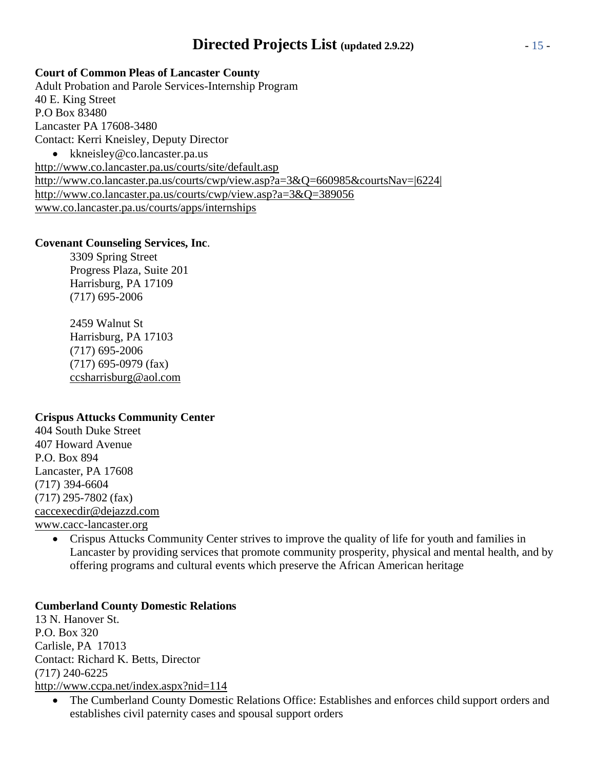**Court of Common Pleas of Lancaster County**
Adult Probation and Parole Services-Internship Program
40 E. King Street
P.O Box 83480
Lancaster PA 17608-3480
Contact: Kerri Kneisley, Deputy Director

- kkneisley@co.lancaster.pa.us

http://www.co.lancaster.pa.us/courts/site/default.asp
http://www.co.lancaster.pa.us/courts/cwp/view.asp?a=3&Q=660985&courtsNav=|6224|
http://www.co.lancaster.pa.us/courts/cwp/view.asp?a=3&Q=389056
www.co.lancaster.pa.us/courts/apps/internships

**Covenant Counseling Services, Inc**.

3309 Spring Street
Progress Plaza, Suite 201
Harrisburg, PA 17109
(717) 695-2006

2459 Walnut St
Harrisburg, PA 17103
(717) 695-2006
(717) 695-0979 (fax)
ccsharrisburg@aol.com

**Crispus Attucks Community Center**
404 South Duke Street
407 Howard Avenue
P.O. Box 894
Lancaster, PA 17608
(717) 394-6604
(717) 295-7802 (fax)
caccexecdir@dejazzd.com
www.cacc-lancaster.org

- Crispus Attucks Community Center strives to improve the quality of life for youth and families in Lancaster by providing services that promote community prosperity, physical and mental health, and by offering programs and cultural events which preserve the African American heritage

**Cumberland County Domestic Relations**
13 N. Hanover St.
P.O. Box 320
Carlisle, PA 17013
Contact: Richard K. Betts, Director
(717) 240-6225
http://www.ccpa.net/index.aspx?nid=114

- The Cumberland County Domestic Relations Office: Establishes and enforces child support orders and establishes civil paternity cases and spousal support orders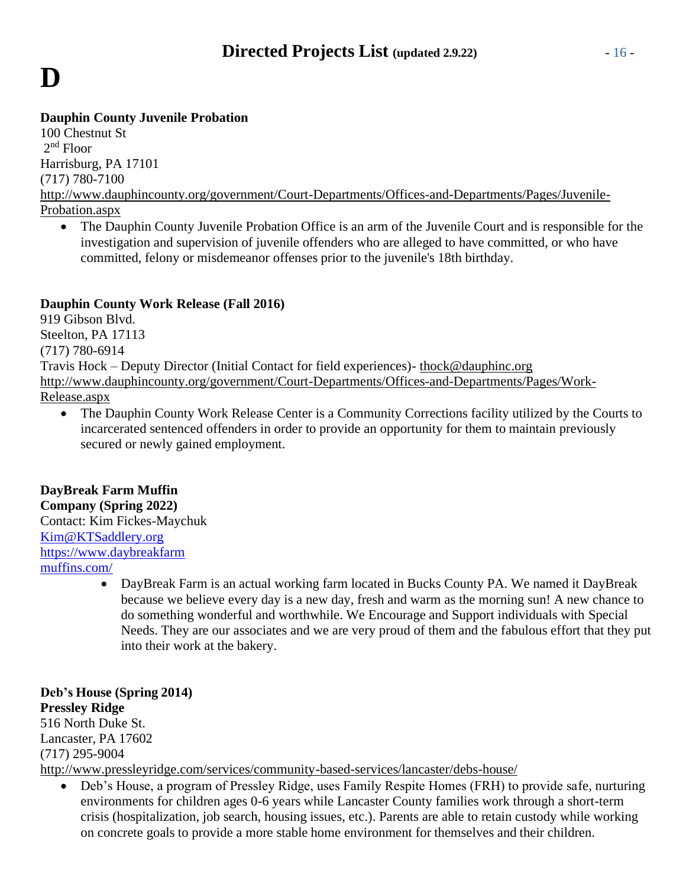# D

**Dauphin County Juvenile Probation**
100 Chestnut St
2nd Floor
Harrisburg, PA 17101
(717) 780-7100
http://www.dauphincounty.org/government/Court-Departments/Offices-and-Departments/Pages/Juvenile-Probation.aspx

- The Dauphin County Juvenile Probation Office is an arm of the Juvenile Court and is responsible for the investigation and supervision of juvenile offenders who are alleged to have committed, or who have committed, felony or misdemeanor offenses prior to the juvenile's 18th birthday.

**Dauphin County Work Release (Fall 2016)**
919 Gibson Blvd.
Steelton, PA 17113
(717) 780-6914
Travis Hock – Deputy Director (Initial Contact for field experiences)- thock@dauphinc.org
http://www.dauphincounty.org/government/Court-Departments/Offices-and-Departments/Pages/Work-Release.aspx

- The Dauphin County Work Release Center is a Community Corrections facility utilized by the Courts to incarcerated sentenced offenders in order to provide an opportunity for them to maintain previously secured or newly gained employment.

**DayBreak Farm Muffin Company (Spring 2022)**
Contact: Kim Fickes-Maychuk
Kim@KTSaddlery.org
https://www.daybreakfarmmuffins.com/

- DayBreak Farm is an actual working farm located in Bucks County PA. We named it DayBreak because we believe every day is a new day, fresh and warm as the morning sun! A new chance to do something wonderful and worthwhile. We Encourage and Support individuals with Special Needs. They are our associates and we are very proud of them and the fabulous effort that they put into their work at the bakery.

**Deb's House (Spring 2014)**
**Pressley Ridge**
516 North Duke St.
Lancaster, PA 17602
(717) 295-9004
http://www.pressleyridge.com/services/community-based-services/lancaster/debs-house/

- Deb's House, a program of Pressley Ridge, uses Family Respite Homes (FRH) to provide safe, nurturing environments for children ages 0-6 years while Lancaster County families work through a short-term crisis (hospitalization, job search, housing issues, etc.). Parents are able to retain custody while working on concrete goals to provide a more stable home environment for themselves and their children.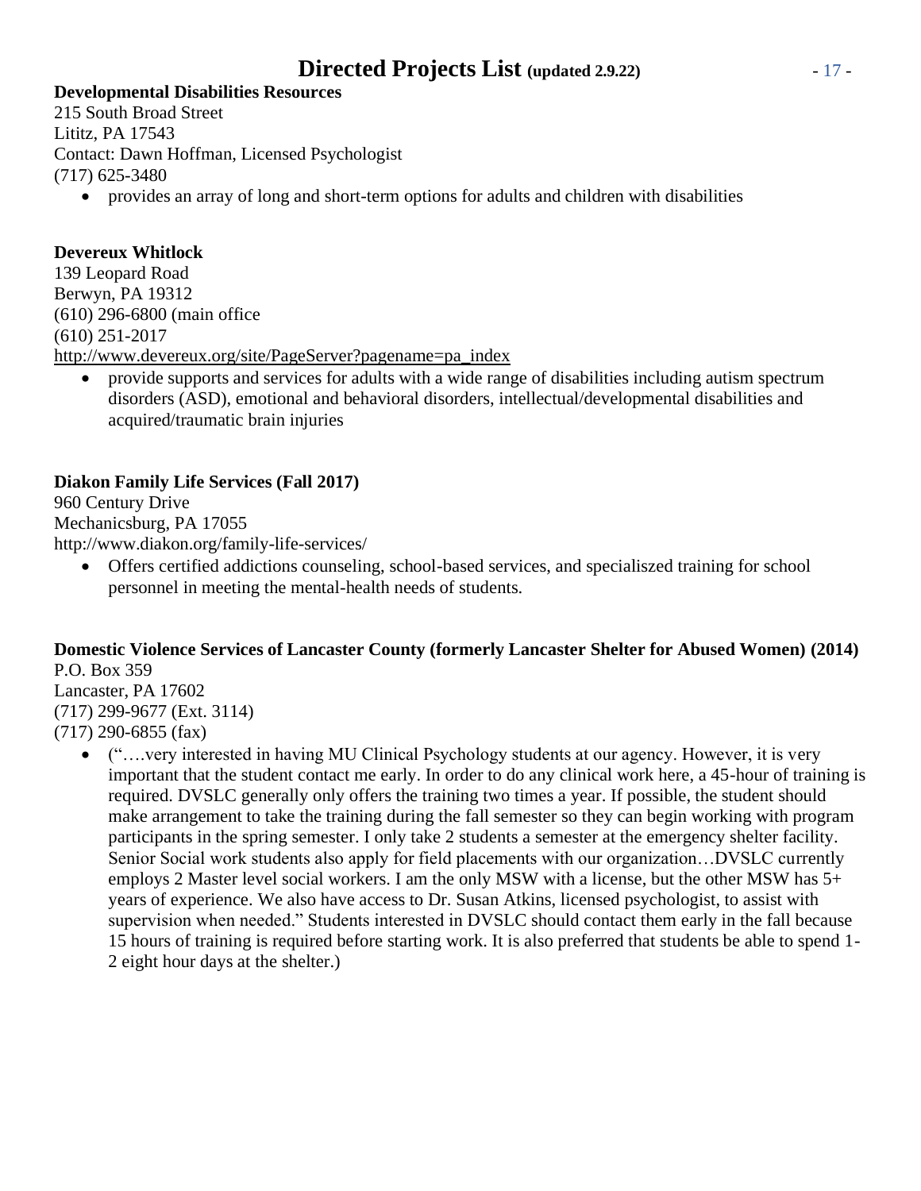**Developmental Disabilities Resources**
215 South Broad Street
Lititz, PA 17543
Contact: Dawn Hoffman, Licensed Psychologist
(717) 625-3480

- provides an array of long and short-term options for adults and children with disabilities

**Devereux Whitlock**
139 Leopard Road
Berwyn, PA 19312
(610) 296-6800 (main office
(610) 251-2017
http://www.devereux.org/site/PageServer?pagename=pa_index

- provide supports and services for adults with a wide range of disabilities including autism spectrum disorders (ASD), emotional and behavioral disorders, intellectual/developmental disabilities and acquired/traumatic brain injuries

**Diakon Family Life Services (Fall 2017)**
960 Century Drive
Mechanicsburg, PA 17055
http://www.diakon.org/family-life-services/

- Offers certified addictions counseling, school-based services, and specialiszed training for school personnel in meeting the mental-health needs of students.

**Domestic Violence Services of Lancaster County (formerly Lancaster Shelter for Abused Women) (2014)**
P.O. Box 359
Lancaster, PA 17602
(717) 299-9677 (Ext. 3114)
(717) 290-6855 (fax)

- ("….very interested in having MU Clinical Psychology students at our agency. However, it is very important that the student contact me early. In order to do any clinical work here, a 45-hour of training is required. DVSLC generally only offers the training two times a year. If possible, the student should make arrangement to take the training during the fall semester so they can begin working with program participants in the spring semester. I only take 2 students a semester at the emergency shelter facility. Senior Social work students also apply for field placements with our organization…DVSLC currently employs 2 Master level social workers. I am the only MSW with a license, but the other MSW has 5+ years of experience. We also have access to Dr. Susan Atkins, licensed psychologist, to assist with supervision when needed." Students interested in DVSLC should contact them early in the fall because 15 hours of training is required before starting work. It is also preferred that students be able to spend 1-2 eight hour days at the shelter.)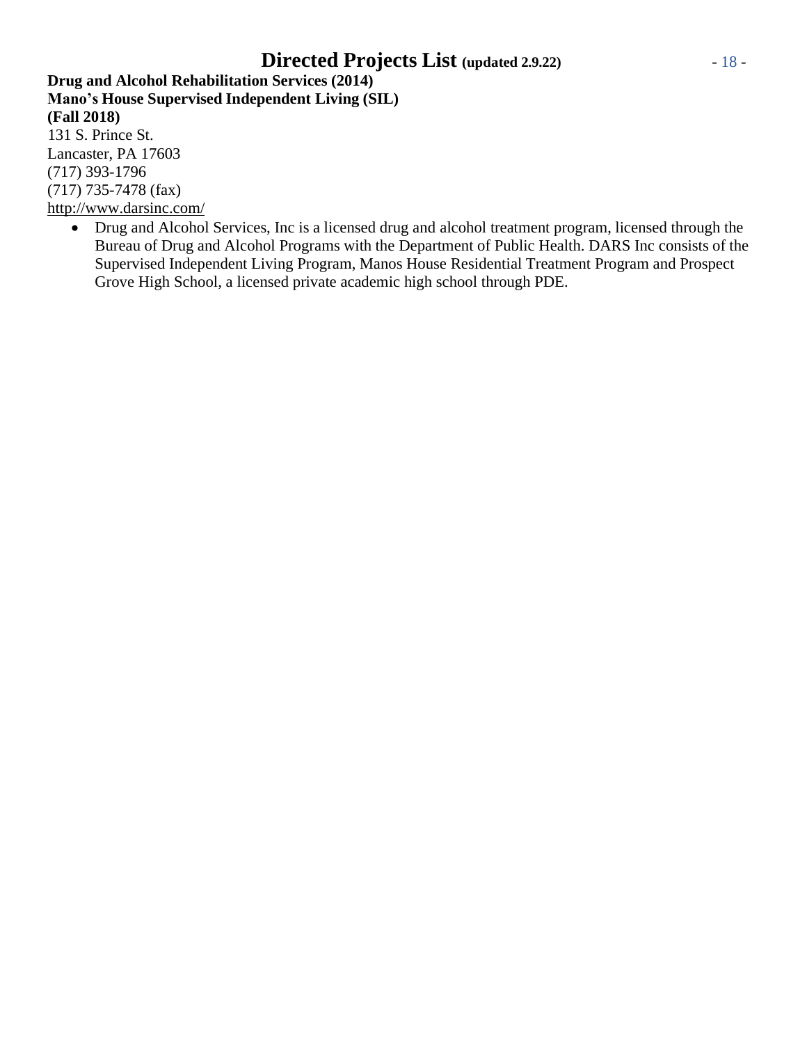**Drug and Alcohol Rehabilitation Services (2014)**
**Mano's House Supervised Independent Living (SIL)**
**(Fall 2018)**
131 S. Prince St.
Lancaster, PA 17603
(717) 393-1796
(717) 735-7478 (fax)
http://www.darsinc.com/

- Drug and Alcohol Services, Inc is a licensed drug and alcohol treatment program, licensed through the Bureau of Drug and Alcohol Programs with the Department of Public Health. DARS Inc consists of the Supervised Independent Living Program, Manos House Residential Treatment Program and Prospect Grove High School, a licensed private academic high school through PDE.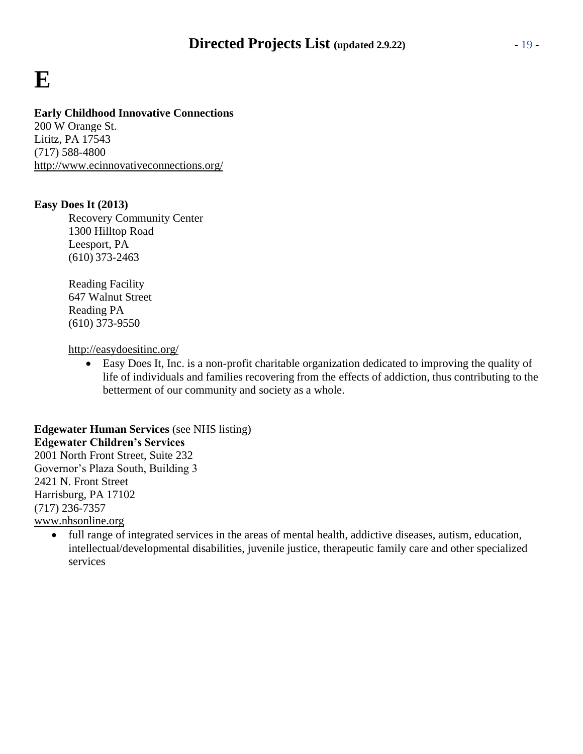# E

**Early Childhood Innovative Connections**
200 W Orange St.
Lititz, PA 17543
(717) 588-4800
http://www.ecinnovativeconnections.org/

**Easy Does It (2013)**

Recovery Community Center
1300 Hilltop Road
Leesport, PA
(610) 373-2463

Reading Facility
647 Walnut Street
Reading PA
(610) 373-9550

http://easydoesitinc.org/

- Easy Does It, Inc. is a non-profit charitable organization dedicated to improving the quality of life of individuals and families recovering from the effects of addiction, thus contributing to the betterment of our community and society as a whole.

**Edgewater Human Services** (see NHS listing)
**Edgewater Children's Services**
2001 North Front Street, Suite 232
Governor's Plaza South, Building 3
2421 N. Front Street
Harrisburg, PA 17102
(717) 236-7357
www.nhsonline.org

- full range of integrated services in the areas of mental health, addictive diseases, autism, education, intellectual/developmental disabilities, juvenile justice, therapeutic family care and other specialized services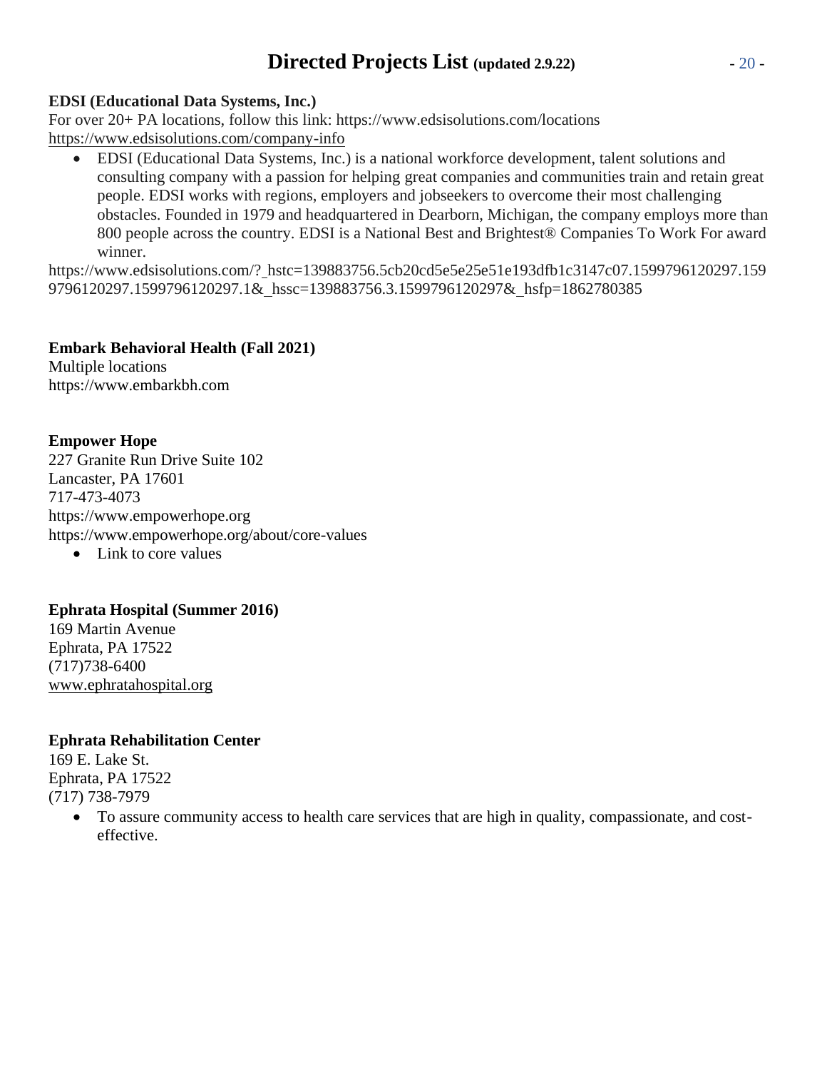**EDSI (Educational Data Systems, Inc.)**
For over 20+ PA locations, follow this link: https://www.edsisolutions.com/locations
https://www.edsisolutions.com/company-info

- EDSI (Educational Data Systems, Inc.) is a national workforce development, talent solutions and consulting company with a passion for helping great companies and communities train and retain great people. EDSI works with regions, employers and jobseekers to overcome their most challenging obstacles. Founded in 1979 and headquartered in Dearborn, Michigan, the company employs more than 800 people across the country. EDSI is a National Best and Brightest® Companies To Work For award winner.

https://www.edsisolutions.com/?_hstc=139883756.5cb20cd5e5e25e51e193dfb1c3147c07.1599796120297.1599796120297.1599796120297.1&_hssc=139883756.3.1599796120297&_hsfp=1862780385

**Embark Behavioral Health (Fall 2021)**
Multiple locations
https://www.embarkbh.com

**Empower Hope**
227 Granite Run Drive Suite 102
Lancaster, PA 17601
717-473-4073
https://www.empowerhope.org
https://www.empowerhope.org/about/core-values

- Link to core values

**Ephrata Hospital (Summer 2016)**
169 Martin Avenue
Ephrata, PA 17522
(717)738-6400
www.ephratahospital.org

**Ephrata Rehabilitation Center**
169 E. Lake St.
Ephrata, PA 17522
(717) 738-7979

- To assure community access to health care services that are high in quality, compassionate, and cost-effective.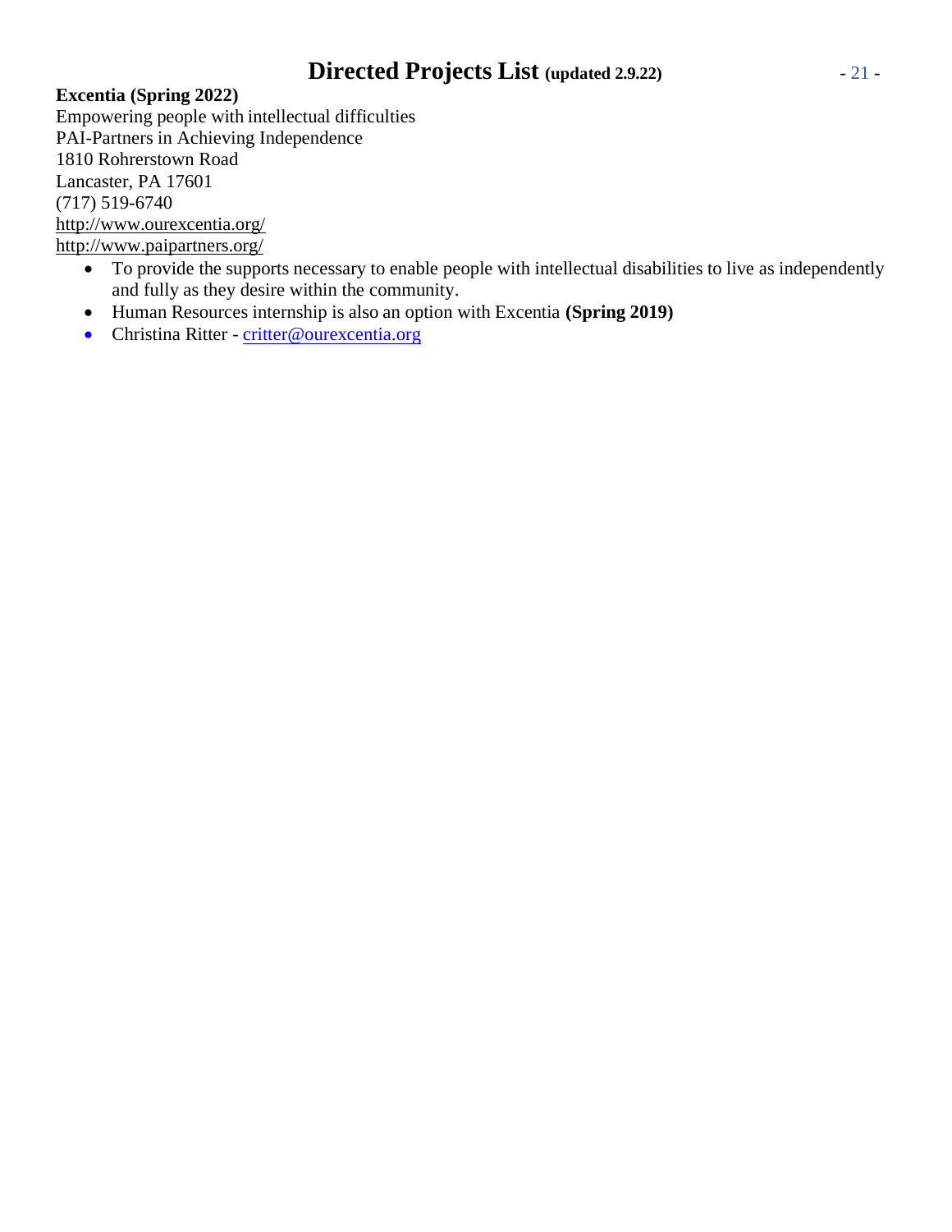**Excentia (Spring 2022)**
Empowering people with intellectual difficulties
PAI-Partners in Achieving Independence
1810 Rohrerstown Road
Lancaster, PA 17601
(717) 519-6740
http://www.ourexcentia.org/
http://www.paipartners.org/

- To provide the supports necessary to enable people with intellectual disabilities to live as independently and fully as they desire within the community.
- Human Resources internship is also an option with Excentia **(Spring 2019)**
- Christina Ritter - critter@ourexcentia.org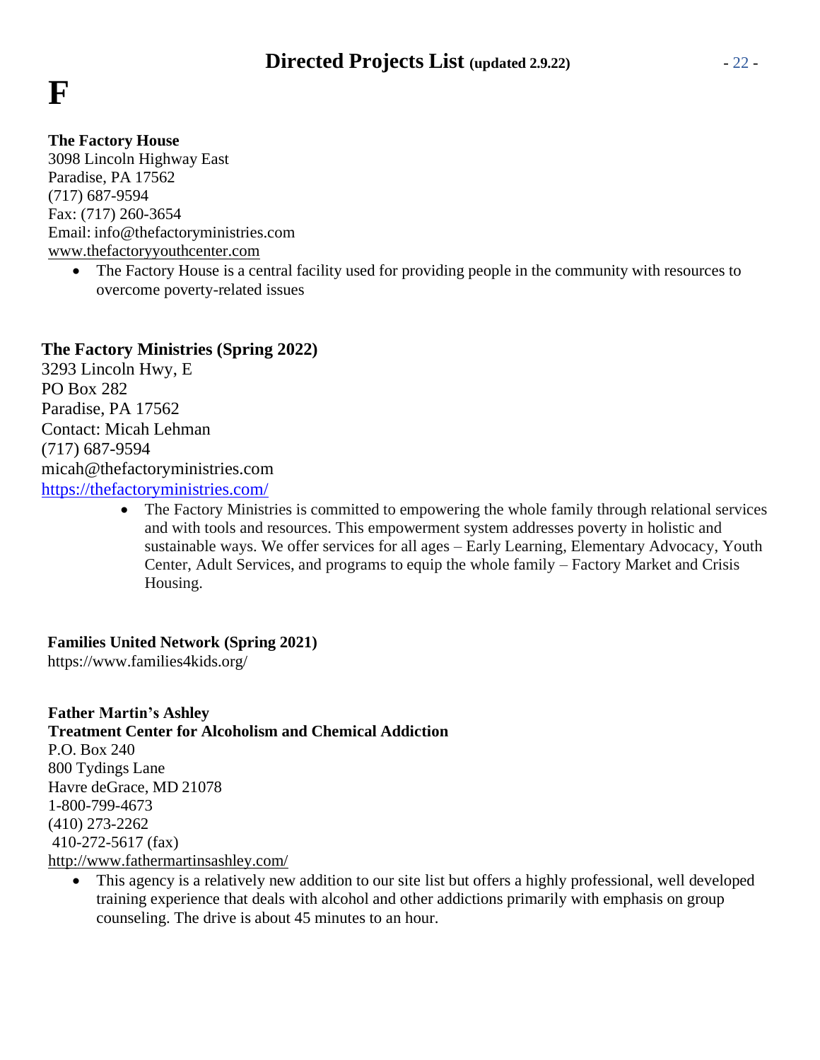# F

**The Factory House**
3098 Lincoln Highway East
Paradise, PA 17562
(717) 687-9594
Fax: (717) 260-3654
Email: info@thefactoryministries.com
www.thefactoryyouthcenter.com

- The Factory House is a central facility used for providing people in the community with resources to overcome poverty-related issues

**The Factory Ministries (Spring 2022)**
3293 Lincoln Hwy, E
PO Box 282
Paradise, PA 17562
Contact: Micah Lehman
(717) 687-9594
micah@thefactoryministries.com
https://thefactoryministries.com/

- The Factory Ministries is committed to empowering the whole family through relational services and with tools and resources. This empowerment system addresses poverty in holistic and sustainable ways. We offer services for all ages – Early Learning, Elementary Advocacy, Youth Center, Adult Services, and programs to equip the whole family – Factory Market and Crisis Housing.

**Families United Network (Spring 2021)**
https://www.families4kids.org/

**Father Martin's Ashley**
**Treatment Center for Alcoholism and Chemical Addiction**
P.O. Box 240
800 Tydings Lane
Havre deGrace, MD 21078
1-800-799-4673
(410) 273-2262
410-272-5617 (fax)
http://www.fathermartinsashley.com/

- This agency is a relatively new addition to our site list but offers a highly professional, well developed training experience that deals with alcohol and other addictions primarily with emphasis on group counseling. The drive is about 45 minutes to an hour.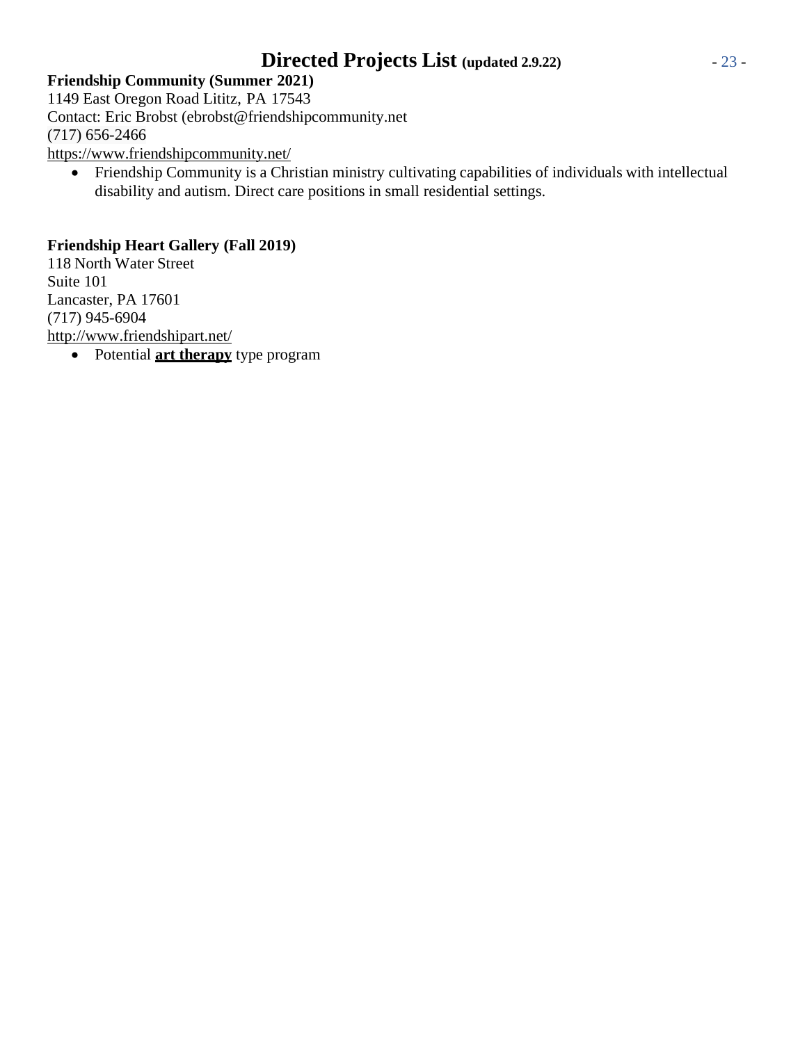**Friendship Community (Summer 2021)**
1149 East Oregon Road Lititz, PA 17543
Contact: Eric Brobst (ebrobst@friendshipcommunity.net
(717) 656-2466
https://www.friendshipcommunity.net/

- Friendship Community is a Christian ministry cultivating capabilities of individuals with intellectual disability and autism. Direct care positions in small residential settings.

**Friendship Heart Gallery (Fall 2019)**
118 North Water Street
Suite 101
Lancaster, PA 17601
(717) 945-6904
http://www.friendshipart.net/

- Potential **art therapy** type program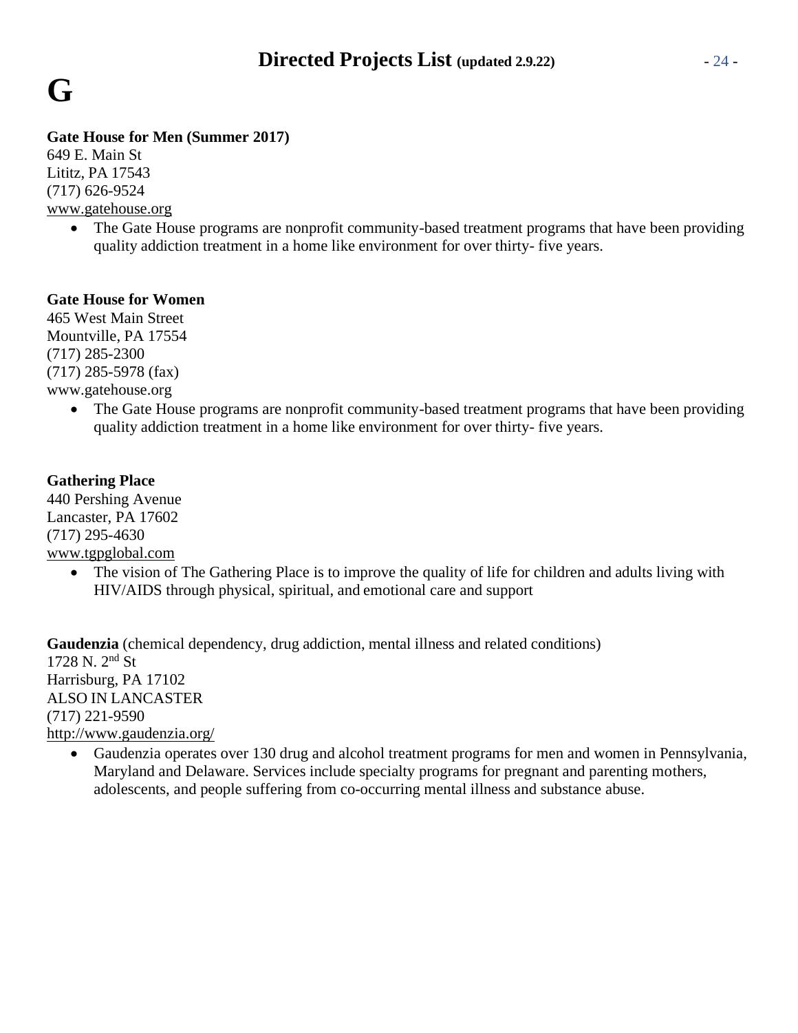# G

**Gate House for Men (Summer 2017)**
649 E. Main St
Lititz, PA 17543
(717) 626-9524
www.gatehouse.org

- The Gate House programs are nonprofit community-based treatment programs that have been providing quality addiction treatment in a home like environment for over thirty- five years.

**Gate House for Women**
465 West Main Street
Mountville, PA 17554
(717) 285-2300
(717) 285-5978 (fax)
www.gatehouse.org

- The Gate House programs are nonprofit community-based treatment programs that have been providing quality addiction treatment in a home like environment for over thirty- five years.

**Gathering Place**
440 Pershing Avenue
Lancaster, PA 17602
(717) 295-4630
www.tgpglobal.com

- The vision of The Gathering Place is to improve the quality of life for children and adults living with HIV/AIDS through physical, spiritual, and emotional care and support

**Gaudenzia** (chemical dependency, drug addiction, mental illness and related conditions)
1728 N. 2nd St
Harrisburg, PA 17102
ALSO IN LANCASTER
(717) 221-9590
http://www.gaudenzia.org/

- Gaudenzia operates over 130 drug and alcohol treatment programs for men and women in Pennsylvania, Maryland and Delaware. Services include specialty programs for pregnant and parenting mothers, adolescents, and people suffering from co-occurring mental illness and substance abuse.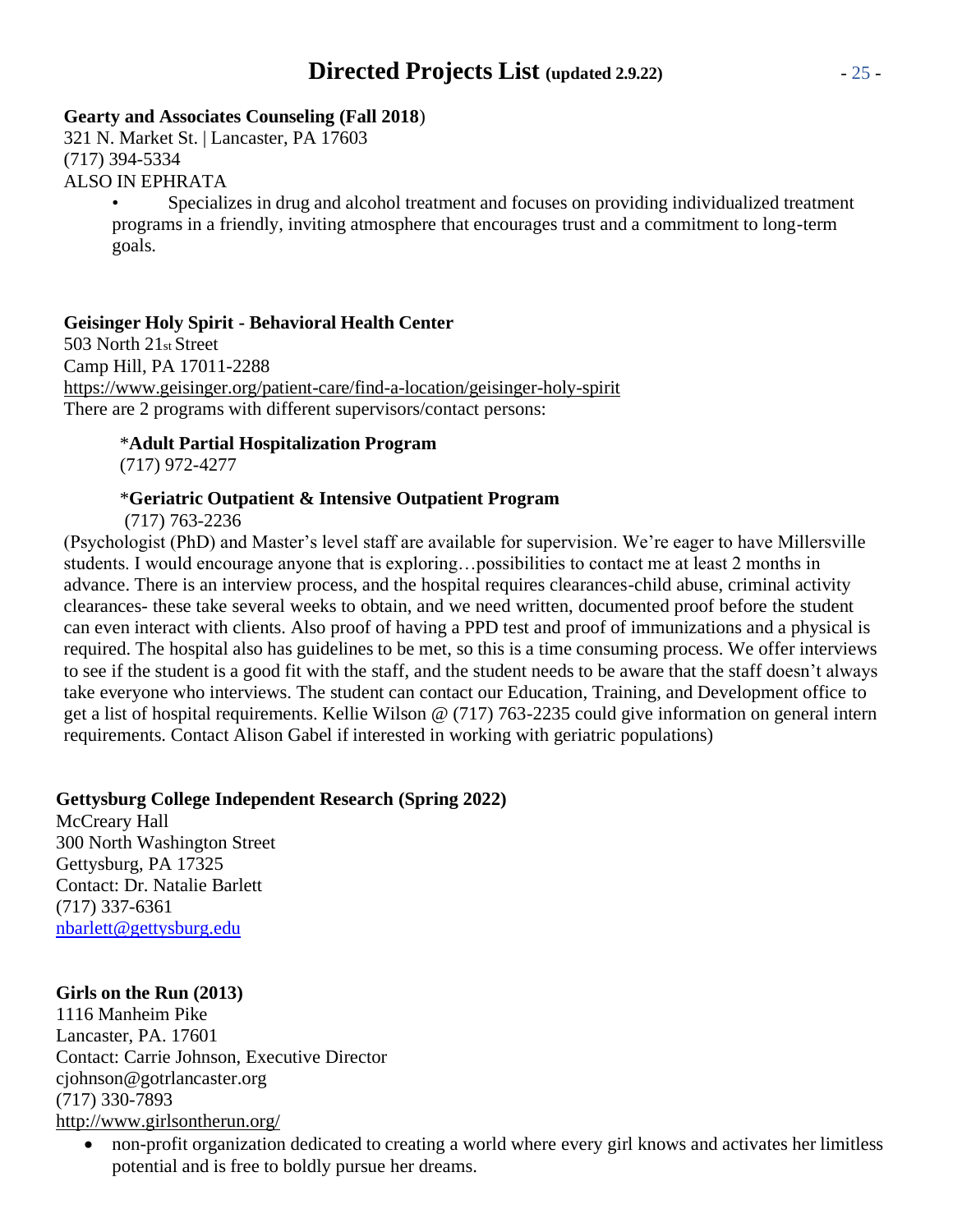**Gearty and Associates Counseling (Fall 2018**)
321 N. Market St. | Lancaster, PA 17603
(717) 394-5334
ALSO IN EPHRATA

- Specializes in drug and alcohol treatment and focuses on providing individualized treatment programs in a friendly, inviting atmosphere that encourages trust and a commitment to long-term goals.

**Geisinger Holy Spirit - Behavioral Health Center**
503 North 21st Street
Camp Hill, PA 17011-2288
https://www.geisinger.org/patient-care/find-a-location/geisinger-holy-spirit
There are 2 programs with different supervisors/contact persons:

*__Adult Partial Hospitalization Program__
(717) 972-4277

*__Geriatric Outpatient & Intensive Outpatient Program__
(717) 763-2236

(Psychologist (PhD) and Master's level staff are available for supervision. We're eager to have Millersville students. I would encourage anyone that is exploring…possibilities to contact me at least 2 months in advance. There is an interview process, and the hospital requires clearances-child abuse, criminal activity clearances- these take several weeks to obtain, and we need written, documented proof before the student can even interact with clients. Also proof of having a PPD test and proof of immunizations and a physical is required. The hospital also has guidelines to be met, so this is a time consuming process. We offer interviews to see if the student is a good fit with the staff, and the student needs to be aware that the staff doesn't always take everyone who interviews. The student can contact our Education, Training, and Development office to get a list of hospital requirements. Kellie Wilson @ (717) 763-2235 could give information on general intern requirements. Contact Alison Gabel if interested in working with geriatric populations)

**Gettysburg College Independent Research (Spring 2022)**
McCreary Hall
300 North Washington Street
Gettysburg, PA 17325
Contact: Dr. Natalie Barlett
(717) 337-6361
nbarlett@gettysburg.edu

**Girls on the Run (2013)**
1116 Manheim Pike
Lancaster, PA. 17601
Contact: Carrie Johnson, Executive Director
cjohnson@gotrlancaster.org
(717) 330-7893
http://www.girlsontherun.org/

- non-profit organization dedicated to creating a world where every girl knows and activates her limitless potential and is free to boldly pursue her dreams.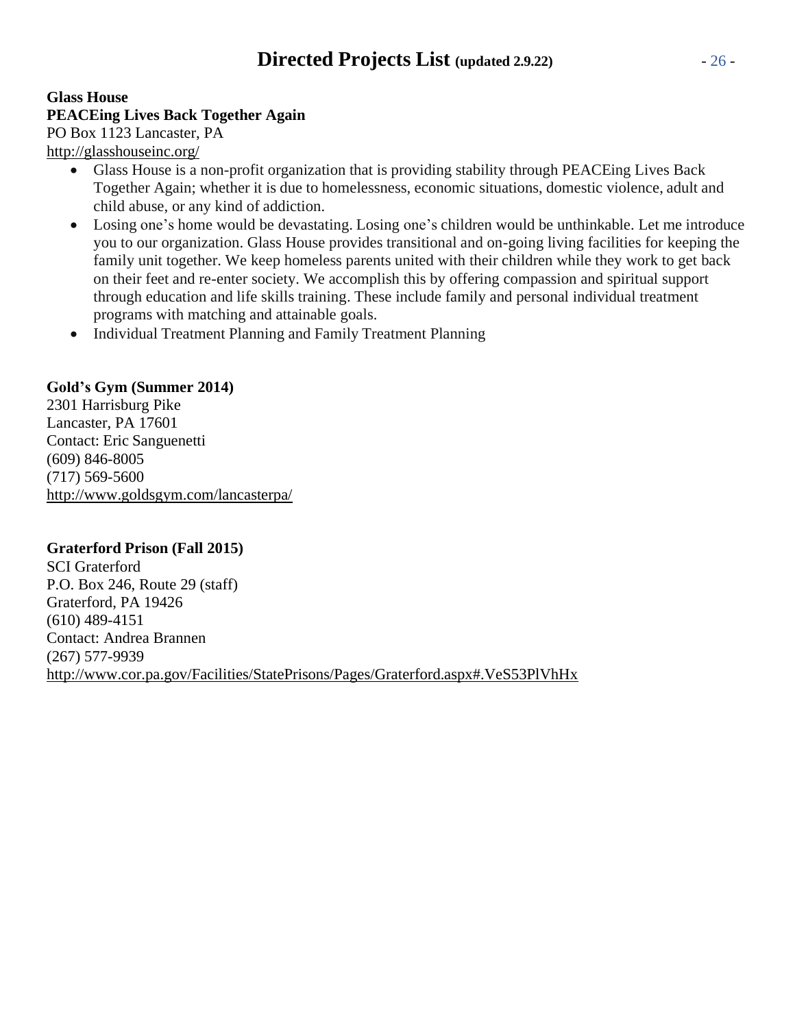**Glass House**
**PEACEing Lives Back Together Again**
PO Box 1123 Lancaster, PA
http://glasshouseinc.org/

- Glass House is a non-profit organization that is providing stability through PEACEing Lives Back Together Again; whether it is due to homelessness, economic situations, domestic violence, adult and child abuse, or any kind of addiction.
- Losing one's home would be devastating. Losing one's children would be unthinkable. Let me introduce you to our organization. Glass House provides transitional and on-going living facilities for keeping the family unit together. We keep homeless parents united with their children while they work to get back on their feet and re-enter society. We accomplish this by offering compassion and spiritual support through education and life skills training. These include family and personal individual treatment programs with matching and attainable goals.
- Individual Treatment Planning and Family Treatment Planning

**Gold's Gym (Summer 2014)**
2301 Harrisburg Pike
Lancaster, PA 17601
Contact: Eric Sanguenetti
(609) 846-8005
(717) 569-5600
http://www.goldsgym.com/lancasterpa/

**Graterford Prison (Fall 2015)**
SCI Graterford
P.O. Box 246, Route 29 (staff)
Graterford, PA 19426
(610) 489-4151
Contact: Andrea Brannen
(267) 577-9939
http://www.cor.pa.gov/Facilities/StatePrisons/Pages/Graterford.aspx#.VeS53PlVhHx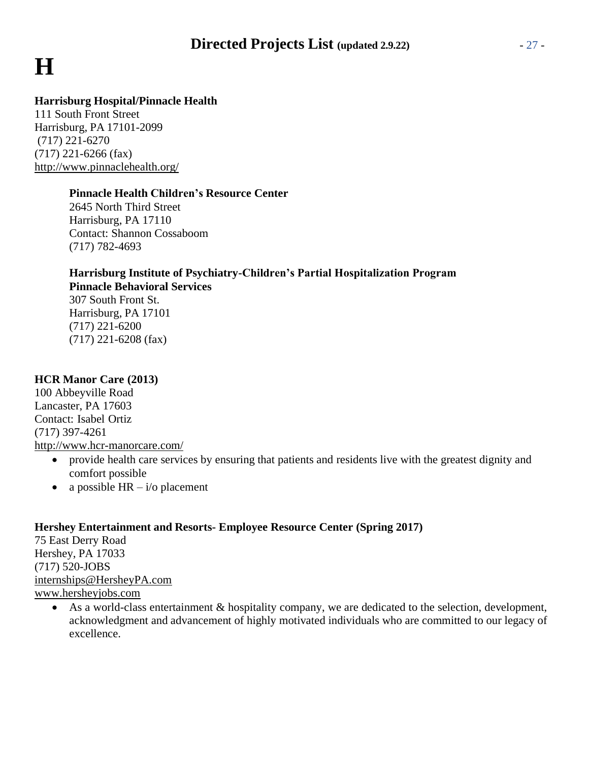# H

**Harrisburg Hospital/Pinnacle Health**
111 South Front Street
Harrisburg, PA 17101-2099
(717) 221-6270
(717) 221-6266 (fax)
http://www.pinnaclehealth.org/

> **Pinnacle Health Children's Resource Center**
> 2645 North Third Street
> Harrisburg, PA 17110
> Contact: Shannon Cossaboom
> (717) 782-4693
>
> **Harrisburg Institute of Psychiatry-Children's Partial Hospitalization Program**
> **Pinnacle Behavioral Services**
> 307 South Front St.
> Harrisburg, PA 17101
> (717) 221-6200
> (717) 221-6208 (fax)

**HCR Manor Care (2013)**
100 Abbeyville Road
Lancaster, PA 17603
Contact: Isabel Ortiz
(717) 397-4261
http://www.hcr-manorcare.com/

- provide health care services by ensuring that patients and residents live with the greatest dignity and comfort possible
- a possible HR – i/o placement

**Hershey Entertainment and Resorts- Employee Resource Center (Spring 2017)**
75 East Derry Road
Hershey, PA 17033
(717) 520-JOBS
internships@HersheyPA.com
www.hersheyjobs.com

- As a world-class entertainment & hospitality company, we are dedicated to the selection, development, acknowledgment and advancement of highly motivated individuals who are committed to our legacy of excellence.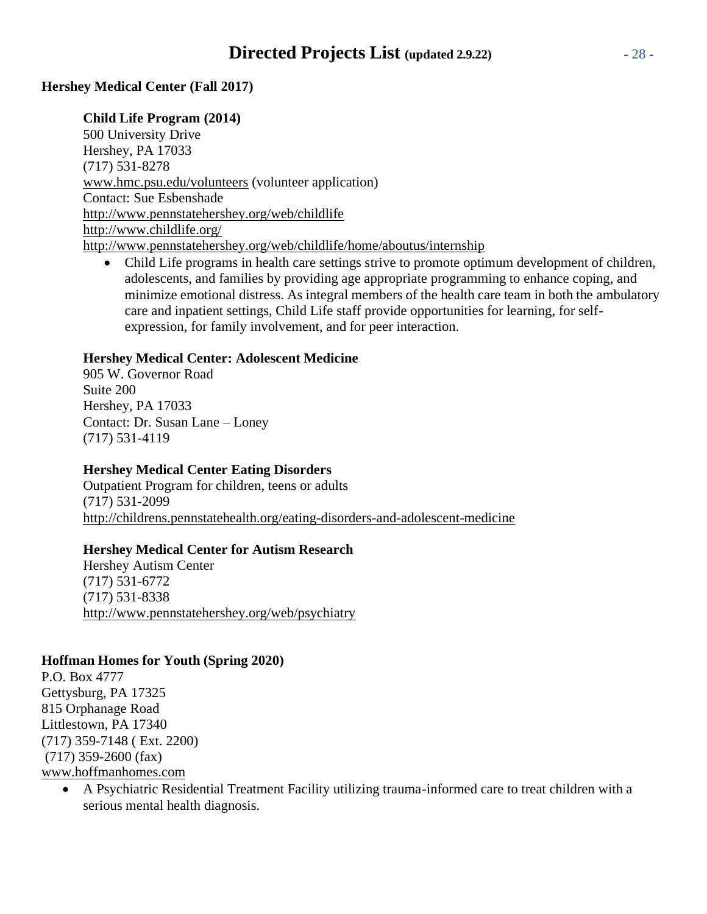**Hershey Medical Center (Fall 2017)**

**Child Life Program (2014)**
500 University Drive
Hershey, PA 17033
(717) 531-8278
www.hmc.psu.edu/volunteers (volunteer application)
Contact: Sue Esbenshade
http://www.pennstatehershey.org/web/childlife
http://www.childlife.org/
http://www.pennstatehershey.org/web/childlife/home/aboutus/internship

- Child Life programs in health care settings strive to promote optimum development of children, adolescents, and families by providing age appropriate programming to enhance coping, and minimize emotional distress. As integral members of the health care team in both the ambulatory care and inpatient settings, Child Life staff provide opportunities for learning, for self-expression, for family involvement, and for peer interaction.

**Hershey Medical Center: Adolescent Medicine**
905 W. Governor Road
Suite 200
Hershey, PA 17033
Contact: Dr. Susan Lane – Loney
(717) 531-4119

**Hershey Medical Center Eating Disorders**
Outpatient Program for children, teens or adults
(717) 531-2099
http://childrens.pennstatehealth.org/eating-disorders-and-adolescent-medicine

**Hershey Medical Center for Autism Research**
Hershey Autism Center
(717) 531-6772
(717) 531-8338
http://www.pennstatehershey.org/web/psychiatry

**Hoffman Homes for Youth (Spring 2020)**
P.O. Box 4777
Gettysburg, PA 17325
815 Orphanage Road
Littlestown, PA 17340
(717) 359-7148 ( Ext. 2200)
(717) 359-2600 (fax)
www.hoffmanhomes.com

- A Psychiatric Residential Treatment Facility utilizing trauma-informed care to treat children with a serious mental health diagnosis.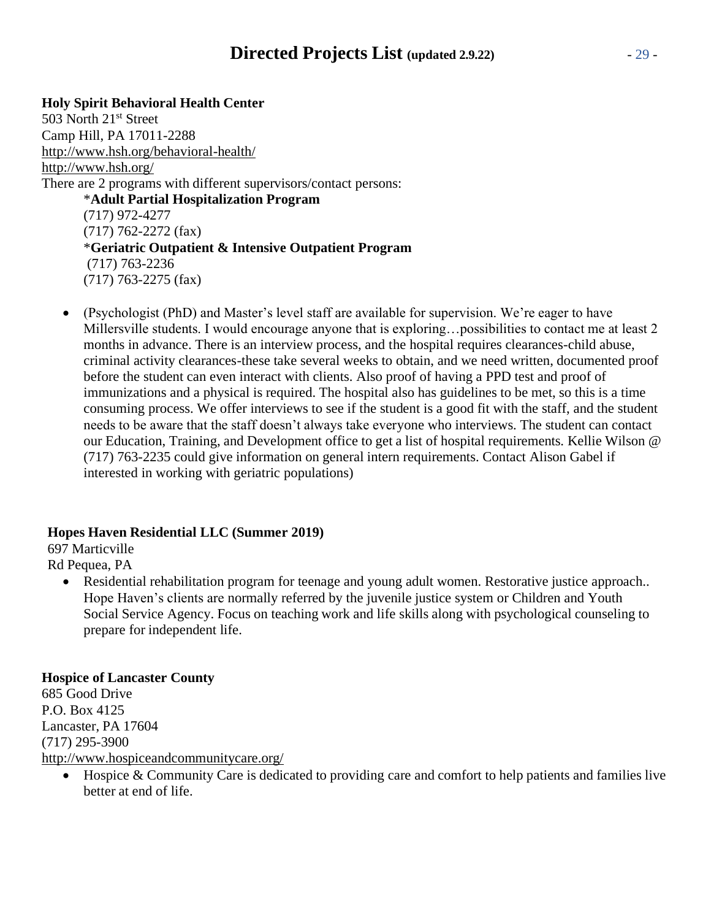**Holy Spirit Behavioral Health Center**
503 North 21st Street
Camp Hill, PA 17011-2288
http://www.hsh.org/behavioral-health/
http://www.hsh.org/
There are 2 programs with different supervisors/contact persons:

> *__Adult Partial Hospitalization Program__
> (717) 972-4277
> (717) 762-2272 (fax)
> *__Geriatric Outpatient & Intensive Outpatient Program__
> (717) 763-2236
> (717) 763-2275 (fax)

- (Psychologist (PhD) and Master's level staff are available for supervision. We're eager to have Millersville students. I would encourage anyone that is exploring…possibilities to contact me at least 2 months in advance. There is an interview process, and the hospital requires clearances-child abuse, criminal activity clearances-these take several weeks to obtain, and we need written, documented proof before the student can even interact with clients. Also proof of having a PPD test and proof of immunizations and a physical is required. The hospital also has guidelines to be met, so this is a time consuming process. We offer interviews to see if the student is a good fit with the staff, and the student needs to be aware that the staff doesn't always take everyone who interviews. The student can contact our Education, Training, and Development office to get a list of hospital requirements. Kellie Wilson @ (717) 763-2235 could give information on general intern requirements. Contact Alison Gabel if interested in working with geriatric populations)

**Hopes Haven Residential LLC (Summer 2019)**
697 Marticville
Rd Pequea, PA

- Residential rehabilitation program for teenage and young adult women. Restorative justice approach.. Hope Haven's clients are normally referred by the juvenile justice system or Children and Youth Social Service Agency. Focus on teaching work and life skills along with psychological counseling to prepare for independent life.

**Hospice of Lancaster County**
685 Good Drive
P.O. Box 4125
Lancaster, PA 17604
(717) 295-3900
http://www.hospiceandcommunitycare.org/

- Hospice & Community Care is dedicated to providing care and comfort to help patients and families live better at end of life.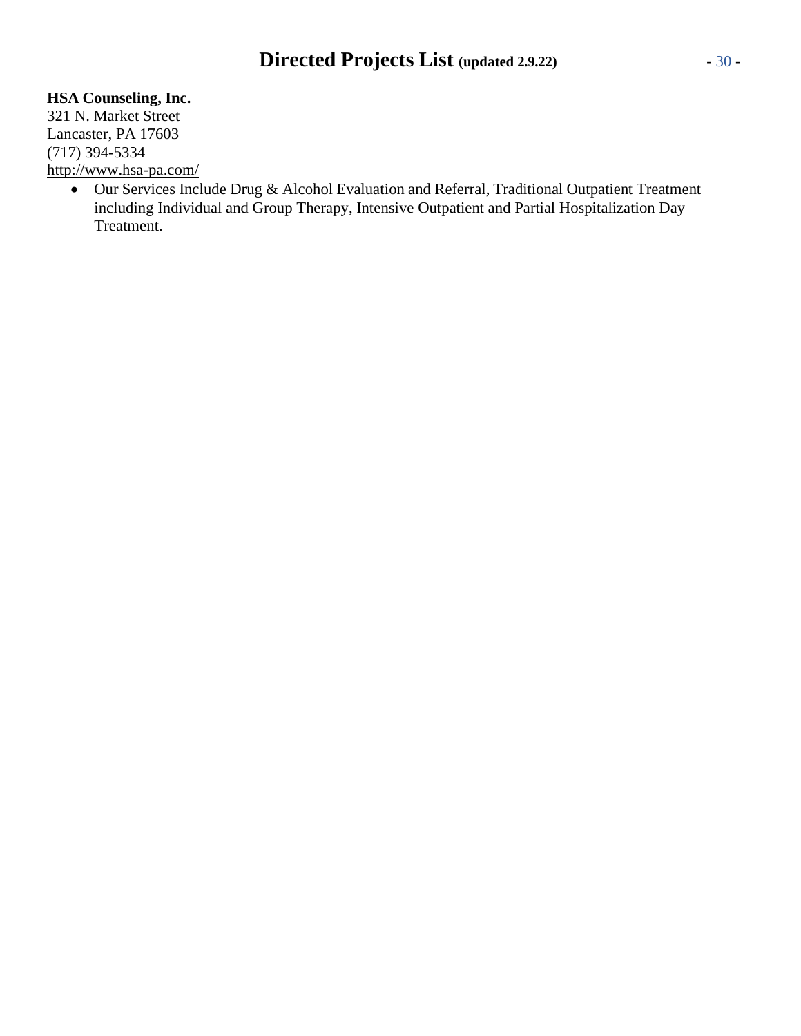**HSA Counseling, Inc.**
321 N. Market Street
Lancaster, PA 17603
(717) 394-5334
http://www.hsa-pa.com/

- Our Services Include Drug & Alcohol Evaluation and Referral, Traditional Outpatient Treatment including Individual and Group Therapy, Intensive Outpatient and Partial Hospitalization Day Treatment.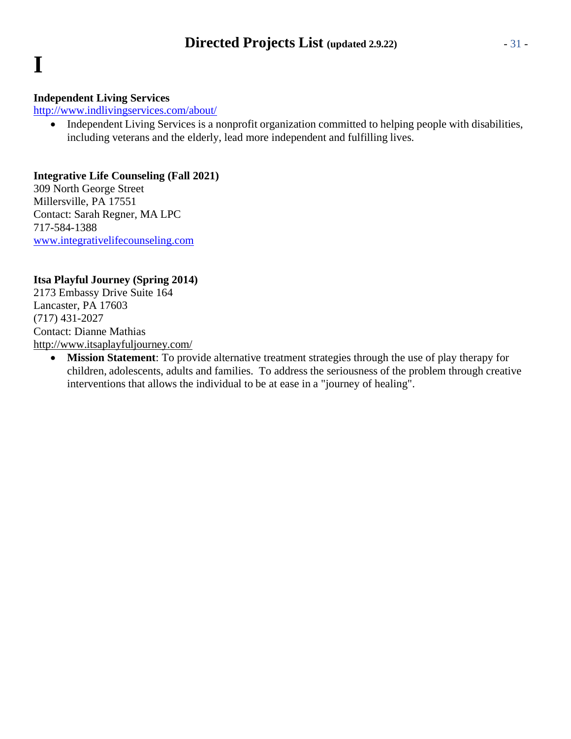# I

**Independent Living Services**
http://www.indlivingservices.com/about/

- Independent Living Services is a nonprofit organization committed to helping people with disabilities, including veterans and the elderly, lead more independent and fulfilling lives.

**Integrative Life Counseling (Fall 2021)**
309 North George Street
Millersville, PA 17551
Contact: Sarah Regner, MA LPC
717-584-1388
www.integrativelifecounseling.com

**Itsa Playful Journey (Spring 2014)**
2173 Embassy Drive Suite 164
Lancaster, PA 17603
(717) 431-2027
Contact: Dianne Mathias
http://www.itsaplayfuljourney.com/

- **Mission Statement**: To provide alternative treatment strategies through the use of play therapy for children, adolescents, adults and families. To address the seriousness of the problem through creative interventions that allows the individual to be at ease in a "journey of healing".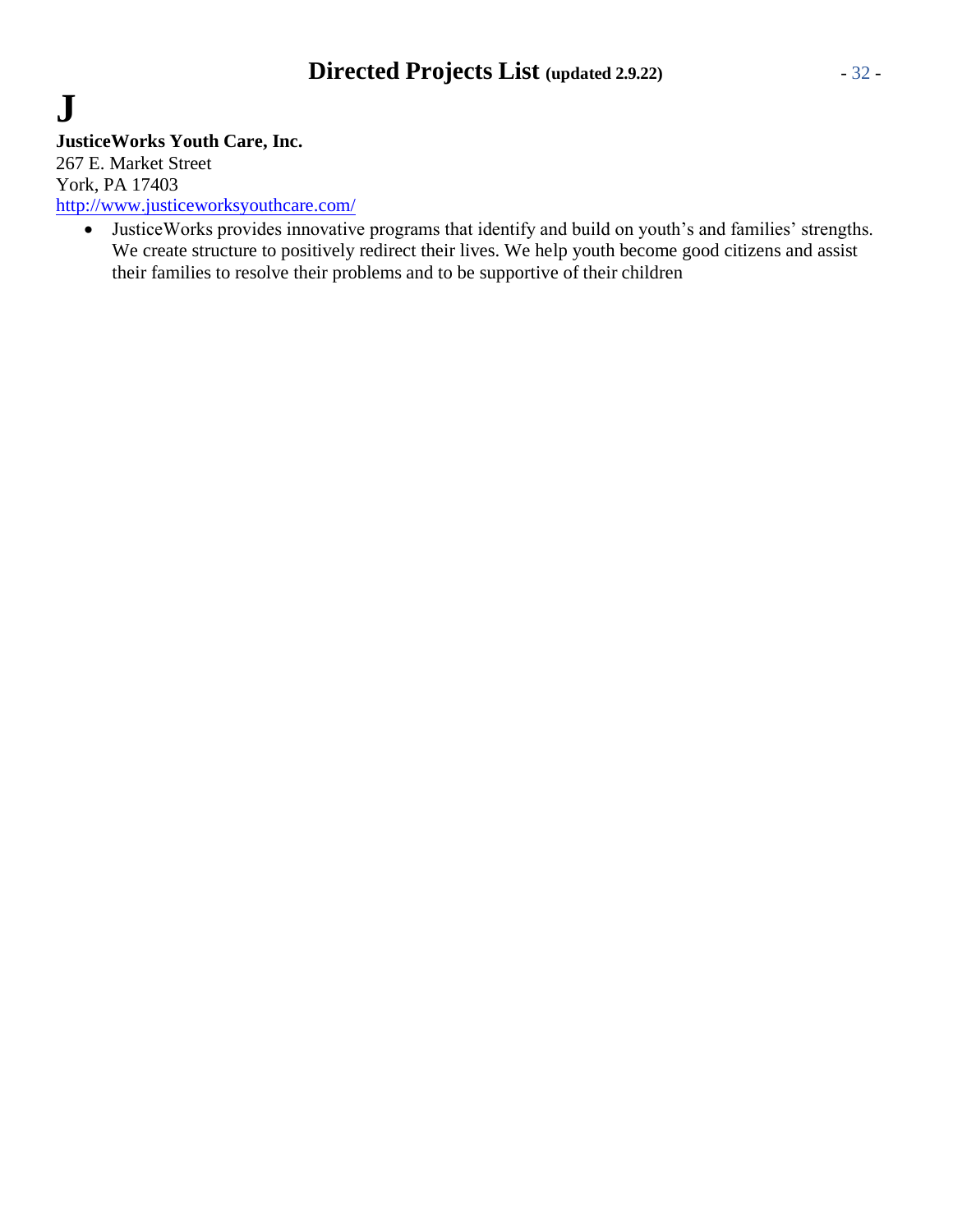# J

**JusticeWorks Youth Care, Inc.**
267 E. Market Street
York, PA 17403
http://www.justiceworksyouthcare.com/

- JusticeWorks provides innovative programs that identify and build on youth's and families' strengths. We create structure to positively redirect their lives. We help youth become good citizens and assist their families to resolve their problems and to be supportive of their children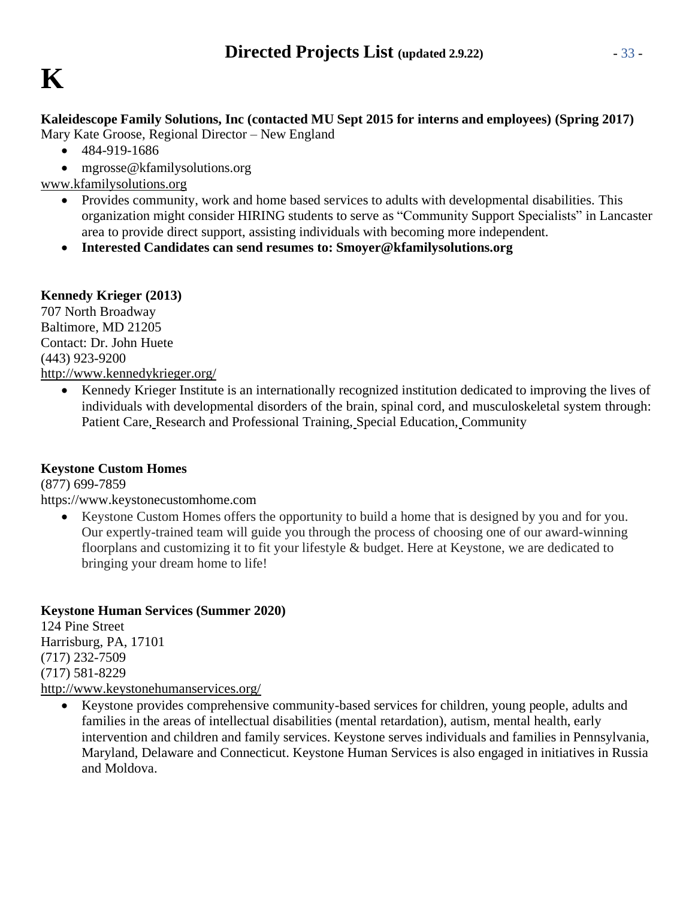# K

**Kaleidescope Family Solutions, Inc (contacted MU Sept 2015 for interns and employees) (Spring 2017)**
Mary Kate Groose, Regional Director – New England

- 484-919-1686
- mgrosse@kfamilysolutions.org

www.kfamilysolutions.org

- Provides community, work and home based services to adults with developmental disabilities. This organization might consider HIRING students to serve as "Community Support Specialists" in Lancaster area to provide direct support, assisting individuals with becoming more independent.
- **Interested Candidates can send resumes to: Smoyer@kfamilysolutions.org**

**Kennedy Krieger (2013)**
707 North Broadway
Baltimore, MD 21205
Contact: Dr. John Huete
(443) 923-9200
http://www.kennedykrieger.org/

- Kennedy Krieger Institute is an internationally recognized institution dedicated to improving the lives of individuals with developmental disorders of the brain, spinal cord, and musculoskeletal system through: Patient Care, Research and Professional Training, Special Education, Community

**Keystone Custom Homes**
(877) 699-7859
https://www.keystonecustomhome.com

- Keystone Custom Homes offers the opportunity to build a home that is designed by you and for you. Our expertly-trained team will guide you through the process of choosing one of our award-winning floorplans and customizing it to fit your lifestyle & budget. Here at Keystone, we are dedicated to bringing your dream home to life!

**Keystone Human Services (Summer 2020)**
124 Pine Street
Harrisburg, PA, 17101
(717) 232-7509
(717) 581-8229
http://www.keystonehumanservices.org/

- Keystone provides comprehensive community-based services for children, young people, adults and families in the areas of intellectual disabilities (mental retardation), autism, mental health, early intervention and children and family services. Keystone serves individuals and families in Pennsylvania, Maryland, Delaware and Connecticut. Keystone Human Services is also engaged in initiatives in Russia and Moldova.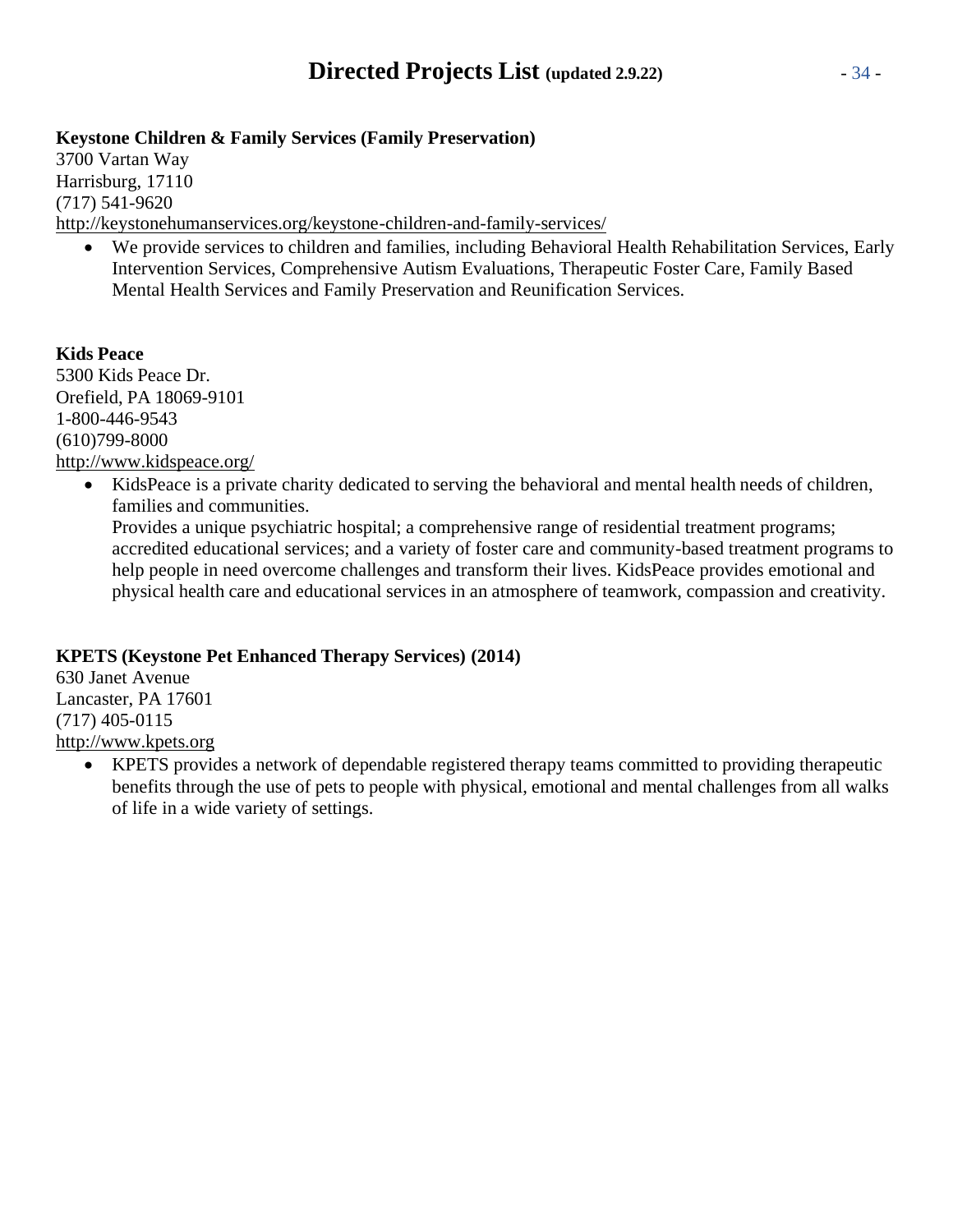**Keystone Children & Family Services (Family Preservation)**
3700 Vartan Way
Harrisburg, 17110
(717) 541-9620
http://keystonehumanservices.org/keystone-children-and-family-services/

- We provide services to children and families, including Behavioral Health Rehabilitation Services, Early Intervention Services, Comprehensive Autism Evaluations, Therapeutic Foster Care, Family Based Mental Health Services and Family Preservation and Reunification Services.

**Kids Peace**
5300 Kids Peace Dr.
Orefield, PA 18069-9101
1-800-446-9543
(610)799-8000
http://www.kidspeace.org/

- KidsPeace is a private charity dedicated to serving the behavioral and mental health needs of children, families and communities.
  Provides a unique psychiatric hospital; a comprehensive range of residential treatment programs; accredited educational services; and a variety of foster care and community-based treatment programs to help people in need overcome challenges and transform their lives. KidsPeace provides emotional and physical health care and educational services in an atmosphere of teamwork, compassion and creativity.

**KPETS (Keystone Pet Enhanced Therapy Services) (2014)**
630 Janet Avenue
Lancaster, PA 17601
(717) 405-0115
http://www.kpets.org

- KPETS provides a network of dependable registered therapy teams committed to providing therapeutic benefits through the use of pets to people with physical, emotional and mental challenges from all walks of life in a wide variety of settings.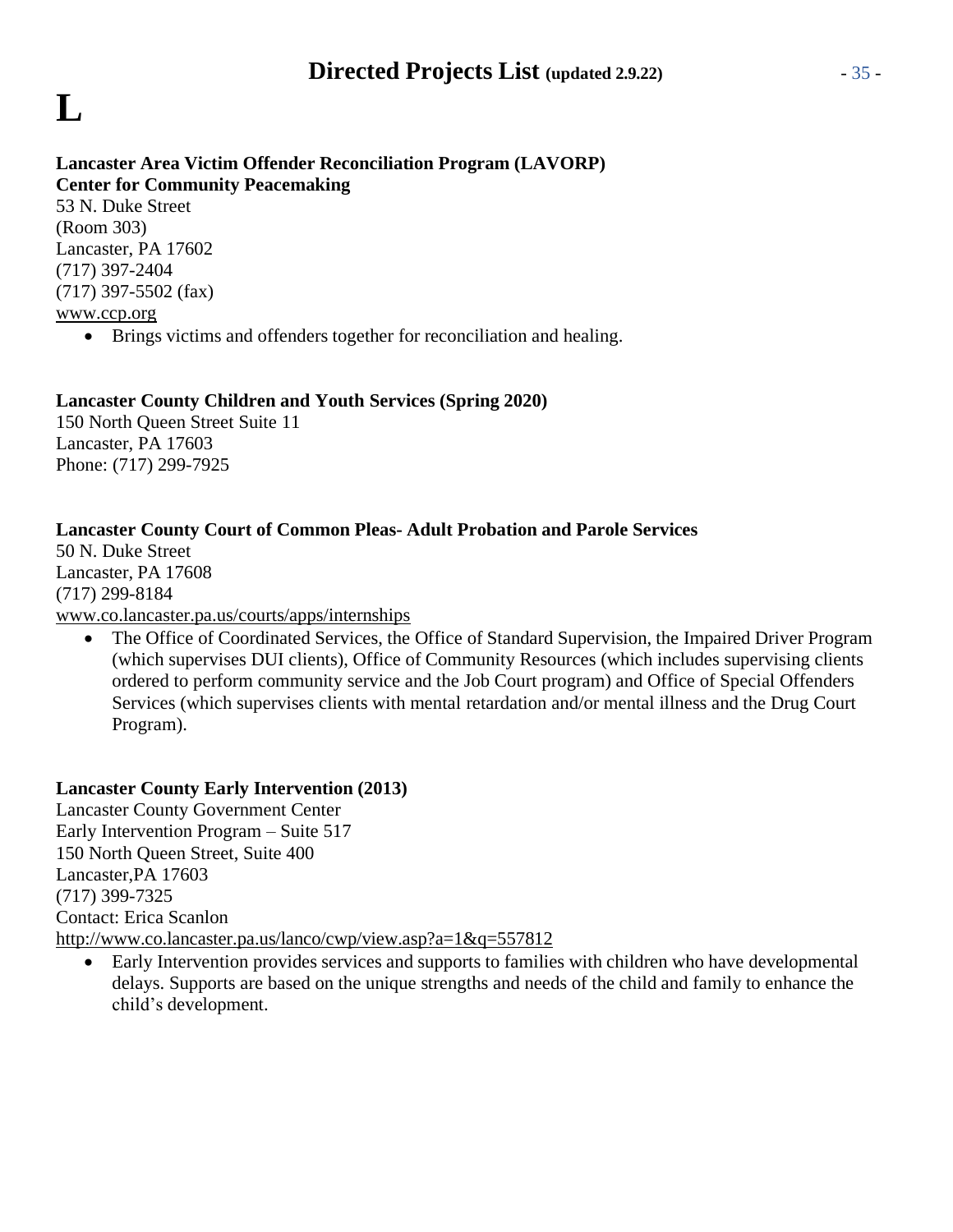# L

**Lancaster Area Victim Offender Reconciliation Program (LAVORP)**
**Center for Community Peacemaking**
53 N. Duke Street
(Room 303)
Lancaster, PA 17602
(717) 397-2404
(717) 397-5502 (fax)
www.ccp.org

- Brings victims and offenders together for reconciliation and healing.

**Lancaster County Children and Youth Services (Spring 2020)**
150 North Queen Street Suite 11
Lancaster, PA 17603
Phone: (717) 299-7925

**Lancaster County Court of Common Pleas- Adult Probation and Parole Services**
50 N. Duke Street
Lancaster, PA 17608
(717) 299-8184
www.co.lancaster.pa.us/courts/apps/internships

- The Office of Coordinated Services, the Office of Standard Supervision, the Impaired Driver Program (which supervises DUI clients), Office of Community Resources (which includes supervising clients ordered to perform community service and the Job Court program) and Office of Special Offenders Services (which supervises clients with mental retardation and/or mental illness and the Drug Court Program).

**Lancaster County Early Intervention (2013)**
Lancaster County Government Center
Early Intervention Program – Suite 517
150 North Queen Street, Suite 400
Lancaster,PA 17603
(717) 399-7325
Contact: Erica Scanlon
http://www.co.lancaster.pa.us/lanco/cwp/view.asp?a=1&q=557812

- Early Intervention provides services and supports to families with children who have developmental delays. Supports are based on the unique strengths and needs of the child and family to enhance the child's development.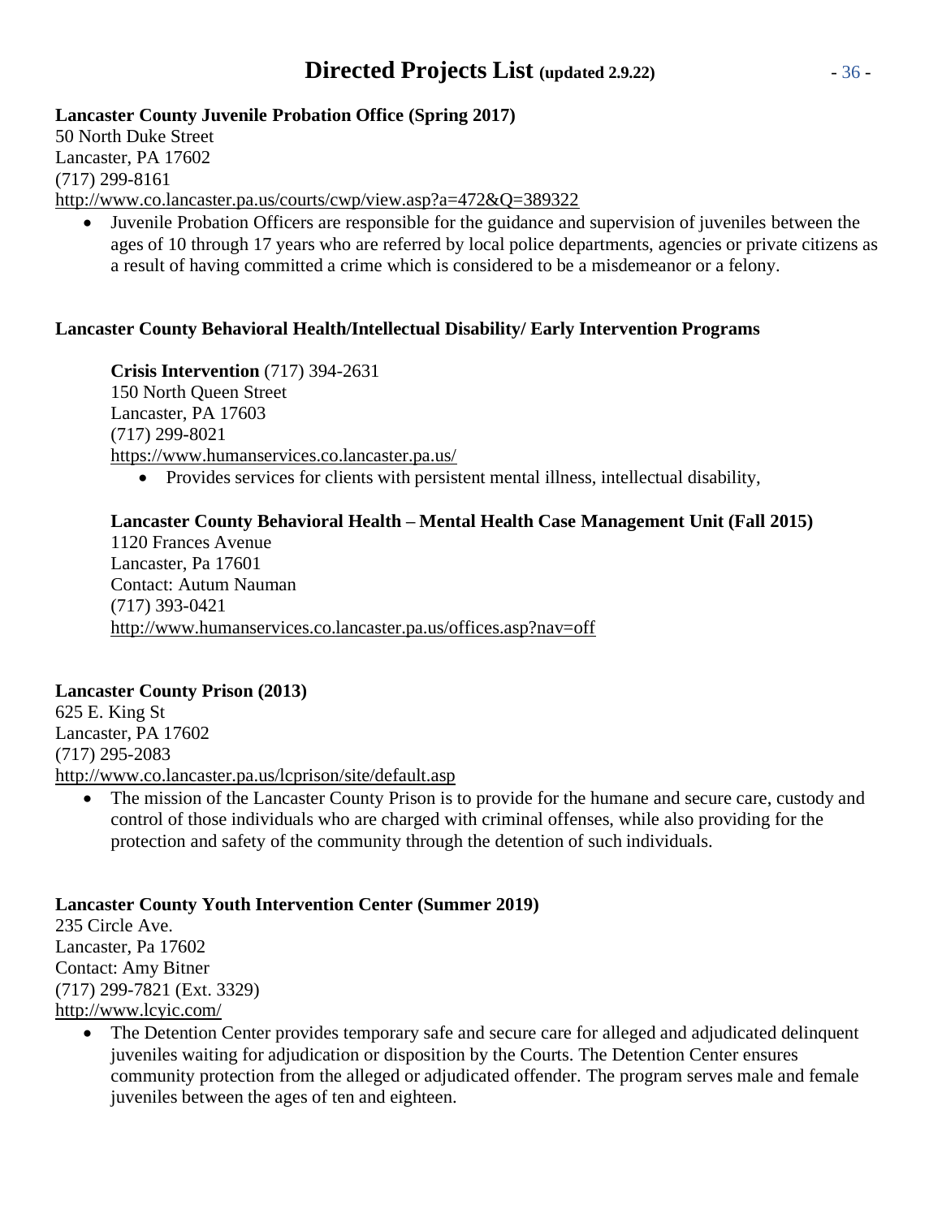**Lancaster County Juvenile Probation Office (Spring 2017)**
50 North Duke Street
Lancaster, PA 17602
(717) 299-8161
http://www.co.lancaster.pa.us/courts/cwp/view.asp?a=472&Q=389322

- Juvenile Probation Officers are responsible for the guidance and supervision of juveniles between the ages of 10 through 17 years who are referred by local police departments, agencies or private citizens as a result of having committed a crime which is considered to be a misdemeanor or a felony.

**Lancaster County Behavioral Health/Intellectual Disability/ Early Intervention Programs**

**Crisis Intervention** (717) 394-2631
150 North Queen Street
Lancaster, PA 17603
(717) 299-8021
https://www.humanservices.co.lancaster.pa.us/

- Provides services for clients with persistent mental illness, intellectual disability,

**Lancaster County Behavioral Health – Mental Health Case Management Unit (Fall 2015)**
1120 Frances Avenue
Lancaster, Pa 17601
Contact: Autum Nauman
(717) 393-0421
http://www.humanservices.co.lancaster.pa.us/offices.asp?nav=off

**Lancaster County Prison (2013)**
625 E. King St
Lancaster, PA 17602
(717) 295-2083
http://www.co.lancaster.pa.us/lcprison/site/default.asp

- The mission of the Lancaster County Prison is to provide for the humane and secure care, custody and control of those individuals who are charged with criminal offenses, while also providing for the protection and safety of the community through the detention of such individuals.

**Lancaster County Youth Intervention Center (Summer 2019)**
235 Circle Ave.
Lancaster, Pa 17602
Contact: Amy Bitner
(717) 299-7821 (Ext. 3329)
http://www.lcyic.com/

- The Detention Center provides temporary safe and secure care for alleged and adjudicated delinquent juveniles waiting for adjudication or disposition by the Courts. The Detention Center ensures community protection from the alleged or adjudicated offender. The program serves male and female juveniles between the ages of ten and eighteen.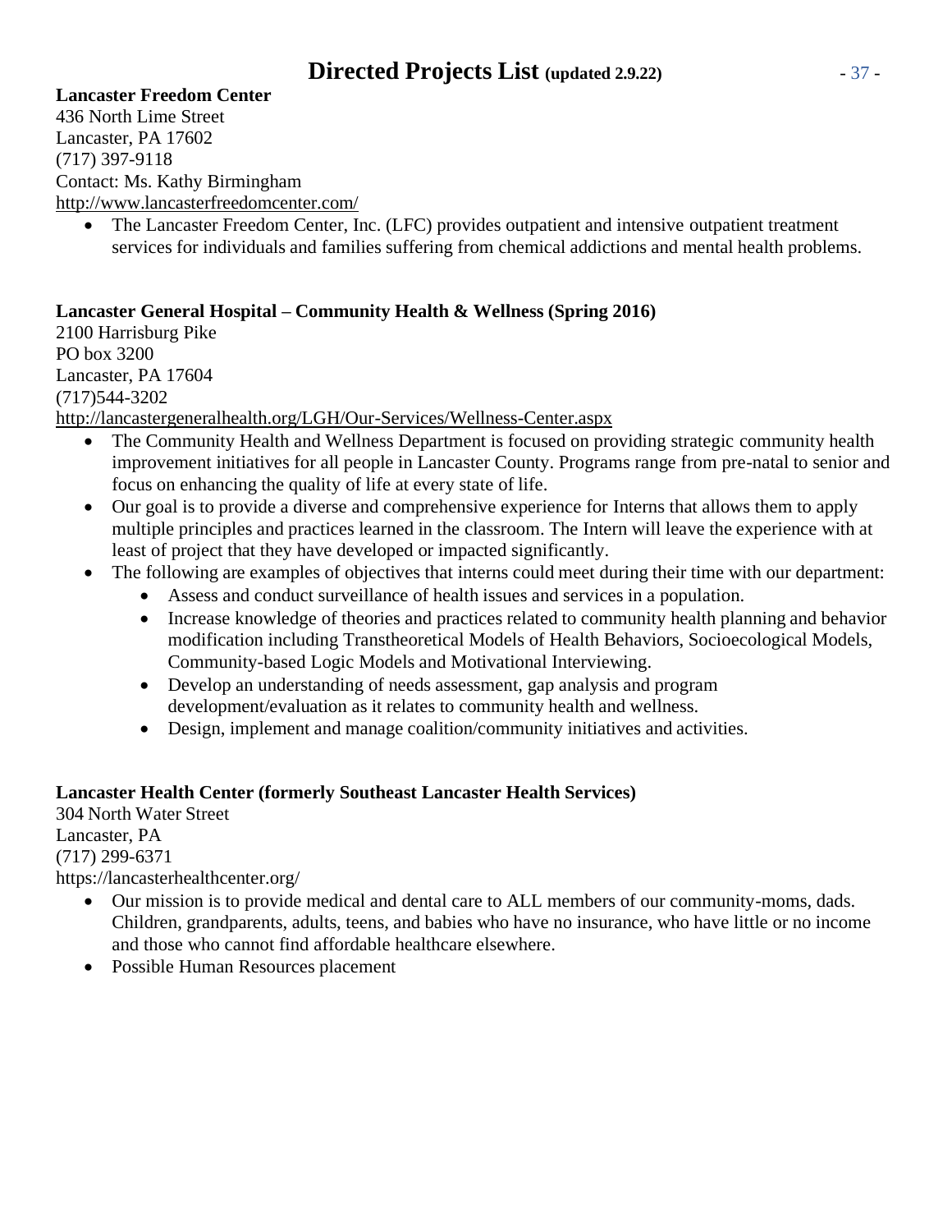**Lancaster Freedom Center**
436 North Lime Street
Lancaster, PA 17602
(717) 397-9118
Contact: Ms. Kathy Birmingham
http://www.lancasterfreedomcenter.com/

- The Lancaster Freedom Center, Inc. (LFC) provides outpatient and intensive outpatient treatment services for individuals and families suffering from chemical addictions and mental health problems.

**Lancaster General Hospital – Community Health & Wellness (Spring 2016)**
2100 Harrisburg Pike
PO box 3200
Lancaster, PA 17604
(717)544-3202
http://lancastergeneralhealth.org/LGH/Our-Services/Wellness-Center.aspx

- The Community Health and Wellness Department is focused on providing strategic community health improvement initiatives for all people in Lancaster County. Programs range from pre-natal to senior and focus on enhancing the quality of life at every state of life.
- Our goal is to provide a diverse and comprehensive experience for Interns that allows them to apply multiple principles and practices learned in the classroom. The Intern will leave the experience with at least of project that they have developed or impacted significantly.
- The following are examples of objectives that interns could meet during their time with our department:
  - Assess and conduct surveillance of health issues and services in a population.
  - Increase knowledge of theories and practices related to community health planning and behavior modification including Transtheoretical Models of Health Behaviors, Socioecological Models, Community-based Logic Models and Motivational Interviewing.
  - Develop an understanding of needs assessment, gap analysis and program development/evaluation as it relates to community health and wellness.
  - Design, implement and manage coalition/community initiatives and activities.

**Lancaster Health Center (formerly Southeast Lancaster Health Services)**
304 North Water Street
Lancaster, PA
(717) 299-6371
https://lancasterhealthcenter.org/

- Our mission is to provide medical and dental care to ALL members of our community-moms, dads. Children, grandparents, adults, teens, and babies who have no insurance, who have little or no income and those who cannot find affordable healthcare elsewhere.
- Possible Human Resources placement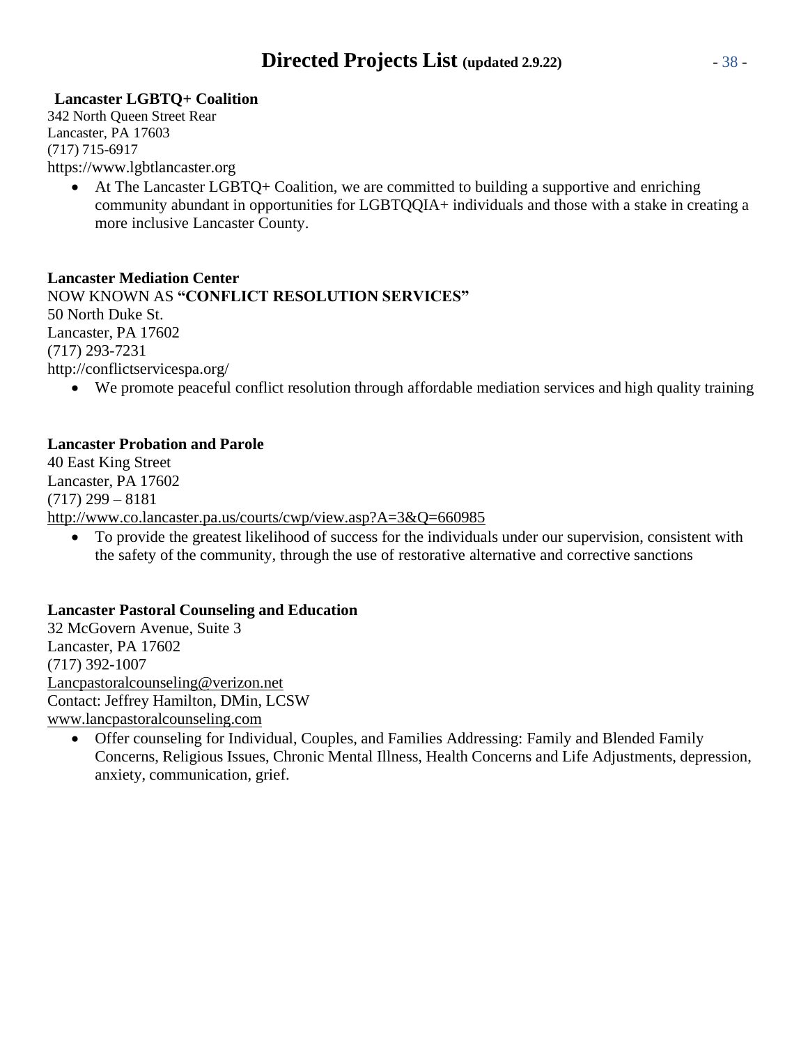**Lancaster LGBTQ+ Coalition**
342 North Queen Street Rear
Lancaster, PA 17603
(717) 715-6917
https://www.lgbtlancaster.org

- At The Lancaster LGBTQ+ Coalition, we are committed to building a supportive and enriching community abundant in opportunities for LGBTQQIA+ individuals and those with a stake in creating a more inclusive Lancaster County.

**Lancaster Mediation Center**
NOW KNOWN AS **"CONFLICT RESOLUTION SERVICES"**
50 North Duke St.
Lancaster, PA 17602
(717) 293-7231
http://conflictservicespa.org/

- We promote peaceful conflict resolution through affordable mediation services and high quality training

**Lancaster Probation and Parole**
40 East King Street
Lancaster, PA 17602
(717) 299 – 8181
http://www.co.lancaster.pa.us/courts/cwp/view.asp?A=3&Q=660985

- To provide the greatest likelihood of success for the individuals under our supervision, consistent with the safety of the community, through the use of restorative alternative and corrective sanctions

**Lancaster Pastoral Counseling and Education**
32 McGovern Avenue, Suite 3
Lancaster, PA 17602
(717) 392-1007
Lancpastoralcounseling@verizon.net
Contact: Jeffrey Hamilton, DMin, LCSW
www.lancpastoralcounseling.com

- Offer counseling for Individual, Couples, and Families Addressing: Family and Blended Family Concerns, Religious Issues, Chronic Mental Illness, Health Concerns and Life Adjustments, depression, anxiety, communication, grief.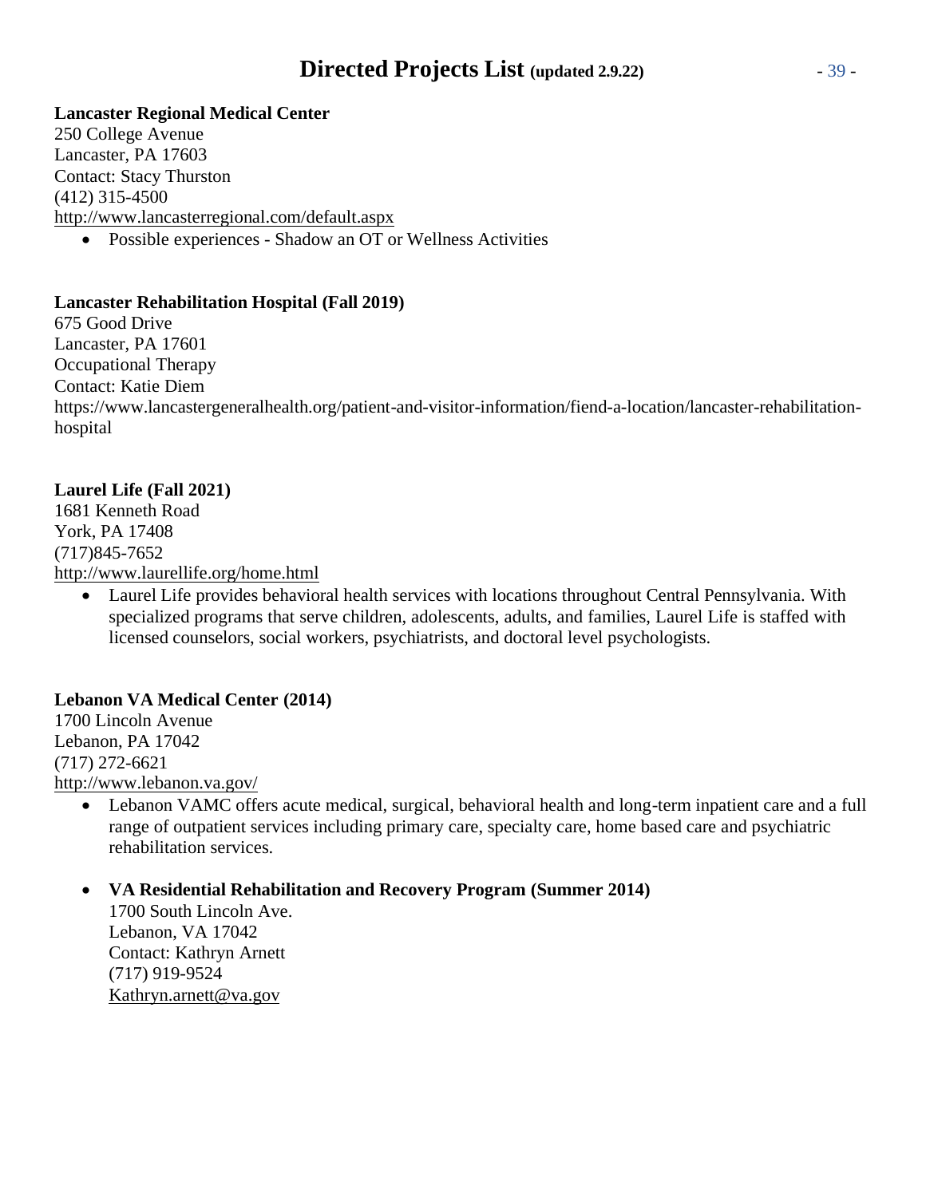**Lancaster Regional Medical Center**
250 College Avenue
Lancaster, PA 17603
Contact: Stacy Thurston
(412) 315-4500
http://www.lancasterregional.com/default.aspx

- Possible experiences - Shadow an OT or Wellness Activities

**Lancaster Rehabilitation Hospital (Fall 2019)**
675 Good Drive
Lancaster, PA 17601
Occupational Therapy
Contact: Katie Diem
https://www.lancastergeneralhealth.org/patient-and-visitor-information/fiend-a-location/lancaster-rehabilitation-hospital

**Laurel Life (Fall 2021)**
1681 Kenneth Road
York, PA 17408
(717)845-7652
http://www.laurellife.org/home.html

- Laurel Life provides behavioral health services with locations throughout Central Pennsylvania. With specialized programs that serve children, adolescents, adults, and families, Laurel Life is staffed with licensed counselors, social workers, psychiatrists, and doctoral level psychologists.

**Lebanon VA Medical Center (2014)**
1700 Lincoln Avenue
Lebanon, PA 17042
(717) 272-6621
http://www.lebanon.va.gov/

- Lebanon VAMC offers acute medical, surgical, behavioral health and long-term inpatient care and a full range of outpatient services including primary care, specialty care, home based care and psychiatric rehabilitation services.

- **VA Residential Rehabilitation and Recovery Program (Summer 2014)**
  1700 South Lincoln Ave.
  Lebanon, VA 17042
  Contact: Kathryn Arnett
  (717) 919-9524
  Kathryn.arnett@va.gov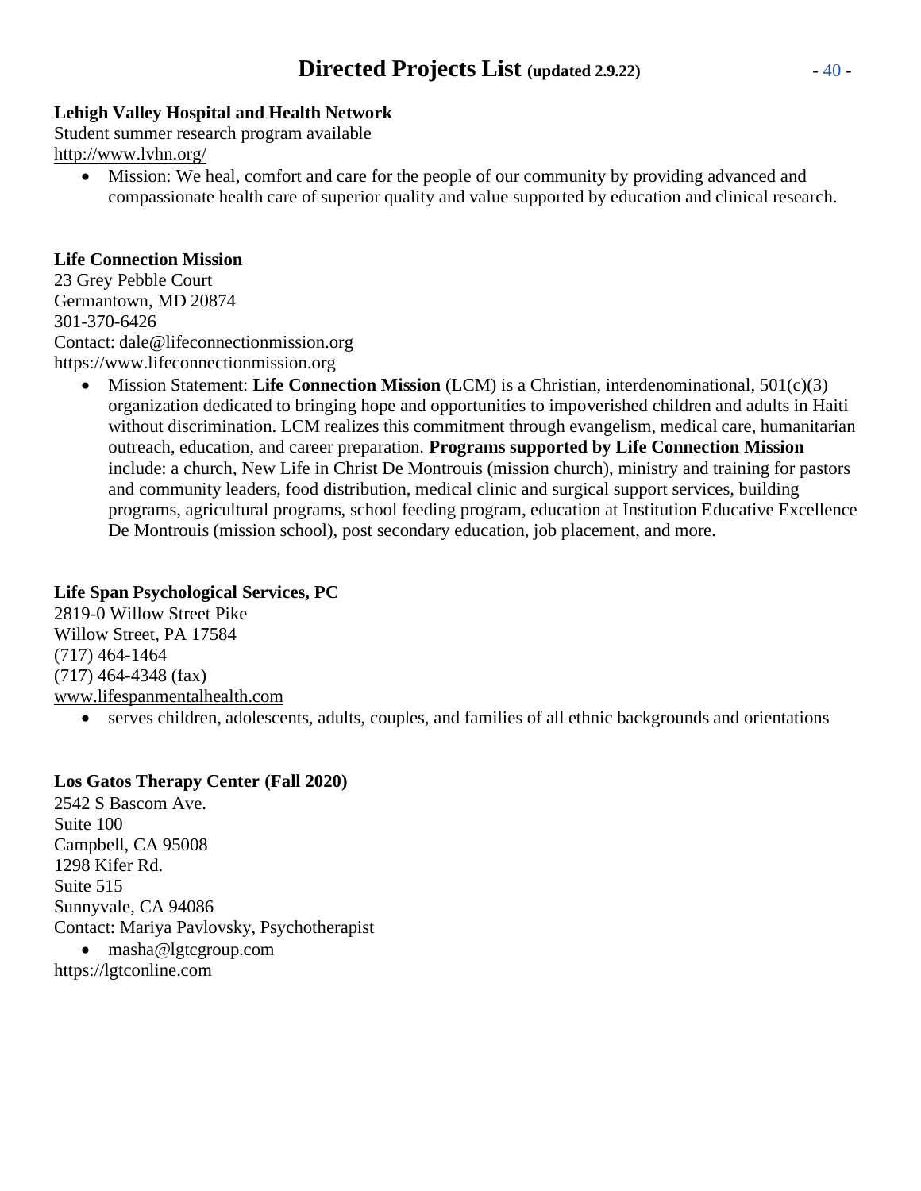**Lehigh Valley Hospital and Health Network**
Student summer research program available
http://www.lvhn.org/

- Mission: We heal, comfort and care for the people of our community by providing advanced and compassionate health care of superior quality and value supported by education and clinical research.

**Life Connection Mission**
23 Grey Pebble Court
Germantown, MD 20874
301-370-6426
Contact: dale@lifeconnectionmission.org
https://www.lifeconnectionmission.org

- Mission Statement: **Life Connection Mission** (LCM) is a Christian, interdenominational, 501(c)(3) organization dedicated to bringing hope and opportunities to impoverished children and adults in Haiti without discrimination. LCM realizes this commitment through evangelism, medical care, humanitarian outreach, education, and career preparation. **Programs supported by Life Connection Mission** include: a church, New Life in Christ De Montrouis (mission church), ministry and training for pastors and community leaders, food distribution, medical clinic and surgical support services, building programs, agricultural programs, school feeding program, education at Institution Educative Excellence De Montrouis (mission school), post secondary education, job placement, and more.

**Life Span Psychological Services, PC**
2819-0 Willow Street Pike
Willow Street, PA 17584
(717) 464-1464
(717) 464-4348 (fax)
www.lifespanmentalhealth.com

- serves children, adolescents, adults, couples, and families of all ethnic backgrounds and orientations

**Los Gatos Therapy Center (Fall 2020)**
2542 S Bascom Ave.
Suite 100
Campbell, CA 95008
1298 Kifer Rd.
Suite 515
Sunnyvale, CA 94086
Contact: Mariya Pavlovsky, Psychotherapist

- masha@lgtcgroup.com

https://lgtconline.com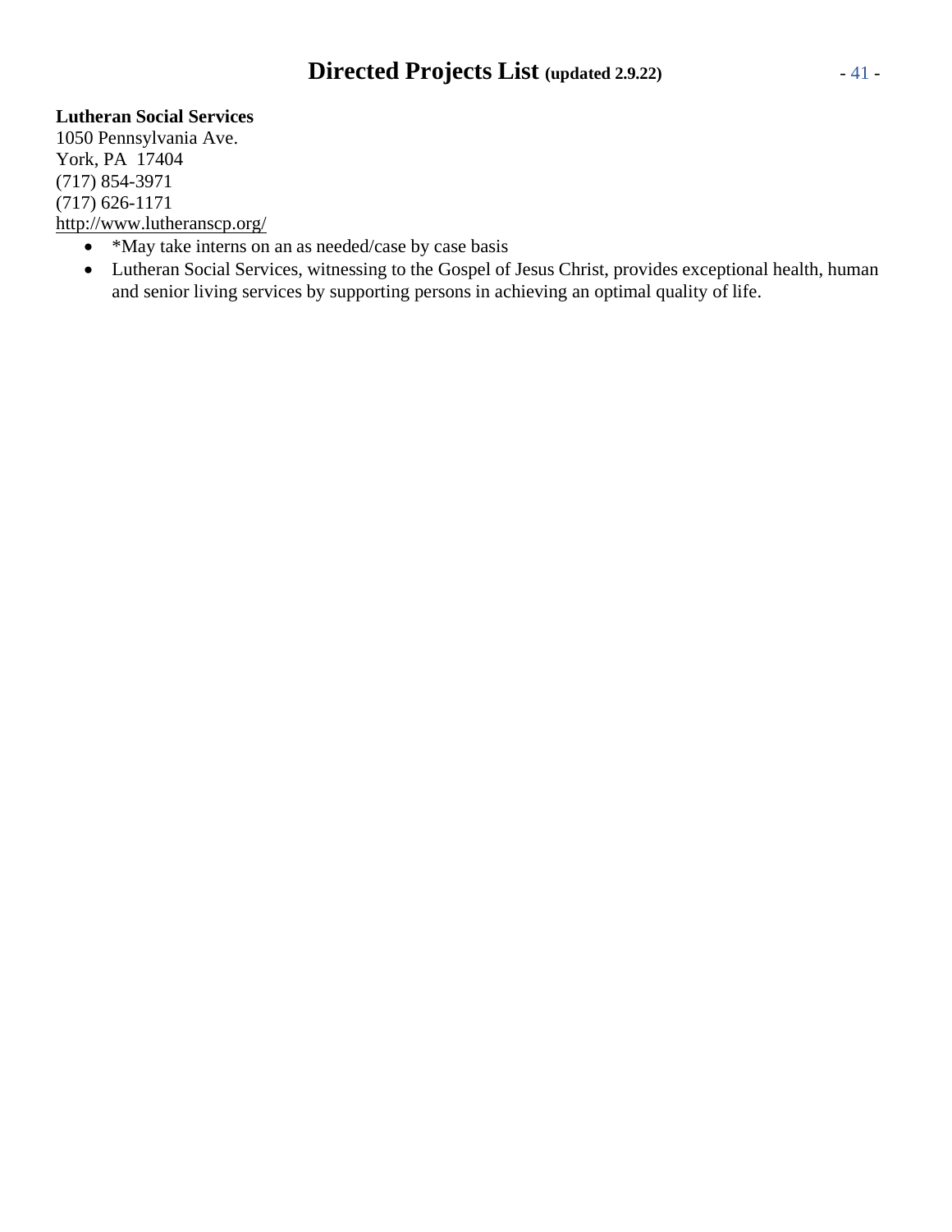**Lutheran Social Services**
1050 Pennsylvania Ave.
York, PA 17404
(717) 854-3971
(717) 626-1171
http://www.lutheranscp.org/

- *May take interns on an as needed/case by case basis
- Lutheran Social Services, witnessing to the Gospel of Jesus Christ, provides exceptional health, human and senior living services by supporting persons in achieving an optimal quality of life.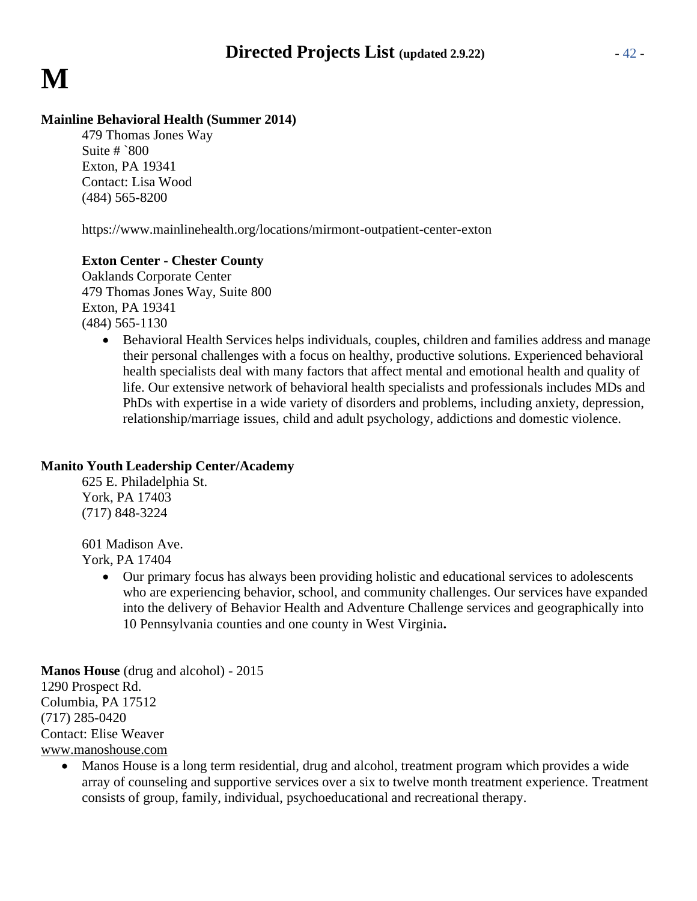# M

**Mainline Behavioral Health (Summer 2014)**

479 Thomas Jones Way
Suite # `800
Exton, PA 19341
Contact: Lisa Wood
(484) 565-8200

https://www.mainlinehealth.org/locations/mirmont-outpatient-center-exton

**Exton Center - Chester County**
Oaklands Corporate Center
479 Thomas Jones Way, Suite 800
Exton, PA 19341
(484) 565-1130

- Behavioral Health Services helps individuals, couples, children and families address and manage their personal challenges with a focus on healthy, productive solutions. Experienced behavioral health specialists deal with many factors that affect mental and emotional health and quality of life. Our extensive network of behavioral health specialists and professionals includes MDs and PhDs with expertise in a wide variety of disorders and problems, including anxiety, depression, relationship/marriage issues, child and adult psychology, addictions and domestic violence.

**Manito Youth Leadership Center/Academy**

625 E. Philadelphia St.
York, PA 17403
(717) 848-3224

601 Madison Ave.
York, PA 17404

- Our primary focus has always been providing holistic and educational services to adolescents who are experiencing behavior, school, and community challenges. Our services have expanded into the delivery of Behavior Health and Adventure Challenge services and geographically into 10 Pennsylvania counties and one county in West Virginia**.**

**Manos House** (drug and alcohol) - 2015
1290 Prospect Rd.
Columbia, PA 17512
(717) 285-0420
Contact: Elise Weaver
www.manoshouse.com

- Manos House is a long term residential, drug and alcohol, treatment program which provides a wide array of counseling and supportive services over a six to twelve month treatment experience. Treatment consists of group, family, individual, psychoeducational and recreational therapy.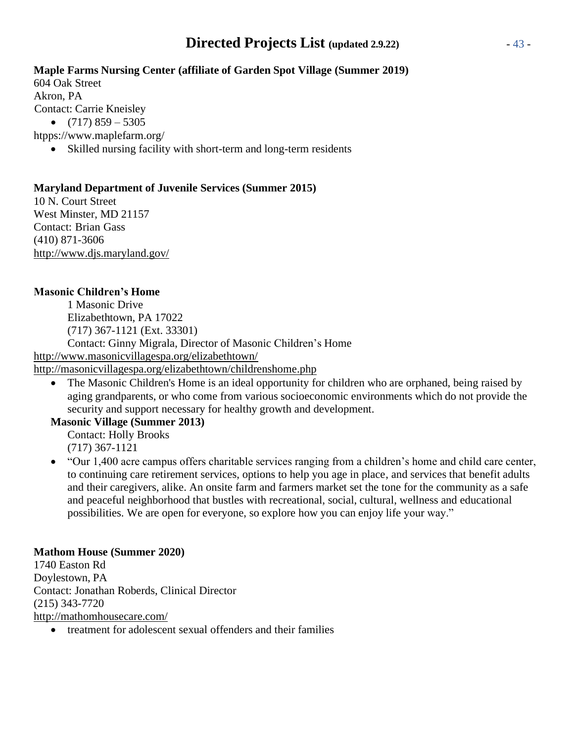**Maple Farms Nursing Center (affiliate of Garden Spot Village (Summer 2019)**
604 Oak Street
Akron, PA
Contact: Carrie Kneisley

- (717) 859 – 5305

htpps://www.maplefarm.org/

- Skilled nursing facility with short-term and long-term residents

**Maryland Department of Juvenile Services (Summer 2015)**
10 N. Court Street
West Minster, MD 21157
Contact: Brian Gass
(410) 871-3606
http://www.djs.maryland.gov/

**Masonic Children's Home**
1 Masonic Drive
Elizabethtown, PA 17022
(717) 367-1121 (Ext. 33301)
Contact: Ginny Migrala, Director of Masonic Children's Home
http://www.masonicvillagespa.org/elizabethtown/
http://masonicvillagespa.org/elizabethtown/childrenshome.php

- The Masonic Children's Home is an ideal opportunity for children who are orphaned, being raised by aging grandparents, or who come from various socioeconomic environments which do not provide the security and support necessary for healthy growth and development.

**Masonic Village (Summer 2013)**
Contact: Holly Brooks
(717) 367-1121

- "Our 1,400 acre campus offers charitable services ranging from a children's home and child care center, to continuing care retirement services, options to help you age in place, and services that benefit adults and their caregivers, alike. An onsite farm and farmers market set the tone for the community as a safe and peaceful neighborhood that bustles with recreational, social, cultural, wellness and educational possibilities. We are open for everyone, so explore how you can enjoy life your way."

**Mathom House (Summer 2020)**
1740 Easton Rd
Doylestown, PA
Contact: Jonathan Roberds, Clinical Director
(215) 343-7720
http://mathomhousecare.com/

- treatment for adolescent sexual offenders and their families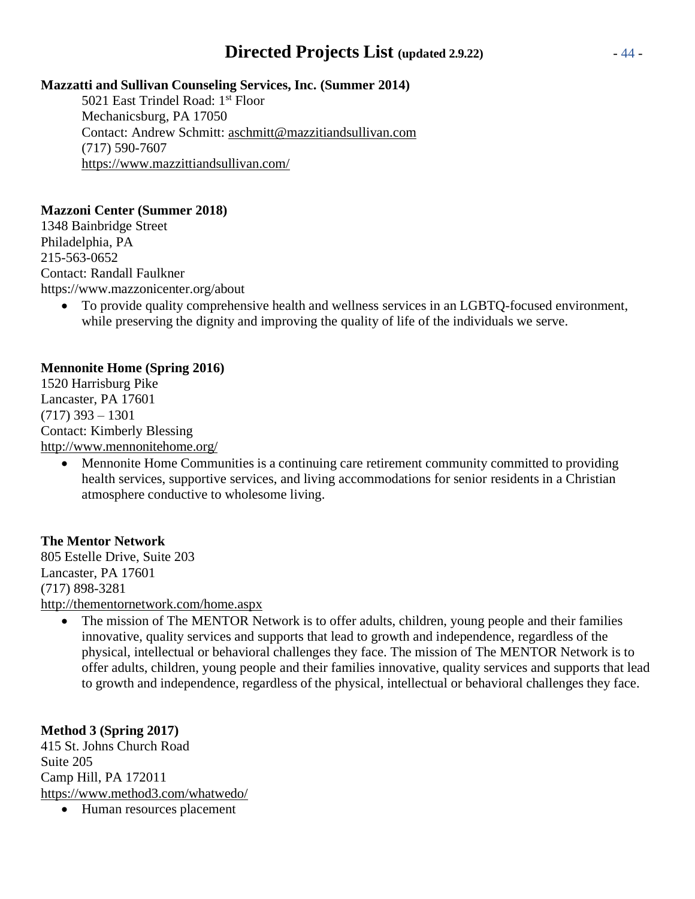**Mazzatti and Sullivan Counseling Services, Inc. (Summer 2014)**

5021 East Trindel Road: 1st Floor
Mechanicsburg, PA 17050
Contact: Andrew Schmitt: aschmitt@mazzitiandsullivan.com
(717) 590-7607
https://www.mazzittiandsullivan.com/

**Mazzoni Center (Summer 2018)**

1348 Bainbridge Street
Philadelphia, PA
215-563-0652
Contact: Randall Faulkner
https://www.mazzonicenter.org/about

- To provide quality comprehensive health and wellness services in an LGBTQ-focused environment, while preserving the dignity and improving the quality of life of the individuals we serve.

**Mennonite Home (Spring 2016)**

1520 Harrisburg Pike
Lancaster, PA 17601
(717) 393 – 1301
Contact: Kimberly Blessing
http://www.mennonitehome.org/

- Mennonite Home Communities is a continuing care retirement community committed to providing health services, supportive services, and living accommodations for senior residents in a Christian atmosphere conductive to wholesome living.

**The Mentor Network**

805 Estelle Drive, Suite 203
Lancaster, PA 17601
(717) 898-3281
http://thementornetwork.com/home.aspx

- The mission of The MENTOR Network is to offer adults, children, young people and their families innovative, quality services and supports that lead to growth and independence, regardless of the physical, intellectual or behavioral challenges they face. The mission of The MENTOR Network is to offer adults, children, young people and their families innovative, quality services and supports that lead to growth and independence, regardless of the physical, intellectual or behavioral challenges they face.

**Method 3 (Spring 2017)**

415 St. Johns Church Road
Suite 205
Camp Hill, PA 172011
https://www.method3.com/whatwedo/

- Human resources placement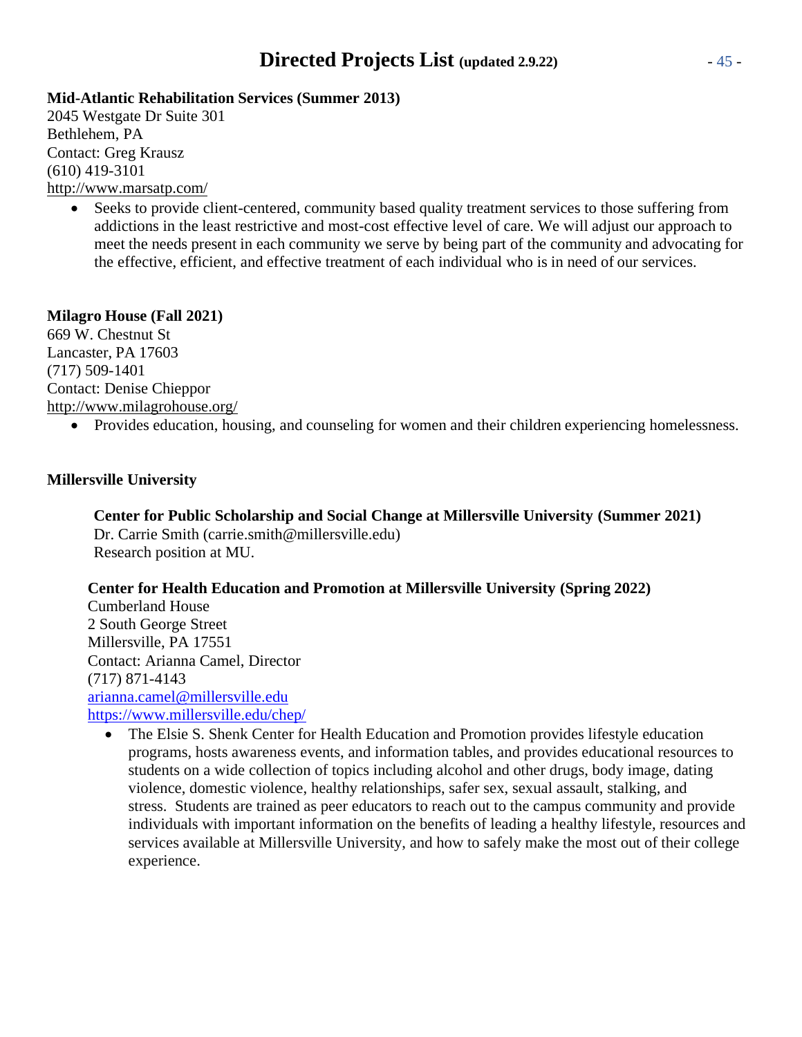**Mid-Atlantic Rehabilitation Services (Summer 2013)**
2045 Westgate Dr Suite 301
Bethlehem, PA
Contact: Greg Krausz
(610) 419-3101
http://www.marsatp.com/

- Seeks to provide client-centered, community based quality treatment services to those suffering from addictions in the least restrictive and most-cost effective level of care. We will adjust our approach to meet the needs present in each community we serve by being part of the community and advocating for the effective, efficient, and effective treatment of each individual who is in need of our services.

**Milagro House (Fall 2021)**
669 W. Chestnut St
Lancaster, PA 17603
(717) 509-1401
Contact: Denise Chieppor
http://www.milagrohouse.org/

- Provides education, housing, and counseling for women and their children experiencing homelessness.

**Millersville University**

**Center for Public Scholarship and Social Change at Millersville University (Summer 2021)**
Dr. Carrie Smith (carrie.smith@millersville.edu)
Research position at MU.

**Center for Health Education and Promotion at Millersville University (Spring 2022)**
Cumberland House
2 South George Street
Millersville, PA 17551
Contact: Arianna Camel, Director
(717) 871-4143
arianna.camel@millersville.edu
https://www.millersville.edu/chep/

- The Elsie S. Shenk Center for Health Education and Promotion provides lifestyle education programs, hosts awareness events, and information tables, and provides educational resources to students on a wide collection of topics including alcohol and other drugs, body image, dating violence, domestic violence, healthy relationships, safer sex, sexual assault, stalking, and stress. Students are trained as peer educators to reach out to the campus community and provide individuals with important information on the benefits of leading a healthy lifestyle, resources and services available at Millersville University, and how to safely make the most out of their college experience.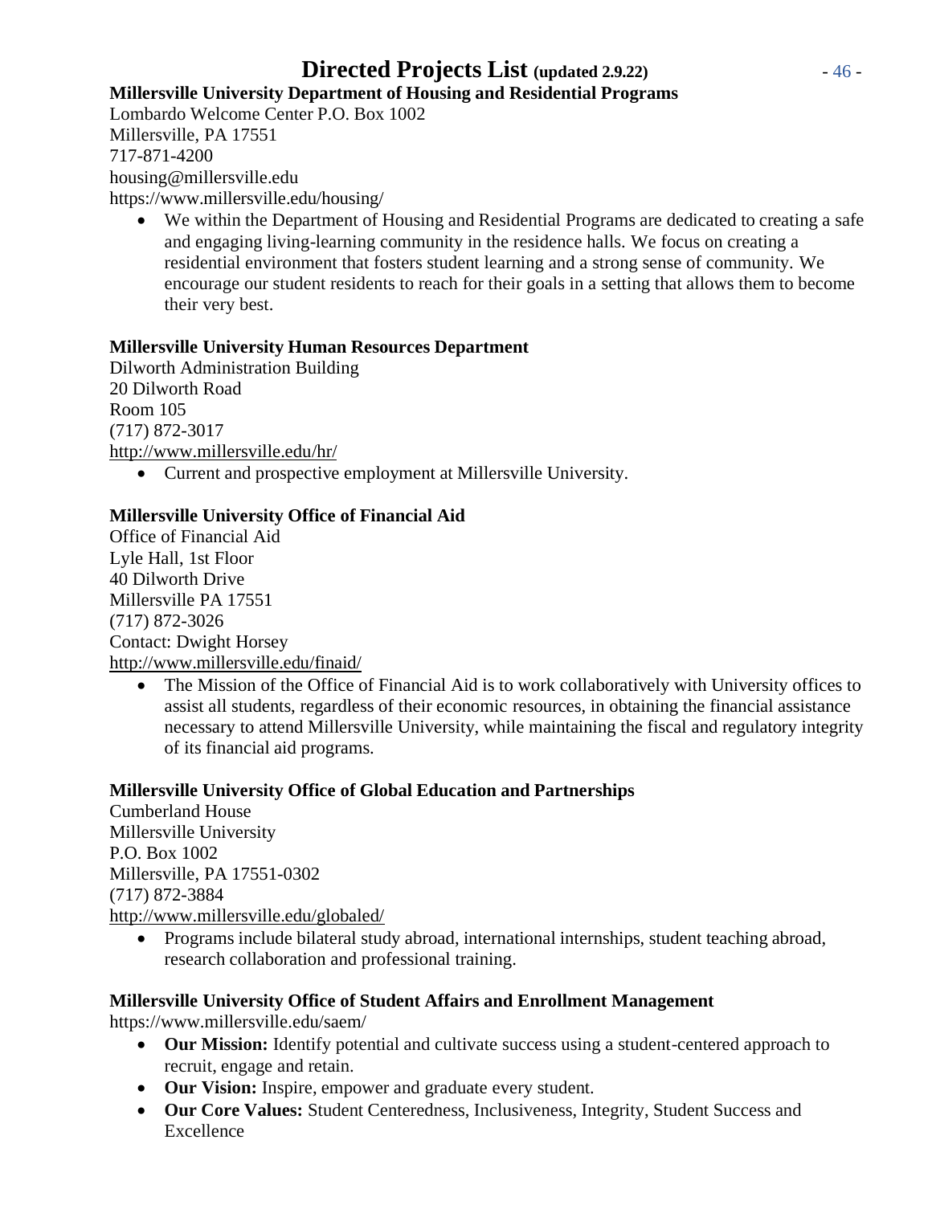**Millersville University Department of Housing and Residential Programs**

Lombardo Welcome Center P.O. Box 1002
Millersville, PA 17551
717-871-4200
housing@millersville.edu
https://www.millersville.edu/housing/

- We within the Department of Housing and Residential Programs are dedicated to creating a safe and engaging living-learning community in the residence halls. We focus on creating a residential environment that fosters student learning and a strong sense of community. We encourage our student residents to reach for their goals in a setting that allows them to become their very best.

**Millersville University Human Resources Department**

Dilworth Administration Building
20 Dilworth Road
Room 105
(717) 872-3017
http://www.millersville.edu/hr/

- Current and prospective employment at Millersville University.

**Millersville University Office of Financial Aid**

Office of Financial Aid
Lyle Hall, 1st Floor
40 Dilworth Drive
Millersville PA 17551
(717) 872-3026
Contact: Dwight Horsey
http://www.millersville.edu/finaid/

- The Mission of the Office of Financial Aid is to work collaboratively with University offices to assist all students, regardless of their economic resources, in obtaining the financial assistance necessary to attend Millersville University, while maintaining the fiscal and regulatory integrity of its financial aid programs.

**Millersville University Office of Global Education and Partnerships**

Cumberland House
Millersville University
P.O. Box 1002
Millersville, PA 17551-0302
(717) 872-3884
http://www.millersville.edu/globaled/

- Programs include bilateral study abroad, international internships, student teaching abroad, research collaboration and professional training.

**Millersville University Office of Student Affairs and Enrollment Management**

https://www.millersville.edu/saem/

- **Our Mission:** Identify potential and cultivate success using a student-centered approach to recruit, engage and retain.
- **Our Vision:** Inspire, empower and graduate every student.
- **Our Core Values:** Student Centeredness, Inclusiveness, Integrity, Student Success and Excellence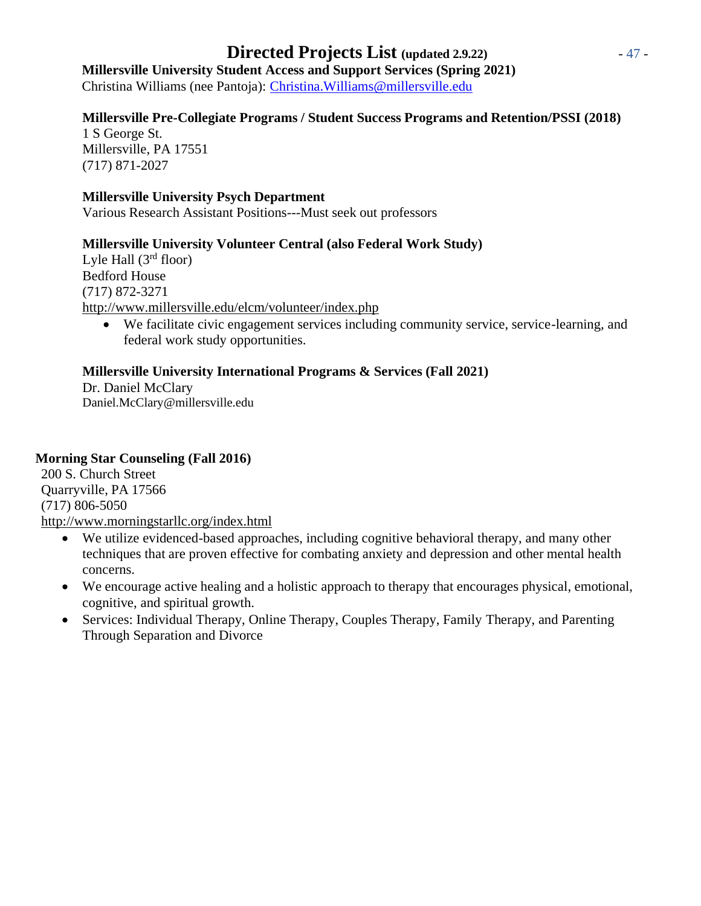**Millersville University Student Access and Support Services (Spring 2021)**
Christina Williams (nee Pantoja): Christina.Williams@millersville.edu

**Millersville Pre-Collegiate Programs / Student Success Programs and Retention/PSSI (2018)**
1 S George St.
Millersville, PA 17551
(717) 871-2027

**Millersville University Psych Department**
Various Research Assistant Positions---Must seek out professors

**Millersville University Volunteer Central (also Federal Work Study)**
Lyle Hall (3rd floor)
Bedford House
(717) 872-3271
http://www.millersville.edu/elcm/volunteer/index.php

- We facilitate civic engagement services including community service, service-learning, and federal work study opportunities.

**Millersville University International Programs & Services (Fall 2021)**
Dr. Daniel McClary
Daniel.McClary@millersville.edu

**Morning Star Counseling (Fall 2016)**
200 S. Church Street
Quarryville, PA 17566
(717) 806-5050
http://www.morningstarllc.org/index.html

- We utilize evidenced-based approaches, including cognitive behavioral therapy, and many other techniques that are proven effective for combating anxiety and depression and other mental health concerns.
- We encourage active healing and a holistic approach to therapy that encourages physical, emotional, cognitive, and spiritual growth.
- Services: Individual Therapy, Online Therapy, Couples Therapy, Family Therapy, and Parenting Through Separation and Divorce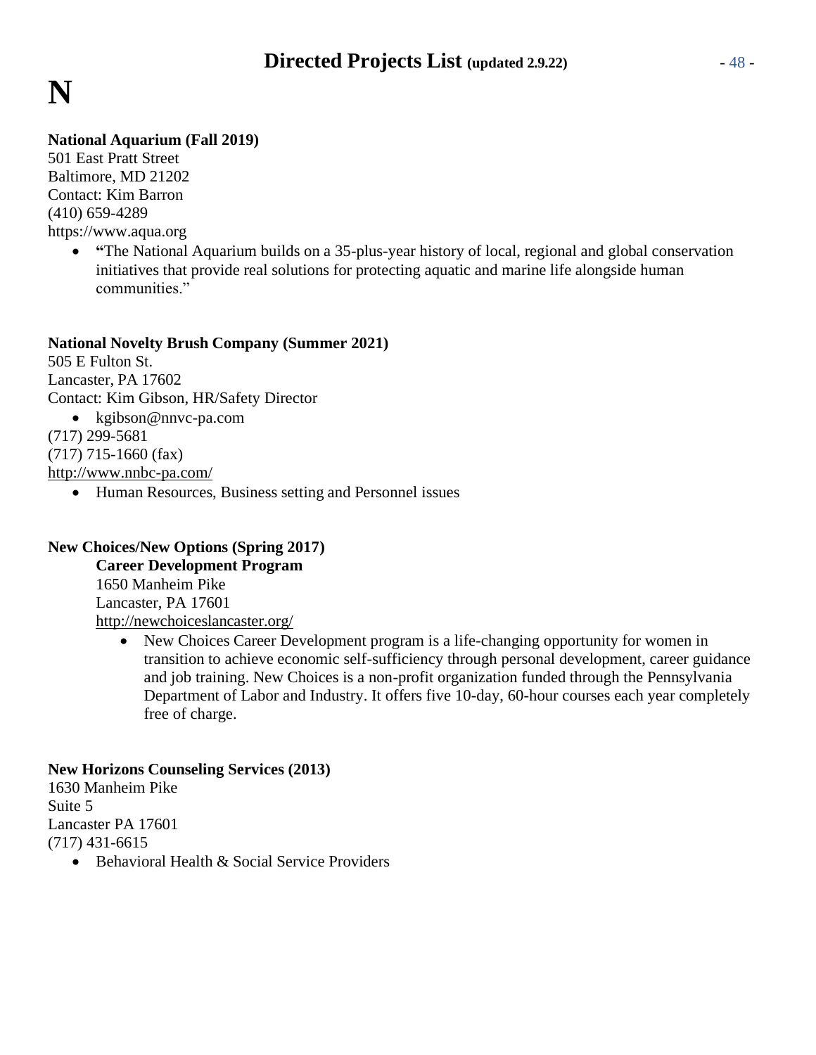# N

**National Aquarium (Fall 2019)**
501 East Pratt Street
Baltimore, MD 21202
Contact: Kim Barron
(410) 659-4289
https://www.aqua.org

- **"**The National Aquarium builds on a 35-plus-year history of local, regional and global conservation initiatives that provide real solutions for protecting aquatic and marine life alongside human communities."

**National Novelty Brush Company (Summer 2021)**
505 E Fulton St.
Lancaster, PA 17602
Contact: Kim Gibson, HR/Safety Director

- kgibson@nnvc-pa.com

(717) 299-5681
(717) 715-1660 (fax)
http://www.nnbc-pa.com/

- Human Resources, Business setting and Personnel issues

**New Choices/New Options (Spring 2017)**
**Career Development Program**
1650 Manheim Pike
Lancaster, PA 17601
http://newchoiceslancaster.org/

- New Choices Career Development program is a life-changing opportunity for women in transition to achieve economic self-sufficiency through personal development, career guidance and job training. New Choices is a non-profit organization funded through the Pennsylvania Department of Labor and Industry. It offers five 10-day, 60-hour courses each year completely free of charge.

**New Horizons Counseling Services (2013)**
1630 Manheim Pike
Suite 5
Lancaster PA 17601
(717) 431-6615

- Behavioral Health & Social Service Providers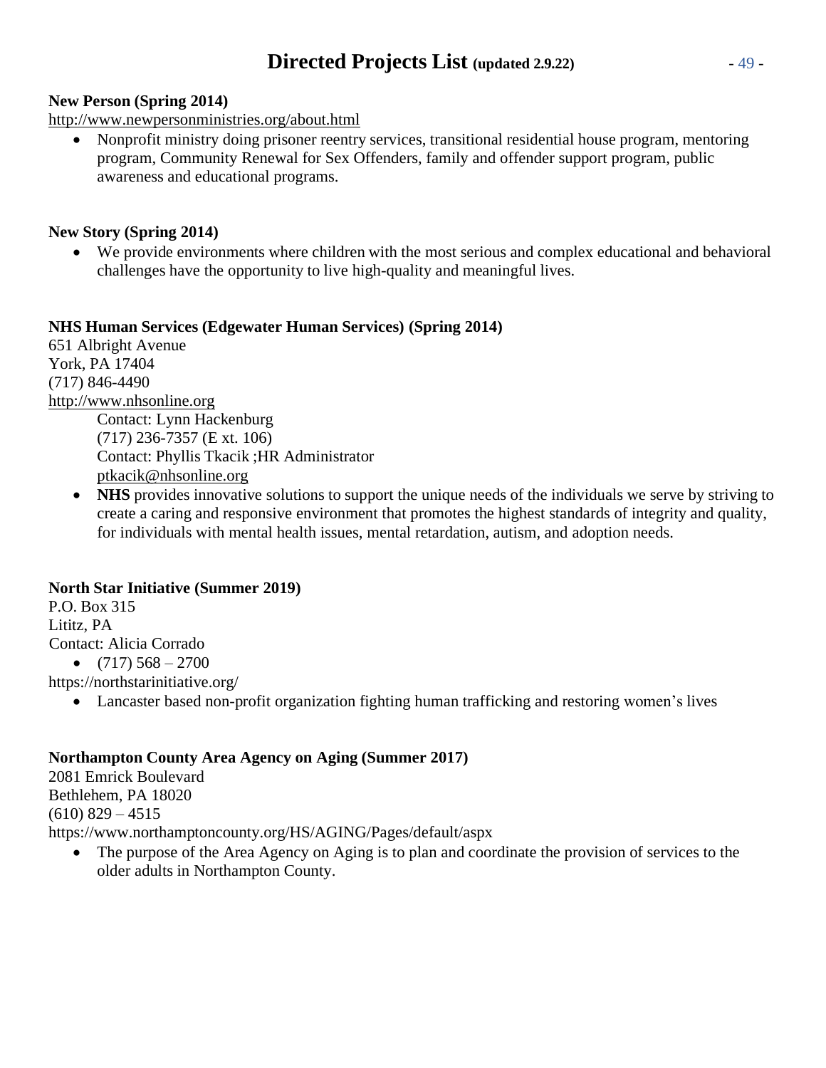# Directed Projects List (updated 2.9.22)

**New Person (Spring 2014)**

http://www.newpersonministries.org/about.html

- Nonprofit ministry doing prisoner reentry services, transitional residential house program, mentoring program, Community Renewal for Sex Offenders, family and offender support program, public awareness and educational programs.

**New Story (Spring 2014)**

- We provide environments where children with the most serious and complex educational and behavioral challenges have the opportunity to live high-quality and meaningful lives.

**NHS Human Services (Edgewater Human Services) (Spring 2014)**

651 Albright Avenue
York, PA 17404
(717) 846-4490
http://www.nhsonline.org

Contact: Lynn Hackenburg
(717) 236-7357 (E xt. 106)
Contact: Phyllis Tkacik ;HR Administrator
ptkacik@nhsonline.org

- **NHS** provides innovative solutions to support the unique needs of the individuals we serve by striving to create a caring and responsive environment that promotes the highest standards of integrity and quality, for individuals with mental health issues, mental retardation, autism, and adoption needs.

**North Star Initiative (Summer 2019)**

P.O. Box 315
Lititz, PA
Contact: Alicia Corrado

- (717) 568 – 2700

https://northstarinitiative.org/

- Lancaster based non-profit organization fighting human trafficking and restoring women's lives

**Northampton County Area Agency on Aging (Summer 2017)**

2081 Emrick Boulevard
Bethlehem, PA 18020
(610) 829 – 4515
https://www.northamptoncounty.org/HS/AGING/Pages/default/aspx

- The purpose of the Area Agency on Aging is to plan and coordinate the provision of services to the older adults in Northampton County.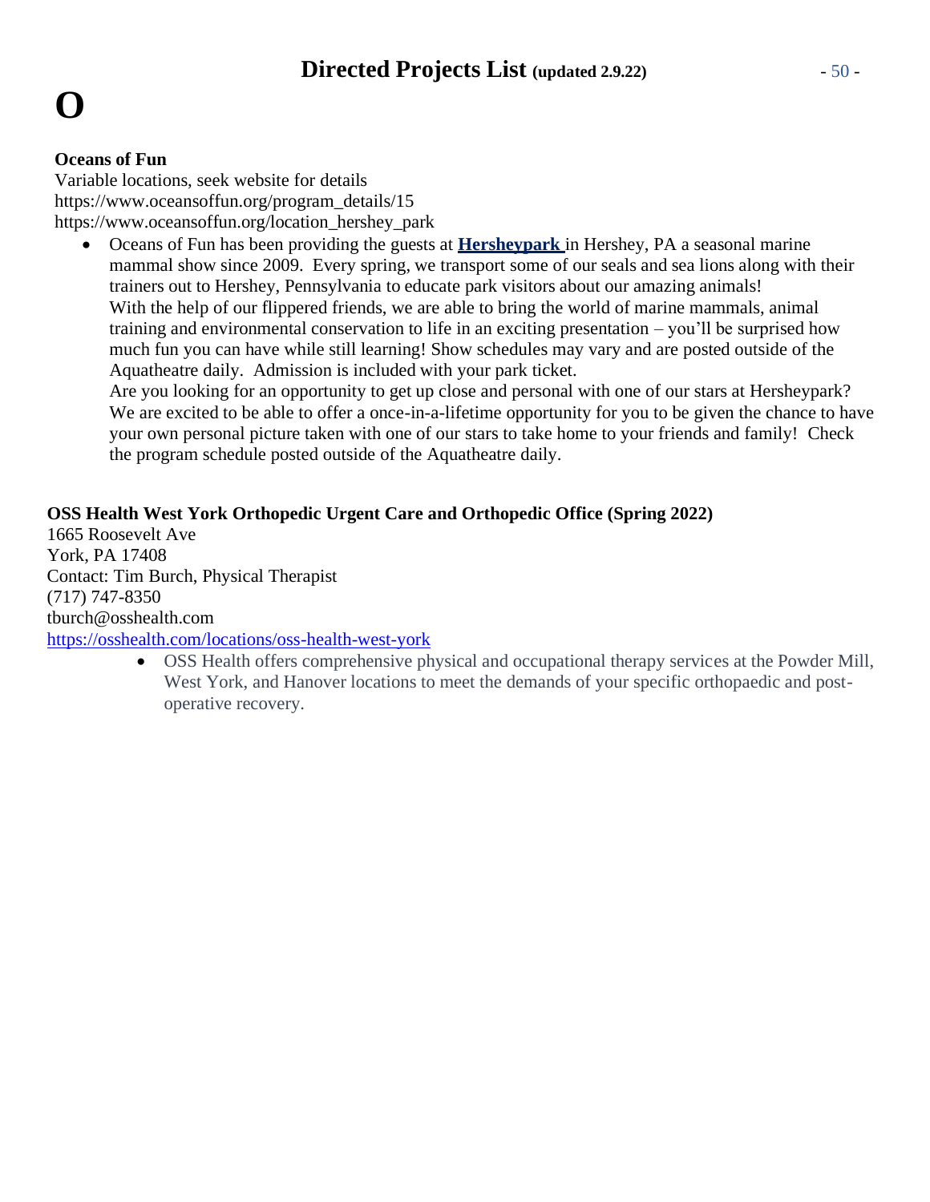# O

**Oceans of Fun**
Variable locations, seek website for details
https://www.oceansoffun.org/program_details/15
https://www.oceansoffun.org/location_hershey_park

- Oceans of Fun has been providing the guests at **Hersheypark** in Hershey, PA a seasonal marine mammal show since 2009. Every spring, we transport some of our seals and sea lions along with their trainers out to Hershey, Pennsylvania to educate park visitors about our amazing animals! With the help of our flippered friends, we are able to bring the world of marine mammals, animal training and environmental conservation to life in an exciting presentation – you'll be surprised how much fun you can have while still learning! Show schedules may vary and are posted outside of the Aquatheatre daily. Admission is included with your park ticket.
  Are you looking for an opportunity to get up close and personal with one of our stars at Hersheypark? We are excited to be able to offer a once-in-a-lifetime opportunity for you to be given the chance to have your own personal picture taken with one of our stars to take home to your friends and family! Check the program schedule posted outside of the Aquatheatre daily.

**OSS Health West York Orthopedic Urgent Care and Orthopedic Office (Spring 2022)**
1665 Roosevelt Ave
York, PA 17408
Contact: Tim Burch, Physical Therapist
(717) 747-8350
tburch@osshealth.com
https://osshealth.com/locations/oss-health-west-york

- OSS Health offers comprehensive physical and occupational therapy services at the Powder Mill, West York, and Hanover locations to meet the demands of your specific orthopaedic and post-operative recovery.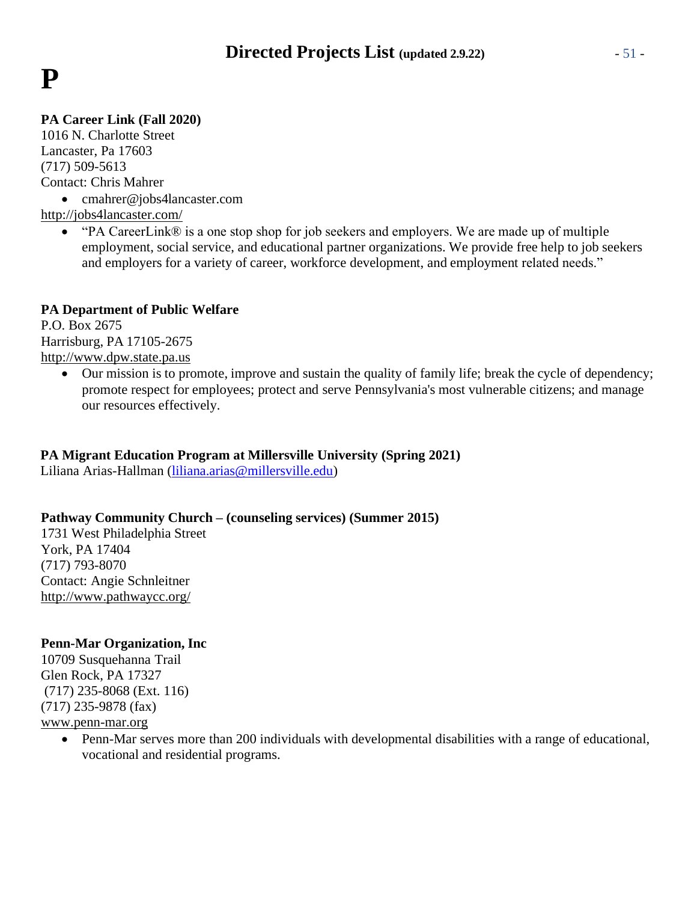# P

**PA Career Link (Fall 2020)**
1016 N. Charlotte Street
Lancaster, Pa 17603
(717) 509-5613
Contact: Chris Mahrer

- cmahrer@jobs4lancaster.com

http://jobs4lancaster.com/

- "PA CareerLink® is a one stop shop for job seekers and employers. We are made up of multiple employment, social service, and educational partner organizations. We provide free help to job seekers and employers for a variety of career, workforce development, and employment related needs."

**PA Department of Public Welfare**
P.O. Box 2675
Harrisburg, PA 17105-2675
http://www.dpw.state.pa.us

- Our mission is to promote, improve and sustain the quality of family life; break the cycle of dependency; promote respect for employees; protect and serve Pennsylvania's most vulnerable citizens; and manage our resources effectively.

**PA Migrant Education Program at Millersville University (Spring 2021)**
Liliana Arias-Hallman (liliana.arias@millersville.edu)

**Pathway Community Church – (counseling services) (Summer 2015)**
1731 West Philadelphia Street
York, PA 17404
(717) 793-8070
Contact: Angie Schnleitner
http://www.pathwaycc.org/

**Penn-Mar Organization, Inc**
10709 Susquehanna Trail
Glen Rock, PA 17327
(717) 235-8068 (Ext. 116)
(717) 235-9878 (fax)
www.penn-mar.org

- Penn-Mar serves more than 200 individuals with developmental disabilities with a range of educational, vocational and residential programs.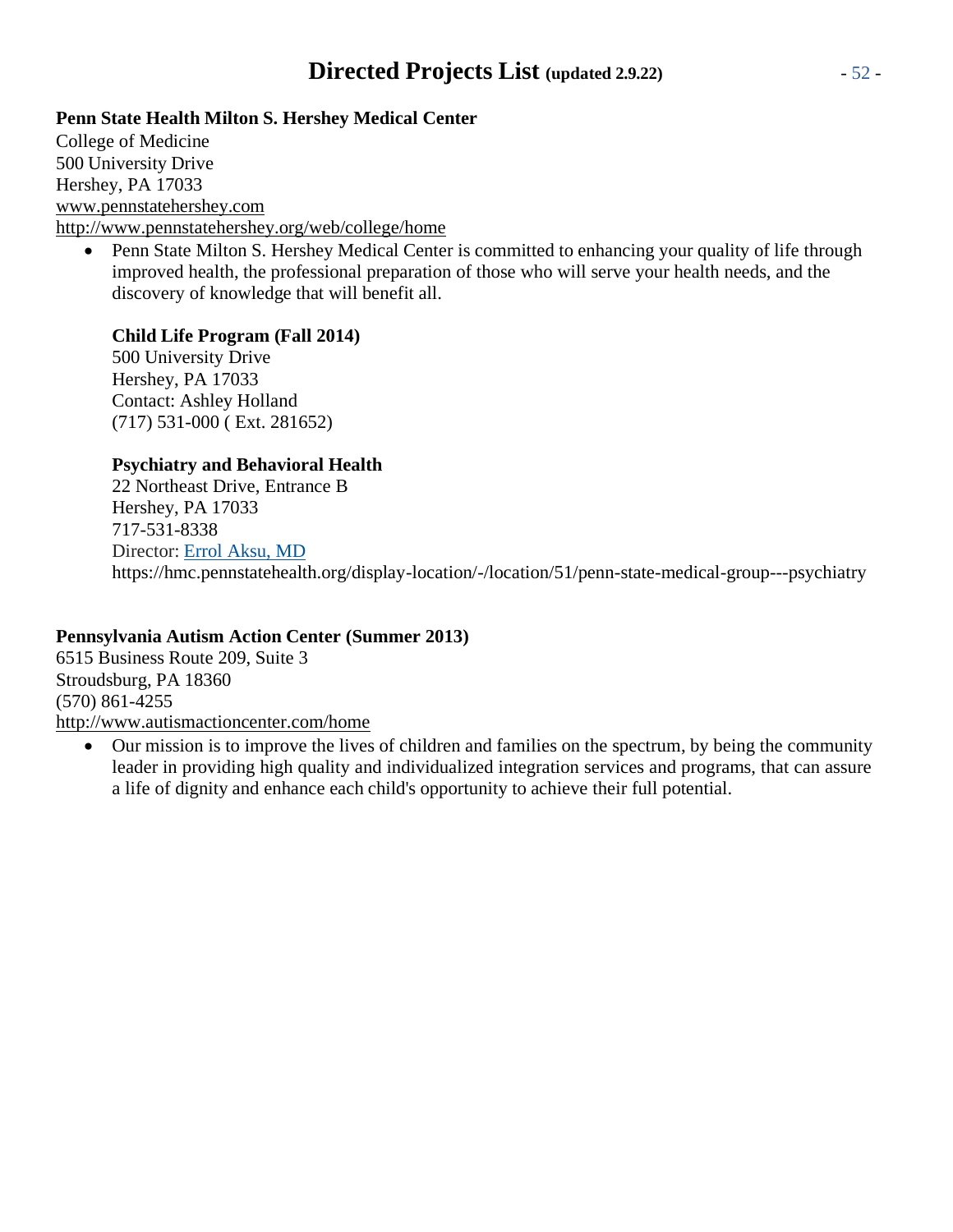**Penn State Health Milton S. Hershey Medical Center**
College of Medicine
500 University Drive
Hershey, PA 17033
www.pennstatehershey.com
http://www.pennstatehershey.org/web/college/home

- Penn State Milton S. Hershey Medical Center is committed to enhancing your quality of life through improved health, the professional preparation of those who will serve your health needs, and the discovery of knowledge that will benefit all.

  **Child Life Program (Fall 2014)**
  500 University Drive
  Hershey, PA 17033
  Contact: Ashley Holland
  (717) 531-000 ( Ext. 281652)

  **Psychiatry and Behavioral Health**
  22 Northeast Drive, Entrance B
  Hershey, PA 17033
  717-531-8338
  Director: Errol Aksu, MD
  https://hmc.pennstatehealth.org/display-location/-/location/51/penn-state-medical-group---psychiatry

**Pennsylvania Autism Action Center (Summer 2013)**
6515 Business Route 209, Suite 3
Stroudsburg, PA 18360
(570) 861-4255
http://www.autismactioncenter.com/home

- Our mission is to improve the lives of children and families on the spectrum, by being the community leader in providing high quality and individualized integration services and programs, that can assure a life of dignity and enhance each child's opportunity to achieve their full potential.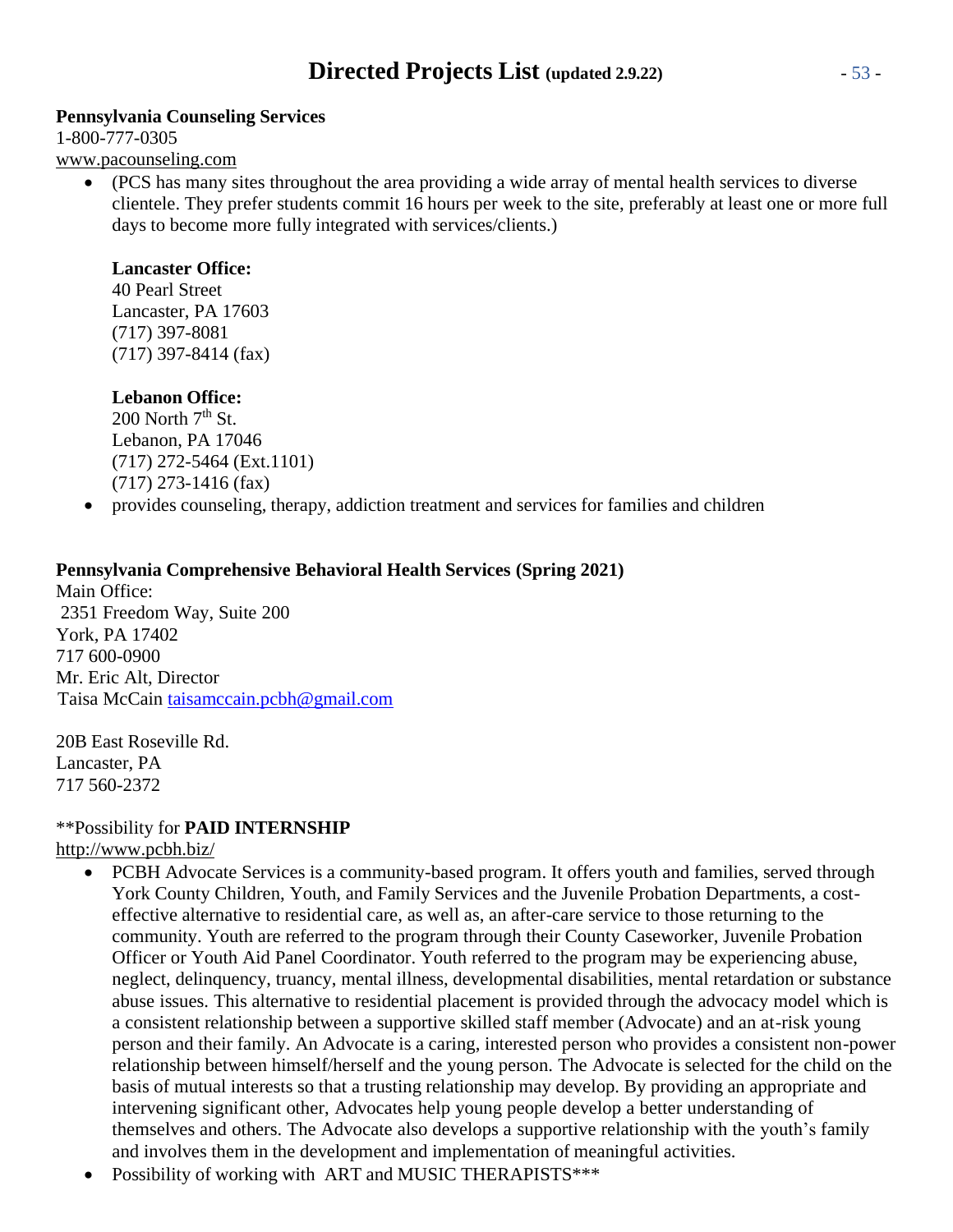**Pennsylvania Counseling Services**
1-800-777-0305
www.pacounseling.com

- (PCS has many sites throughout the area providing a wide array of mental health services to diverse clientele. They prefer students commit 16 hours per week to the site, preferably at least one or more full days to become more fully integrated with services/clients.)

  **Lancaster Office:**
  40 Pearl Street
  Lancaster, PA 17603
  (717) 397-8081
  (717) 397-8414 (fax)

  **Lebanon Office:**
  200 North 7th St.
  Lebanon, PA 17046
  (717) 272-5464 (Ext.1101)
  (717) 273-1416 (fax)

- provides counseling, therapy, addiction treatment and services for families and children

**Pennsylvania Comprehensive Behavioral Health Services (Spring 2021)**
Main Office:
2351 Freedom Way, Suite 200
York, PA 17402
717 600-0900
Mr. Eric Alt, Director
Taisa McCain taisamccain.pcbh@gmail.com

20B East Roseville Rd.
Lancaster, PA
717 560-2372

**Possibility for **PAID INTERNSHIP**
http://www.pcbh.biz/

- PCBH Advocate Services is a community-based program. It offers youth and families, served through York County Children, Youth, and Family Services and the Juvenile Probation Departments, a cost-effective alternative to residential care, as well as, an after-care service to those returning to the community. Youth are referred to the program through their County Caseworker, Juvenile Probation Officer or Youth Aid Panel Coordinator. Youth referred to the program may be experiencing abuse, neglect, delinquency, truancy, mental illness, developmental disabilities, mental retardation or substance abuse issues. This alternative to residential placement is provided through the advocacy model which is a consistent relationship between a supportive skilled staff member (Advocate) and an at-risk young person and their family. An Advocate is a caring, interested person who provides a consistent non-power relationship between himself/herself and the young person. The Advocate is selected for the child on the basis of mutual interests so that a trusting relationship may develop. By providing an appropriate and intervening significant other, Advocates help young people develop a better understanding of themselves and others. The Advocate also develops a supportive relationship with the youth's family and involves them in the development and implementation of meaningful activities.
- Possibility of working with ART and MUSIC THERAPISTS***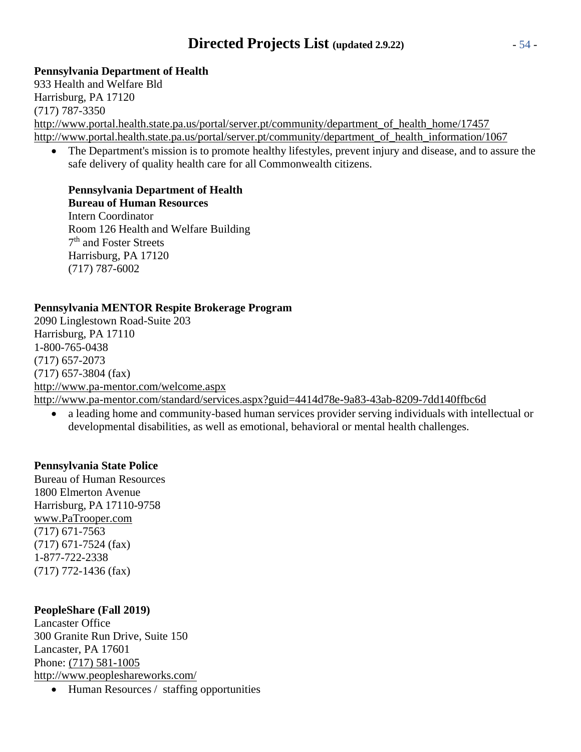**Pennsylvania Department of Health**
933 Health and Welfare Bld
Harrisburg, PA 17120
(717) 787-3350
http://www.portal.health.state.pa.us/portal/server.pt/community/department_of_health_home/17457
http://www.portal.health.state.pa.us/portal/server.pt/community/department_of_health_information/1067

- The Department's mission is to promote healthy lifestyles, prevent injury and disease, and to assure the safe delivery of quality health care for all Commonwealth citizens.

  **Pennsylvania Department of Health**
  **Bureau of Human Resources**
  Intern Coordinator
  Room 126 Health and Welfare Building
  7th and Foster Streets
  Harrisburg, PA 17120
  (717) 787-6002

**Pennsylvania MENTOR Respite Brokerage Program**
2090 Linglestown Road-Suite 203
Harrisburg, PA 17110
1-800-765-0438
(717) 657-2073
(717) 657-3804 (fax)
http://www.pa-mentor.com/welcome.aspx
http://www.pa-mentor.com/standard/services.aspx?guid=4414d78e-9a83-43ab-8209-7dd140ffbc6d

- a leading home and community-based human services provider serving individuals with intellectual or developmental disabilities, as well as emotional, behavioral or mental health challenges.

**Pennsylvania State Police**
Bureau of Human Resources
1800 Elmerton Avenue
Harrisburg, PA 17110-9758
www.PaTrooper.com
(717) 671-7563
(717) 671-7524 (fax)
1-877-722-2338
(717) 772-1436 (fax)

**PeopleShare (Fall 2019)**
Lancaster Office
300 Granite Run Drive, Suite 150
Lancaster, PA 17601
Phone: (717) 581-1005
http://www.peoplshareworks.com/

- Human Resources / staffing opportunities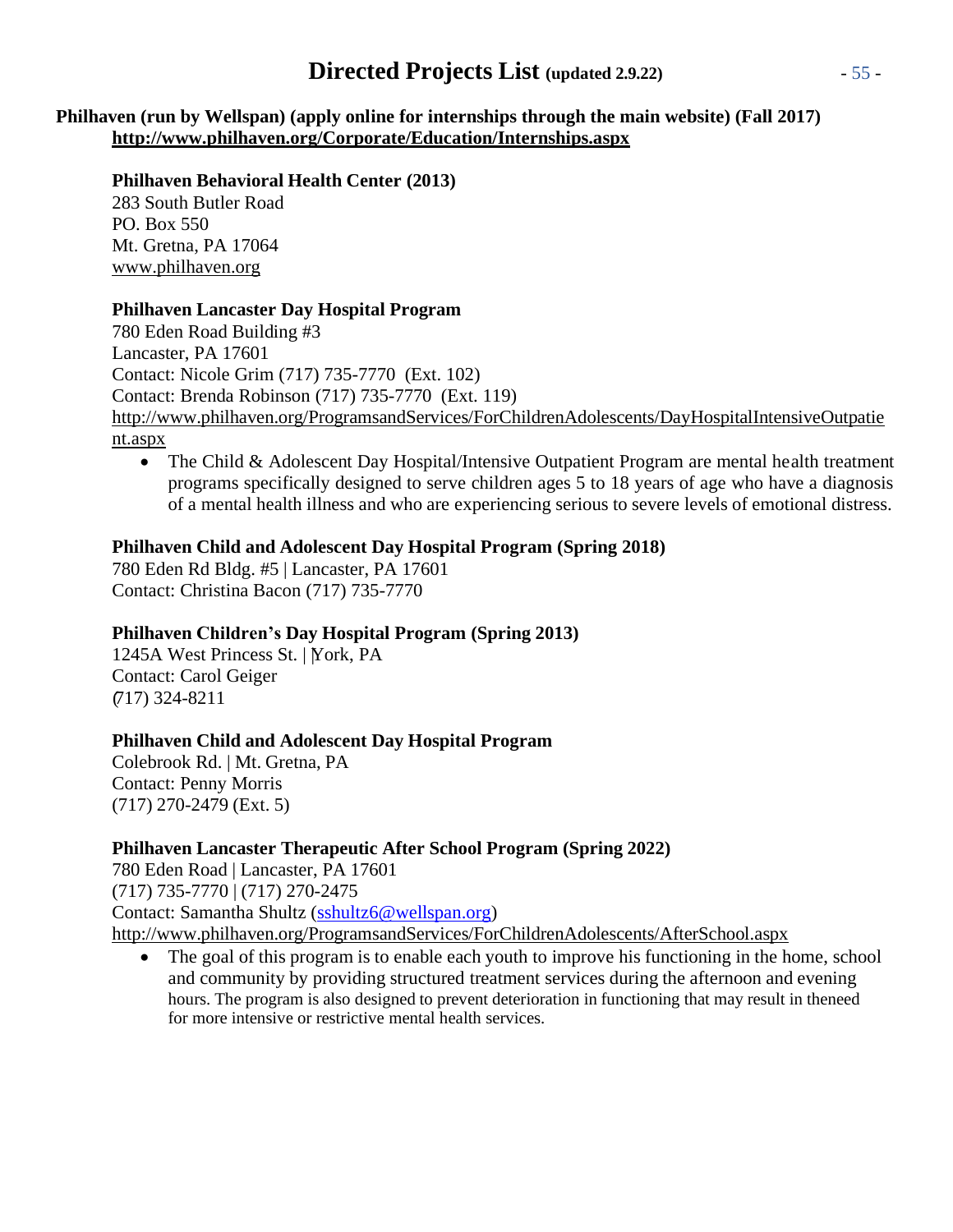**Philhaven (run by Wellspan) (apply online for internships through the main website) (Fall 2017)**
**http://www.philhaven.org/Corporate/Education/Internships.aspx**

**Philhaven Behavioral Health Center (2013)**
283 South Butler Road
PO. Box 550
Mt. Gretna, PA 17064
www.philhaven.org

**Philhaven Lancaster Day Hospital Program**
780 Eden Road Building #3
Lancaster, PA 17601
Contact: Nicole Grim (717) 735-7770 (Ext. 102)
Contact: Brenda Robinson (717) 735-7770 (Ext. 119)
http://www.philhaven.org/ProgramsandServices/ForChildrenAdolescents/DayHospitalIntensiveOutpatient.aspx

- The Child & Adolescent Day Hospital/Intensive Outpatient Program are mental health treatment programs specifically designed to serve children ages 5 to 18 years of age who have a diagnosis of a mental health illness and who are experiencing serious to severe levels of emotional distress.

**Philhaven Child and Adolescent Day Hospital Program (Spring 2018)**
780 Eden Rd Bldg. #5 | Lancaster, PA 17601
Contact: Christina Bacon (717) 735-7770

**Philhaven Children's Day Hospital Program (Spring 2013)**
1245A West Princess St. | York, PA
Contact: Carol Geiger
(717) 324-8211

**Philhaven Child and Adolescent Day Hospital Program**
Colebrook Rd. | Mt. Gretna, PA
Contact: Penny Morris
(717) 270-2479 (Ext. 5)

**Philhaven Lancaster Therapeutic After School Program (Spring 2022)**
780 Eden Road | Lancaster, PA 17601
(717) 735-7770 | (717) 270-2475
Contact: Samantha Shultz (sshultz6@wellspan.org)
http://www.philhaven.org/ProgramsandServices/ForChildrenAdolescents/AfterSchool.aspx

- The goal of this program is to enable each youth to improve his functioning in the home, school and community by providing structured treatment services during the afternoon and evening hours. The program is also designed to prevent deterioration in functioning that may result in theneed for more intensive or restrictive mental health services.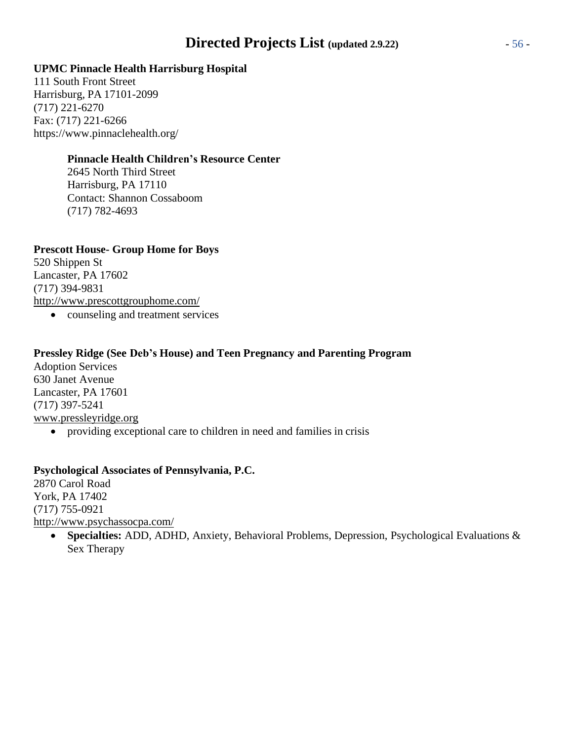**UPMC Pinnacle Health Harrisburg Hospital**
111 South Front Street
Harrisburg, PA 17101-2099
(717) 221-6270
Fax: (717) 221-6266
https://www.pinnaclehealth.org/

> **Pinnacle Health Children's Resource Center**
> 2645 North Third Street
> Harrisburg, PA 17110
> Contact: Shannon Cossaboom
> (717) 782-4693

**Prescott House- Group Home for Boys**
520 Shippen St
Lancaster, PA 17602
(717) 394-9831
http://www.prescottgrouphome.com/

- counseling and treatment services

**Pressley Ridge (See Deb's House) and Teen Pregnancy and Parenting Program**
Adoption Services
630 Janet Avenue
Lancaster, PA 17601
(717) 397-5241
www.pressleyridge.org

- providing exceptional care to children in need and families in crisis

**Psychological Associates of Pennsylvania, P.C.**
2870 Carol Road
York, PA 17402
(717) 755-0921
http://www.psychassocpa.com/

- **Specialties:** ADD, ADHD, Anxiety, Behavioral Problems, Depression, Psychological Evaluations & Sex Therapy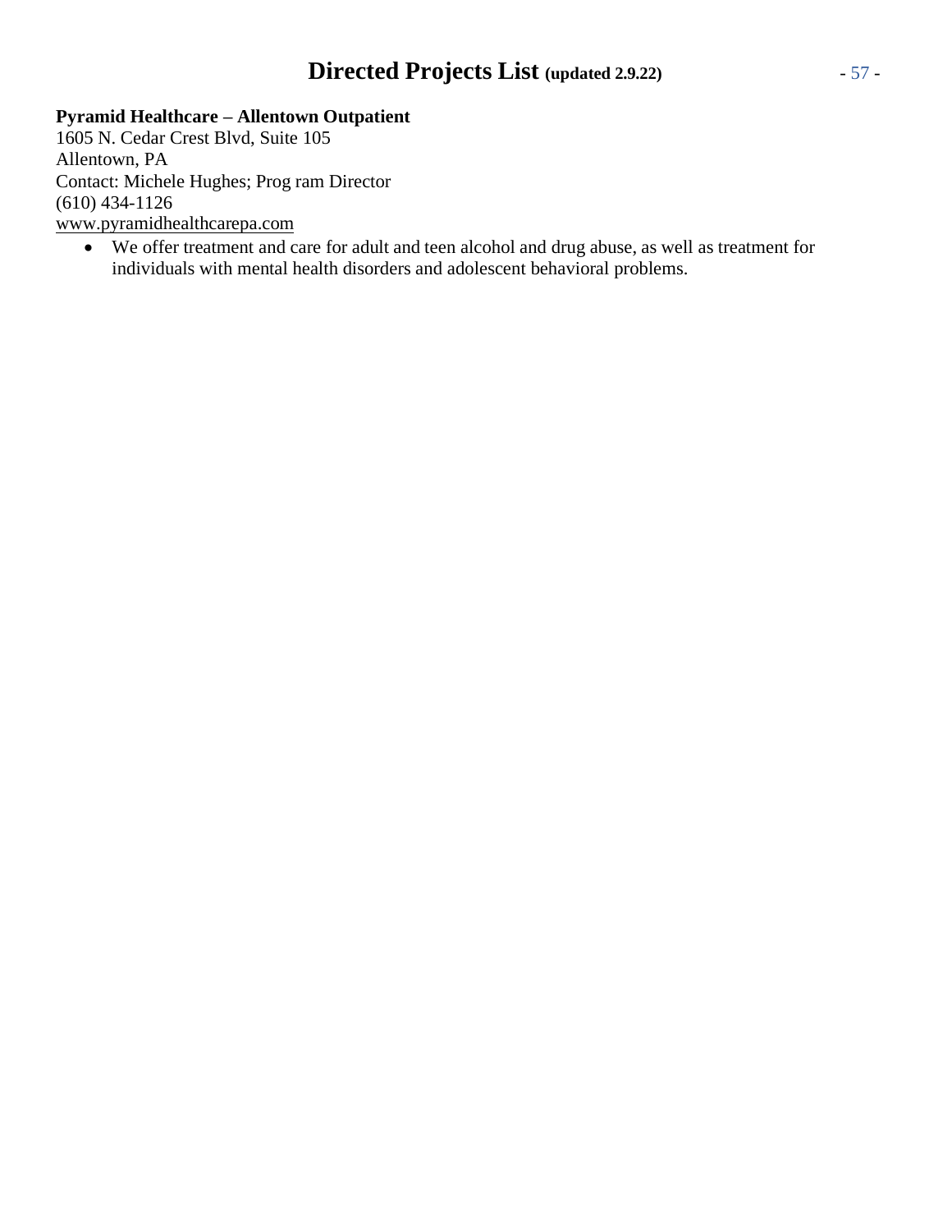**Pyramid Healthcare – Allentown Outpatient**
1605 N. Cedar Crest Blvd, Suite 105
Allentown, PA
Contact: Michele Hughes; Prog ram Director
(610) 434-1126
www.pyramidhealthcarepa.com

- We offer treatment and care for adult and teen alcohol and drug abuse, as well as treatment for individuals with mental health disorders and adolescent behavioral problems.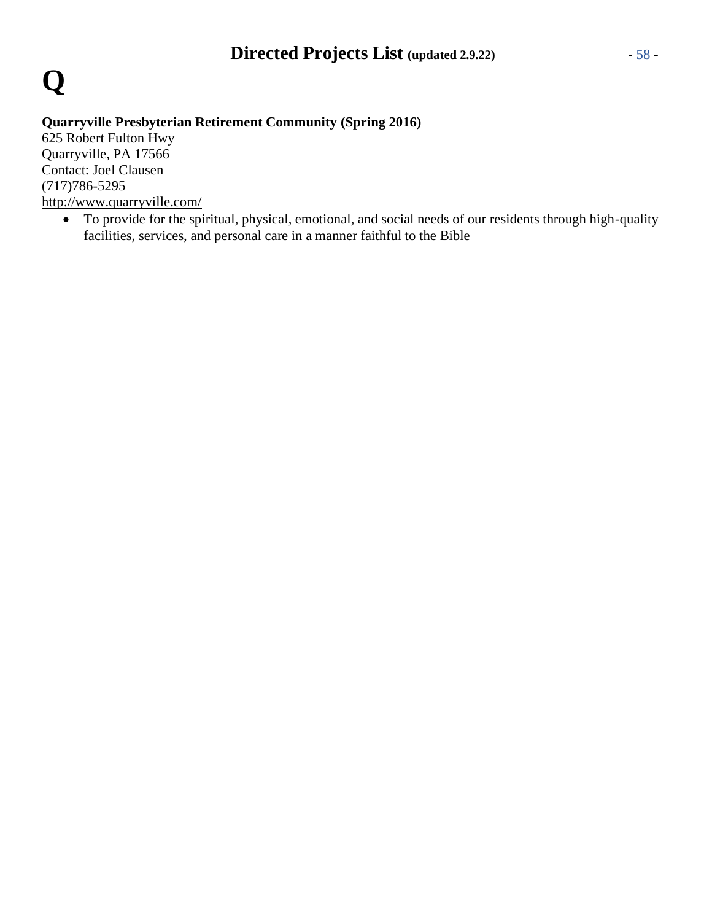# Q

**Quarryville Presbyterian Retirement Community (Spring 2016)**
625 Robert Fulton Hwy
Quarryville, PA 17566
Contact: Joel Clausen
(717)786-5295
http://www.quarryville.com/

- To provide for the spiritual, physical, emotional, and social needs of our residents through high-quality facilities, services, and personal care in a manner faithful to the Bible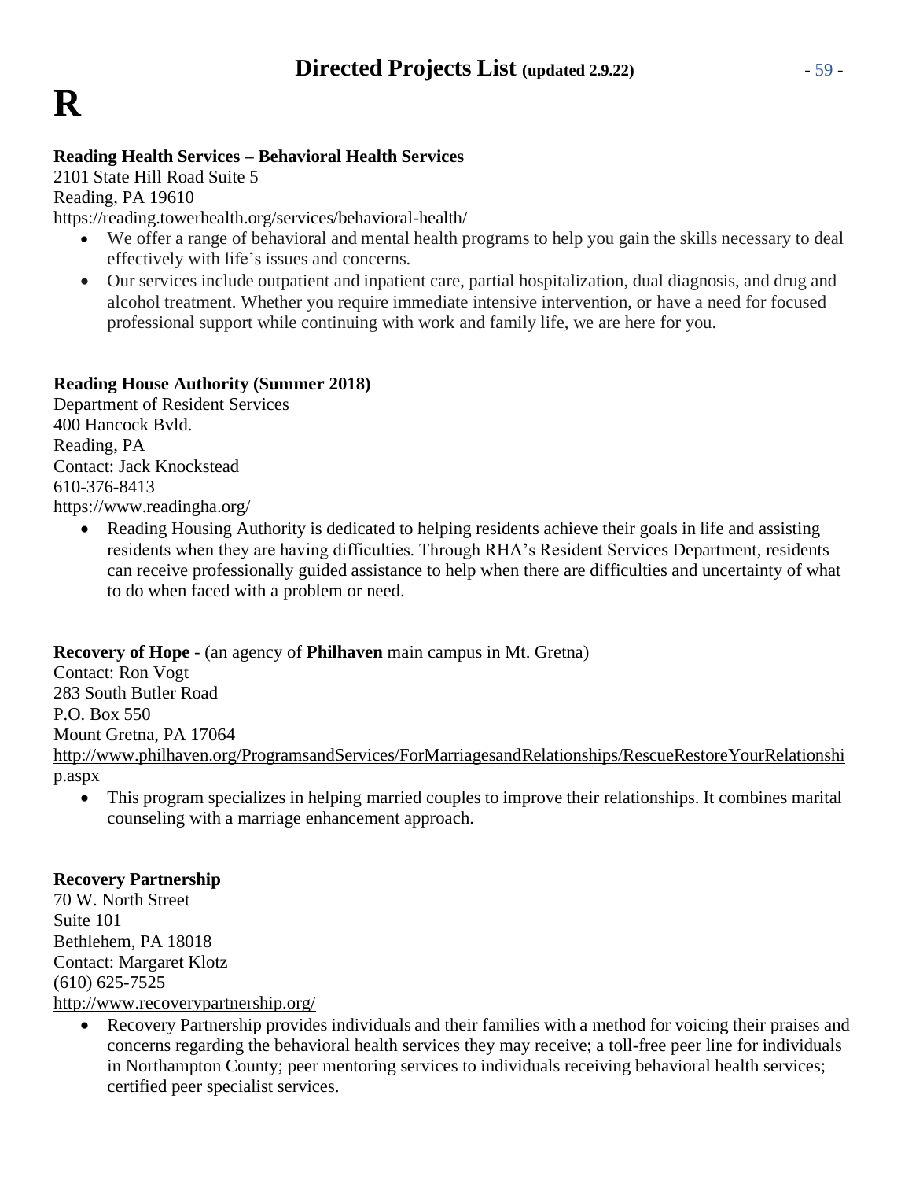# R

**Reading Health Services – Behavioral Health Services**
2101 State Hill Road Suite 5
Reading, PA 19610
https://reading.towerhealth.org/services/behavioral-health/

- We offer a range of behavioral and mental health programs to help you gain the skills necessary to deal effectively with life's issues and concerns.
- Our services include outpatient and inpatient care, partial hospitalization, dual diagnosis, and drug and alcohol treatment. Whether you require immediate intensive intervention, or have a need for focused professional support while continuing with work and family life, we are here for you.

**Reading House Authority (Summer 2018)**
Department of Resident Services
400 Hancock Bvld.
Reading, PA
Contact: Jack Knockstead
610-376-8413
https://www.readingha.org/

- Reading Housing Authority is dedicated to helping residents achieve their goals in life and assisting residents when they are having difficulties. Through RHA's Resident Services Department, residents can receive professionally guided assistance to help when there are difficulties and uncertainty of what to do when faced with a problem or need.

**Recovery of Hope** - (an agency of **Philhaven** main campus in Mt. Gretna)
Contact: Ron Vogt
283 South Butler Road
P.O. Box 550
Mount Gretna, PA 17064
http://www.philhaven.org/ProgramsandServices/ForMarriagesandRelationships/RescueRestoreYourRelationship.aspx

- This program specializes in helping married couples to improve their relationships. It combines marital counseling with a marriage enhancement approach.

**Recovery Partnership**
70 W. North Street
Suite 101
Bethlehem, PA 18018
Contact: Margaret Klotz
(610) 625-7525
http://www.recoverypartnership.org/

- Recovery Partnership provides individuals and their families with a method for voicing their praises and concerns regarding the behavioral health services they may receive; a toll-free peer line for individuals in Northampton County; peer mentoring services to individuals receiving behavioral health services; certified peer specialist services.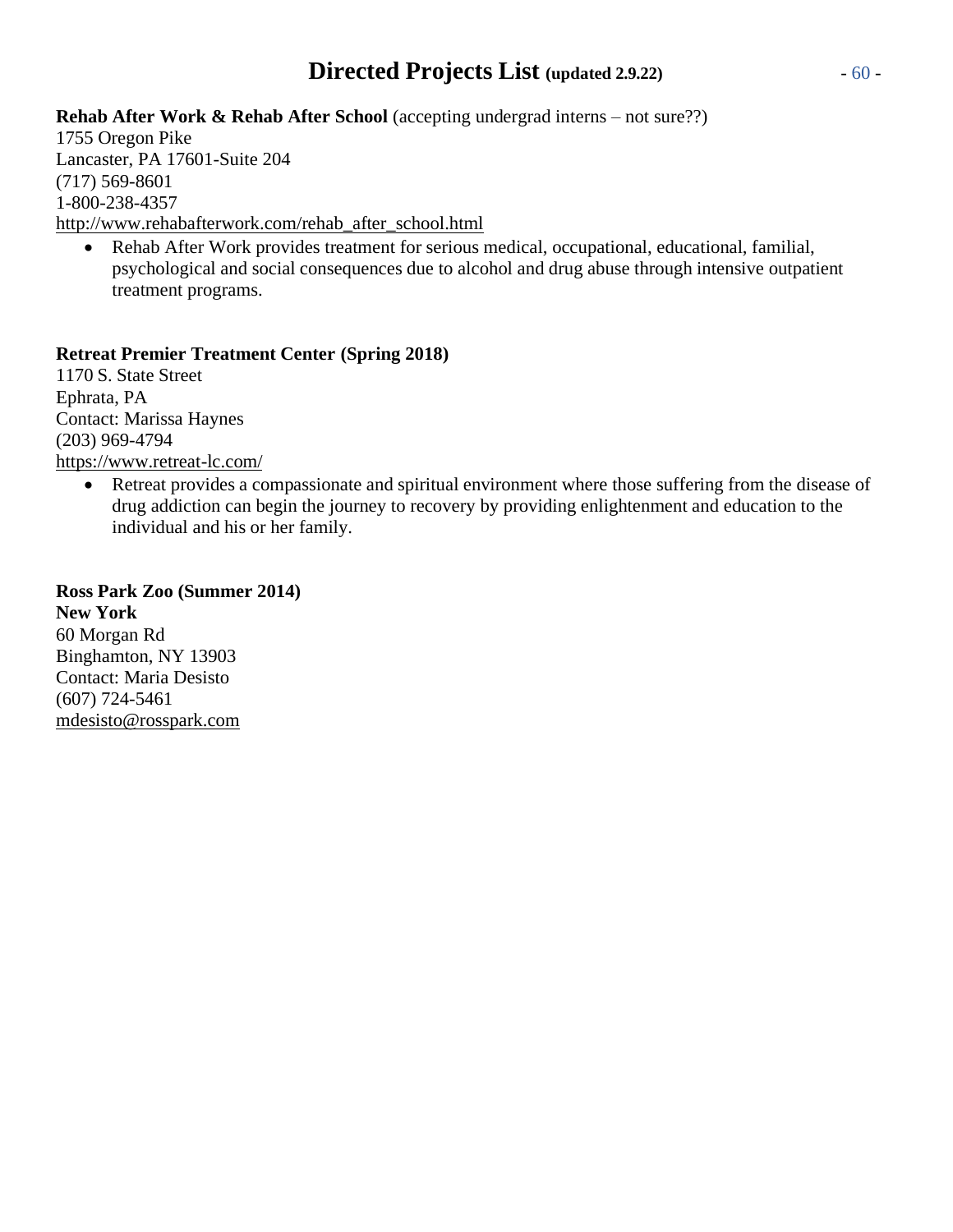**Rehab After Work & Rehab After School** (accepting undergrad interns – not sure??)
1755 Oregon Pike
Lancaster, PA 17601-Suite 204
(717) 569-8601
1-800-238-4357
http://www.rehabafterwork.com/rehab_after_school.html

- Rehab After Work provides treatment for serious medical, occupational, educational, familial, psychological and social consequences due to alcohol and drug abuse through intensive outpatient treatment programs.

**Retreat Premier Treatment Center (Spring 2018)**
1170 S. State Street
Ephrata, PA
Contact: Marissa Haynes
(203) 969-4794
https://www.retreat-lc.com/

- Retreat provides a compassionate and spiritual environment where those suffering from the disease of drug addiction can begin the journey to recovery by providing enlightenment and education to the individual and his or her family.

**Ross Park Zoo (Summer 2014)**
**New York**
60 Morgan Rd
Binghamton, NY 13903
Contact: Maria Desisto
(607) 724-5461
mdesisto@rosspark.com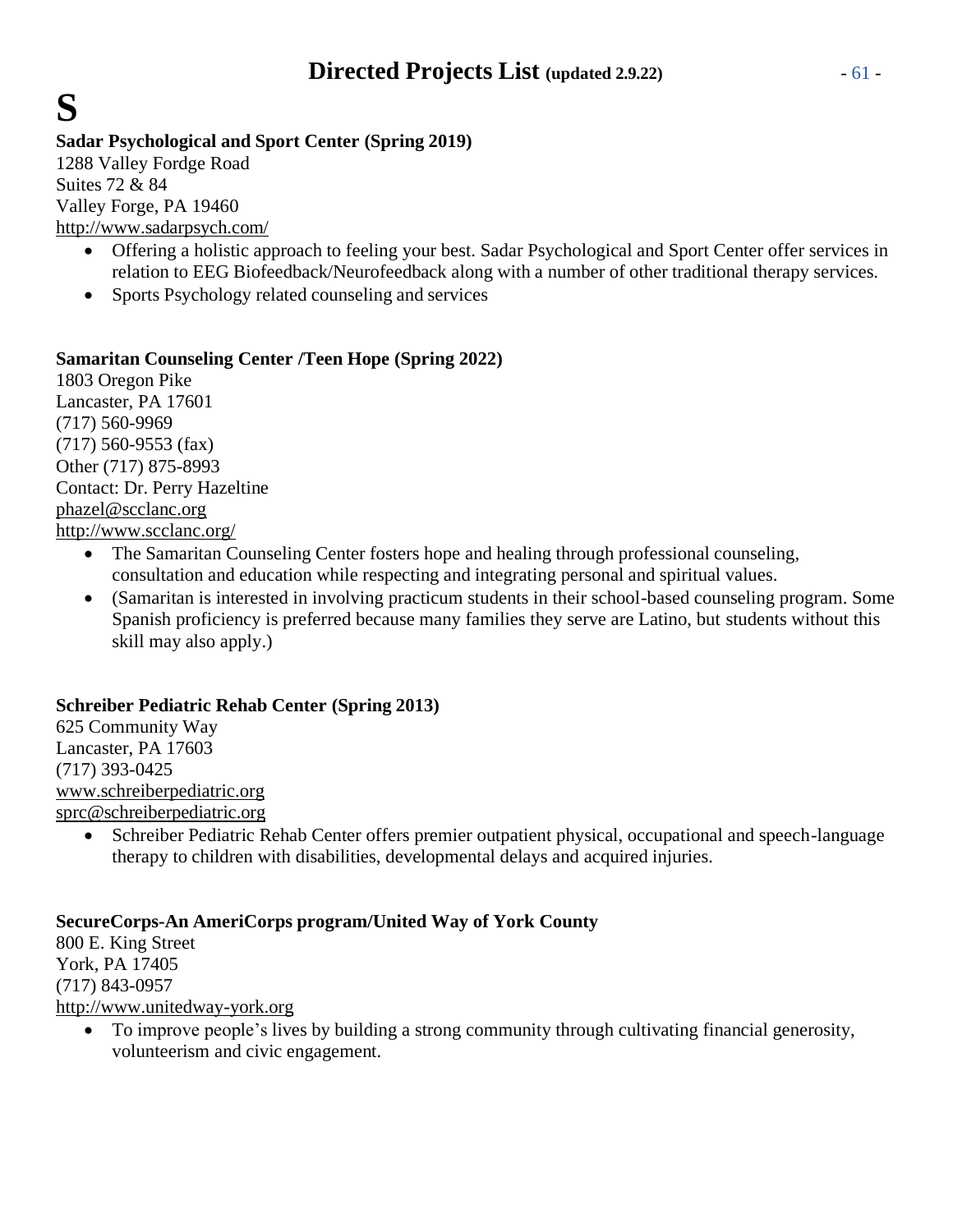# S

**Sadar Psychological and Sport Center (Spring 2019)**
1288 Valley Fordge Road
Suites 72 & 84
Valley Forge, PA 19460
http://www.sadarpsych.com/

- Offering a holistic approach to feeling your best. Sadar Psychological and Sport Center offer services in relation to EEG Biofeedback/Neurofeedback along with a number of other traditional therapy services.
- Sports Psychology related counseling and services

**Samaritan Counseling Center /Teen Hope (Spring 2022)**
1803 Oregon Pike
Lancaster, PA 17601
(717) 560-9969
(717) 560-9553 (fax)
Other (717) 875-8993
Contact: Dr. Perry Hazeltine
phazel@scclanc.org
http://www.scclanc.org/

- The Samaritan Counseling Center fosters hope and healing through professional counseling, consultation and education while respecting and integrating personal and spiritual values.
- (Samaritan is interested in involving practicum students in their school-based counseling program. Some Spanish proficiency is preferred because many families they serve are Latino, but students without this skill may also apply.)

**Schreiber Pediatric Rehab Center (Spring 2013)**
625 Community Way
Lancaster, PA 17603
(717) 393-0425
www.schreiberpediatric.org
sprc@schreiberpediatric.org

- Schreiber Pediatric Rehab Center offers premier outpatient physical, occupational and speech-language therapy to children with disabilities, developmental delays and acquired injuries.

**SecureCorps-An AmeriCorps program/United Way of York County**
800 E. King Street
York, PA 17405
(717) 843-0957
http://www.unitedway-york.org

- To improve people's lives by building a strong community through cultivating financial generosity, volunteerism and civic engagement.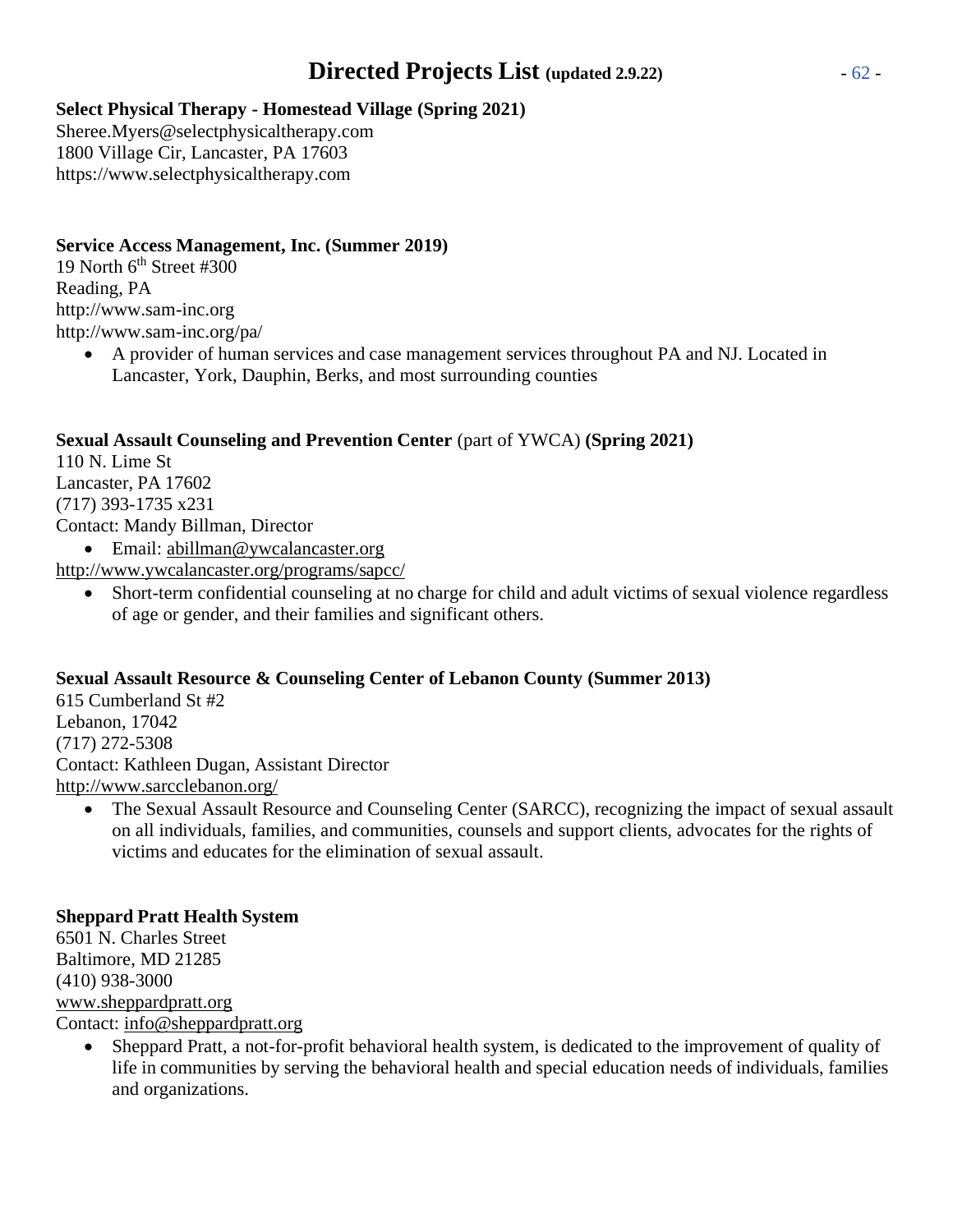**Select Physical Therapy - Homestead Village (Spring 2021)**
Sheree.Myers@selectphysicaltherapy.com
1800 Village Cir, Lancaster, PA 17603
https://www.selectphysicaltherapy.com

**Service Access Management, Inc. (Summer 2019)**
19 North 6th Street #300
Reading, PA
http://www.sam-inc.org
http://www.sam-inc.org/pa/

- A provider of human services and case management services throughout PA and NJ. Located in Lancaster, York, Dauphin, Berks, and most surrounding counties

**Sexual Assault Counseling and Prevention Center** (part of YWCA) **(Spring 2021)**
110 N. Lime St
Lancaster, PA 17602
(717) 393-1735 x231
Contact: Mandy Billman, Director

- Email: abillman@ywcalancaster.org

http://www.ywcalancaster.org/programs/sapcc/

- Short-term confidential counseling at no charge for child and adult victims of sexual violence regardless of age or gender, and their families and significant others.

**Sexual Assault Resource & Counseling Center of Lebanon County (Summer 2013)**
615 Cumberland St #2
Lebanon, 17042
(717) 272-5308
Contact: Kathleen Dugan, Assistant Director
http://www.sarcclebanon.org/

- The Sexual Assault Resource and Counseling Center (SARCC), recognizing the impact of sexual assault on all individuals, families, and communities, counsels and support clients, advocates for the rights of victims and educates for the elimination of sexual assault.

**Sheppard Pratt Health System**
6501 N. Charles Street
Baltimore, MD 21285
(410) 938-3000
www.sheppardpratt.org
Contact: info@sheppardpratt.org

- Sheppard Pratt, a not-for-profit behavioral health system, is dedicated to the improvement of quality of life in communities by serving the behavioral health and special education needs of individuals, families and organizations.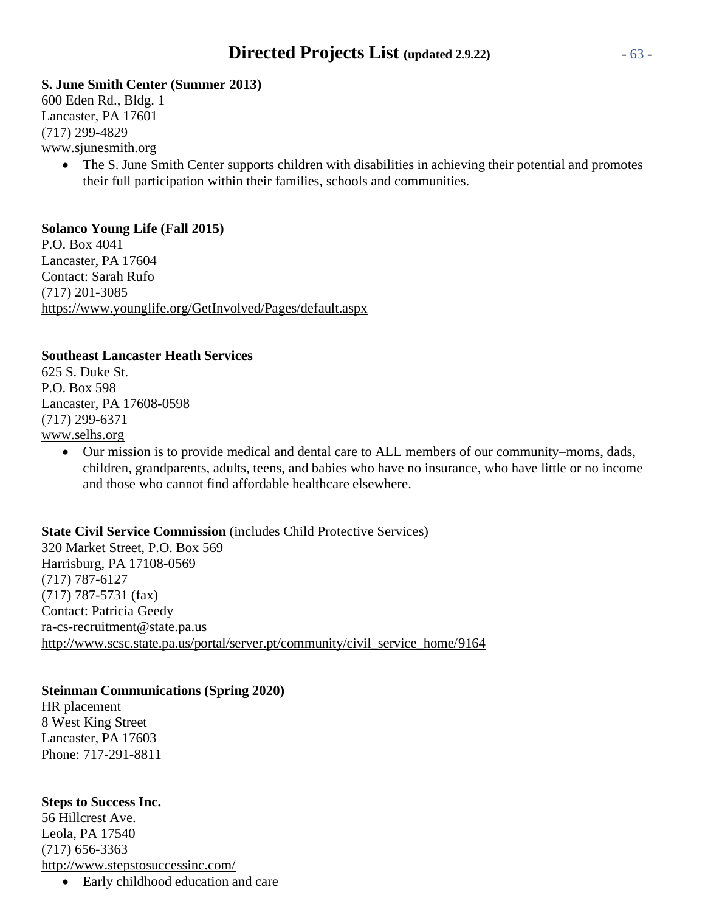**S. June Smith Center (Summer 2013)**
600 Eden Rd., Bldg. 1
Lancaster, PA 17601
(717) 299-4829
www.sjunesmith.org

- The S. June Smith Center supports children with disabilities in achieving their potential and promotes their full participation within their families, schools and communities.

**Solanco Young Life (Fall 2015)**
P.O. Box 4041
Lancaster, PA 17604
Contact: Sarah Rufo
(717) 201-3085
https://www.younglife.org/GetInvolved/Pages/default.aspx

**Southeast Lancaster Heath Services**
625 S. Duke St.
P.O. Box 598
Lancaster, PA 17608-0598
(717) 299-6371
www.selhs.org

- Our mission is to provide medical and dental care to ALL members of our community–moms, dads, children, grandparents, adults, teens, and babies who have no insurance, who have little or no income and those who cannot find affordable healthcare elsewhere.

**State Civil Service Commission** (includes Child Protective Services)
320 Market Street, P.O. Box 569
Harrisburg, PA 17108-0569
(717) 787-6127
(717) 787-5731 (fax)
Contact: Patricia Geedy
ra-cs-recruitment@state.pa.us
http://www.scsc.state.pa.us/portal/server.pt/community/civil_service_home/9164

**Steinman Communications (Spring 2020)**
HR placement
8 West King Street
Lancaster, PA 17603
Phone: 717-291-8811

**Steps to Success Inc.**
56 Hillcrest Ave.
Leola, PA 17540
(717) 656-3363
http://www.stepstosuccessinc.com/

- Early childhood education and care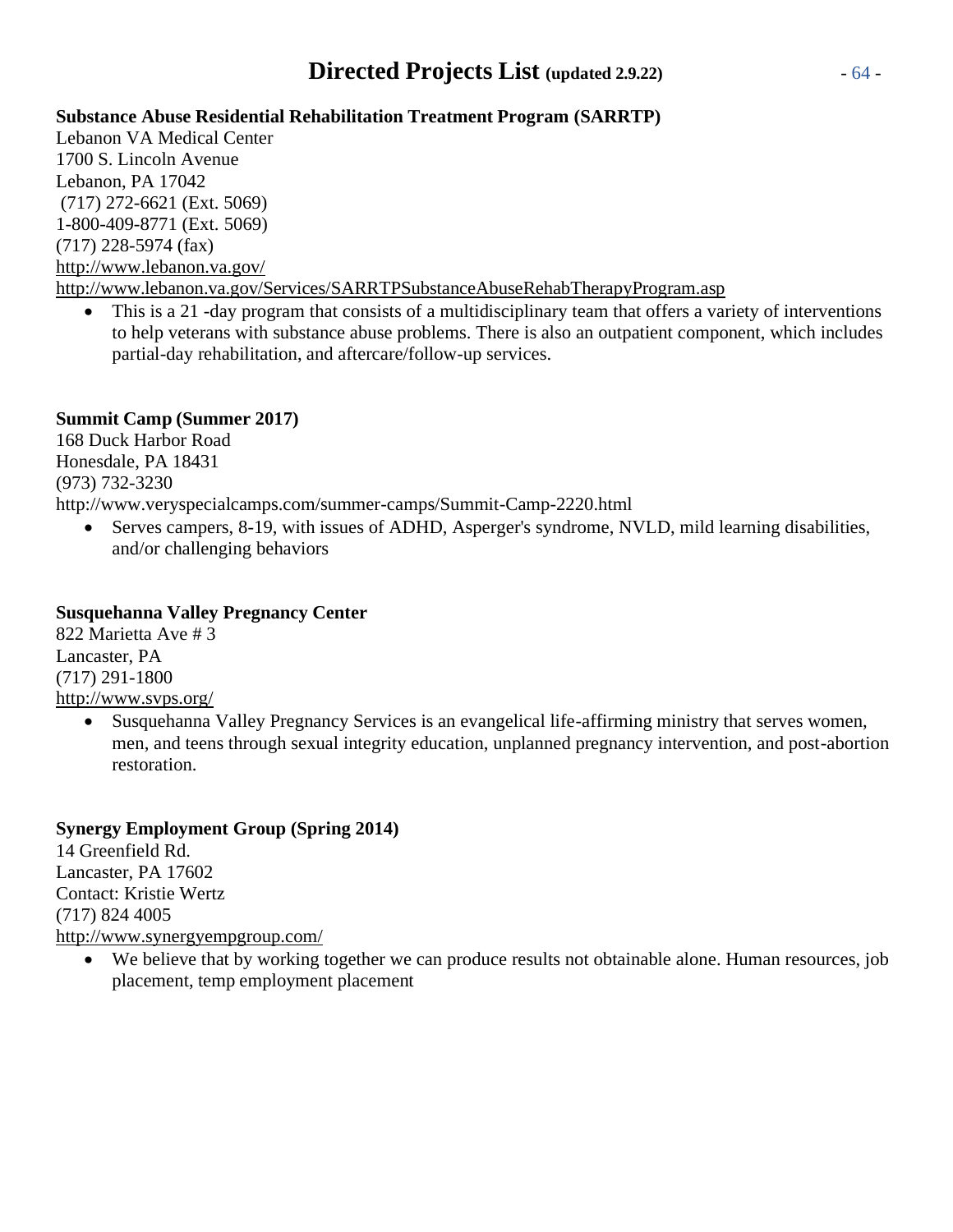**Substance Abuse Residential Rehabilitation Treatment Program (SARRTP)**
Lebanon VA Medical Center
1700 S. Lincoln Avenue
Lebanon, PA 17042
(717) 272-6621 (Ext. 5069)
1-800-409-8771 (Ext. 5069)
(717) 228-5974 (fax)
http://www.lebanon.va.gov/
http://www.lebanon.va.gov/Services/SARRTPSubstanceAbuseRehabTherapyProgram.asp

- This is a 21 -day program that consists of a multidisciplinary team that offers a variety of interventions to help veterans with substance abuse problems. There is also an outpatient component, which includes partial-day rehabilitation, and aftercare/follow-up services.

**Summit Camp (Summer 2017)**
168 Duck Harbor Road
Honesdale, PA 18431
(973) 732-3230
http://www.veryspecialcamps.com/summer-camps/Summit-Camp-2220.html

- Serves campers, 8-19, with issues of ADHD, Asperger's syndrome, NVLD, mild learning disabilities, and/or challenging behaviors

**Susquehanna Valley Pregnancy Center**
822 Marietta Ave # 3
Lancaster, PA
(717) 291-1800
http://www.svps.org/

- Susquehanna Valley Pregnancy Services is an evangelical life-affirming ministry that serves women, men, and teens through sexual integrity education, unplanned pregnancy intervention, and post-abortion restoration.

**Synergy Employment Group (Spring 2014)**
14 Greenfield Rd.
Lancaster, PA 17602
Contact: Kristie Wertz
(717) 824 4005
http://www.synergyempgroup.com/

- We believe that by working together we can produce results not obtainable alone. Human resources, job placement, temp employment placement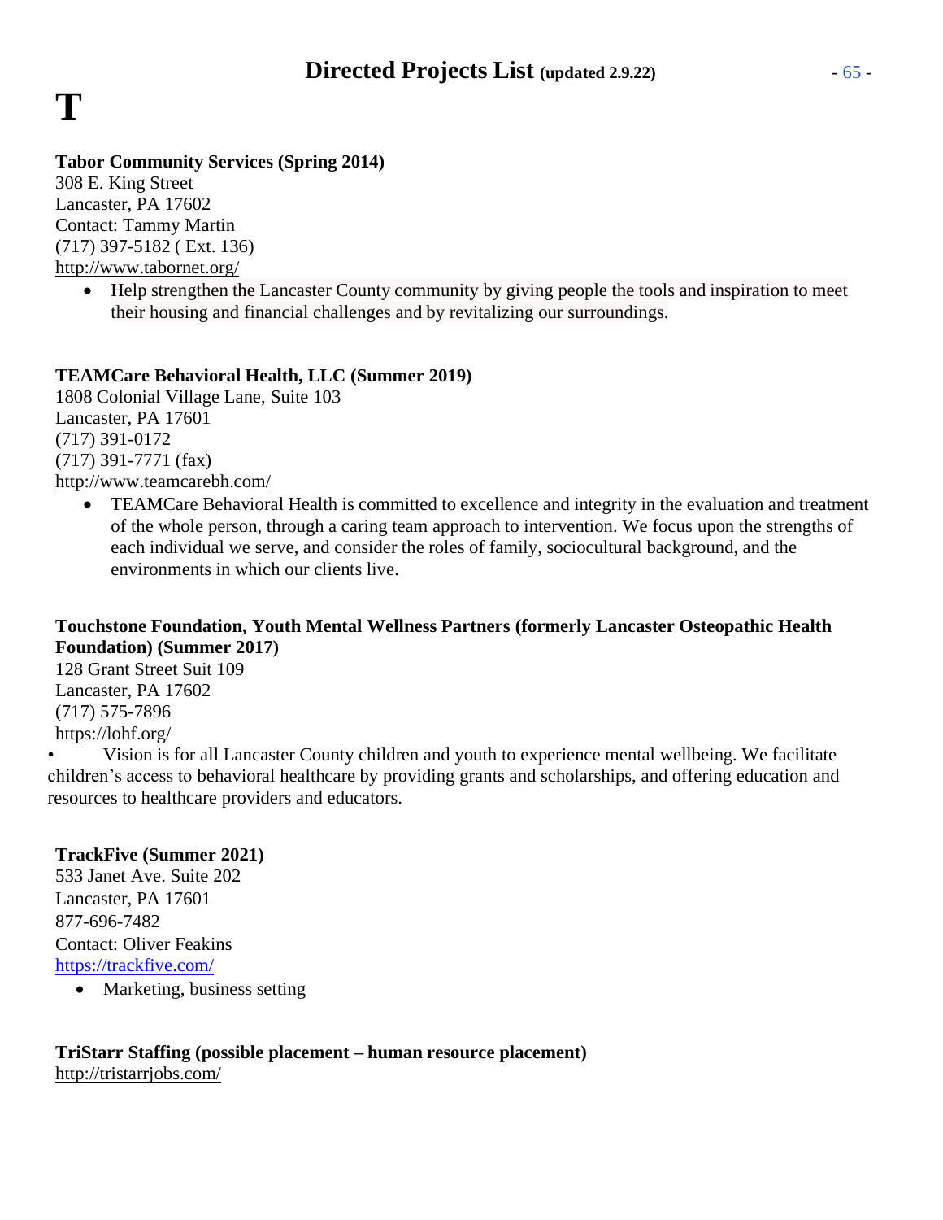# T

**Tabor Community Services (Spring 2014)**
308 E. King Street
Lancaster, PA 17602
Contact: Tammy Martin
(717) 397-5182 ( Ext. 136)
http://www.tabornet.org/

- Help strengthen the Lancaster County community by giving people the tools and inspiration to meet their housing and financial challenges and by revitalizing our surroundings.

**TEAMCare Behavioral Health, LLC (Summer 2019)**
1808 Colonial Village Lane, Suite 103
Lancaster, PA 17601
(717) 391-0172
(717) 391-7771 (fax)
http://www.teamcarebh.com/

- TEAMCare Behavioral Health is committed to excellence and integrity in the evaluation and treatment of the whole person, through a caring team approach to intervention. We focus upon the strengths of each individual we serve, and consider the roles of family, sociocultural background, and the environments in which our clients live.

**Touchstone Foundation, Youth Mental Wellness Partners (formerly Lancaster Osteopathic Health Foundation) (Summer 2017)**
128 Grant Street Suit 109
Lancaster, PA 17602
(717) 575-7896
https://lohf.org/

- Vision is for all Lancaster County children and youth to experience mental wellbeing. We facilitate children's access to behavioral healthcare by providing grants and scholarships, and offering education and resources to healthcare providers and educators.

**TrackFive (Summer 2021)**
533 Janet Ave. Suite 202
Lancaster, PA 17601
877-696-7482
Contact: Oliver Feakins
https://trackfive.com/

- Marketing, business setting

**TriStarr Staffing (possible placement – human resource placement)**
http://tristarrjobs.com/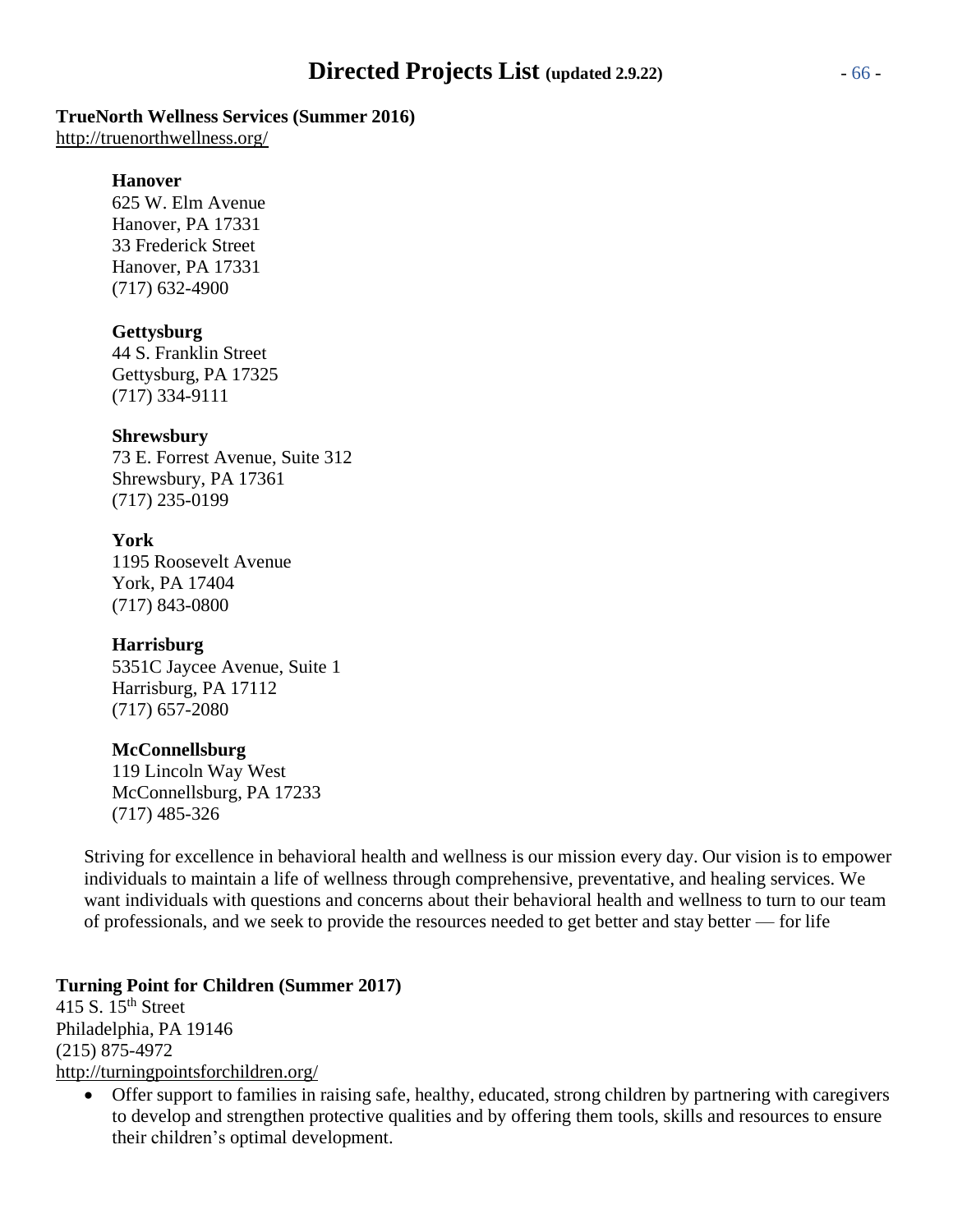**TrueNorth Wellness Services (Summer 2016)**
http://truenorthwellness.org/

**Hanover**
625 W. Elm Avenue
Hanover, PA 17331
33 Frederick Street
Hanover, PA 17331
(717) 632-4900

**Gettysburg**
44 S. Franklin Street
Gettysburg, PA 17325
(717) 334-9111

**Shrewsbury**
73 E. Forrest Avenue, Suite 312
Shrewsbury, PA 17361
(717) 235-0199

**York**
1195 Roosevelt Avenue
York, PA 17404
(717) 843-0800

**Harrisburg**
5351C Jaycee Avenue, Suite 1
Harrisburg, PA 17112
(717) 657-2080

**McConnellsburg**
119 Lincoln Way West
McConnellsburg, PA 17233
(717) 485-326

Striving for excellence in behavioral health and wellness is our mission every day. Our vision is to empower individuals to maintain a life of wellness through comprehensive, preventative, and healing services. We want individuals with questions and concerns about their behavioral health and wellness to turn to our team of professionals, and we seek to provide the resources needed to get better and stay better — for life

**Turning Point for Children (Summer 2017)**
415 S. 15th Street
Philadelphia, PA 19146
(215) 875-4972
http://turningpointsforchildren.org/

- Offer support to families in raising safe, healthy, educated, strong children by partnering with caregivers to develop and strengthen protective qualities and by offering them tools, skills and resources to ensure their children's optimal development.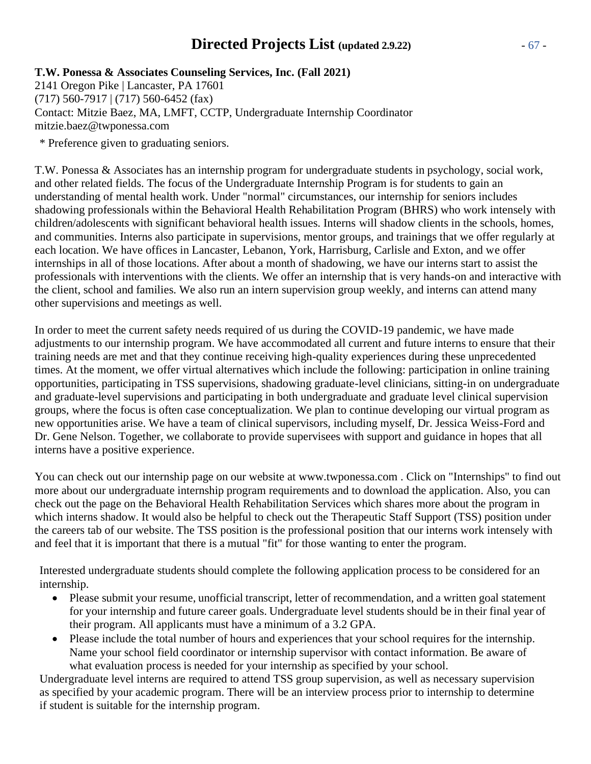# Directed Projects List (updated 2.9.22)

**T.W. Ponessa & Associates Counseling Services, Inc. (Fall 2021)**
2141 Oregon Pike | Lancaster, PA 17601
(717) 560-7917 | (717) 560-6452 (fax)
Contact: Mitzie Baez, MA, LMFT, CCTP, Undergraduate Internship Coordinator
mitzie.baez@twponessa.com

* Preference given to graduating seniors.

T.W. Ponessa & Associates has an internship program for undergraduate students in psychology, social work, and other related fields. The focus of the Undergraduate Internship Program is for students to gain an understanding of mental health work. Under "normal" circumstances, our internship for seniors includes shadowing professionals within the Behavioral Health Rehabilitation Program (BHRS) who work intensely with children/adolescents with significant behavioral health issues. Interns will shadow clients in the schools, homes, and communities. Interns also participate in supervisions, mentor groups, and trainings that we offer regularly at each location. We have offices in Lancaster, Lebanon, York, Harrisburg, Carlisle and Exton, and we offer internships in all of those locations. After about a month of shadowing, we have our interns start to assist the professionals with interventions with the clients. We offer an internship that is very hands-on and interactive with the client, school and families. We also run an intern supervision group weekly, and interns can attend many other supervisions and meetings as well.

In order to meet the current safety needs required of us during the COVID-19 pandemic, we have made adjustments to our internship program. We have accommodated all current and future interns to ensure that their training needs are met and that they continue receiving high-quality experiences during these unprecedented times. At the moment, we offer virtual alternatives which include the following: participation in online training opportunities, participating in TSS supervisions, shadowing graduate-level clinicians, sitting-in on undergraduate and graduate-level supervisions and participating in both undergraduate and graduate level clinical supervision groups, where the focus is often case conceptualization. We plan to continue developing our virtual program as new opportunities arise. We have a team of clinical supervisors, including myself, Dr. Jessica Weiss-Ford and Dr. Gene Nelson. Together, we collaborate to provide supervisees with support and guidance in hopes that all interns have a positive experience.

You can check out our internship page on our website at www.twponessa.com . Click on "Internships" to find out more about our undergraduate internship program requirements and to download the application. Also, you can check out the page on the Behavioral Health Rehabilitation Services which shares more about the program in which interns shadow. It would also be helpful to check out the Therapeutic Staff Support (TSS) position under the careers tab of our website. The TSS position is the professional position that our interns work intensely with and feel that it is important that there is a mutual "fit" for those wanting to enter the program.

Interested undergraduate students should complete the following application process to be considered for an internship.

- Please submit your resume, unofficial transcript, letter of recommendation, and a written goal statement for your internship and future career goals. Undergraduate level students should be in their final year of their program. All applicants must have a minimum of a 3.2 GPA.
- Please include the total number of hours and experiences that your school requires for the internship. Name your school field coordinator or internship supervisor with contact information. Be aware of what evaluation process is needed for your internship as specified by your school.

Undergraduate level interns are required to attend TSS group supervision, as well as necessary supervision as specified by your academic program. There will be an interview process prior to internship to determine if student is suitable for the internship program.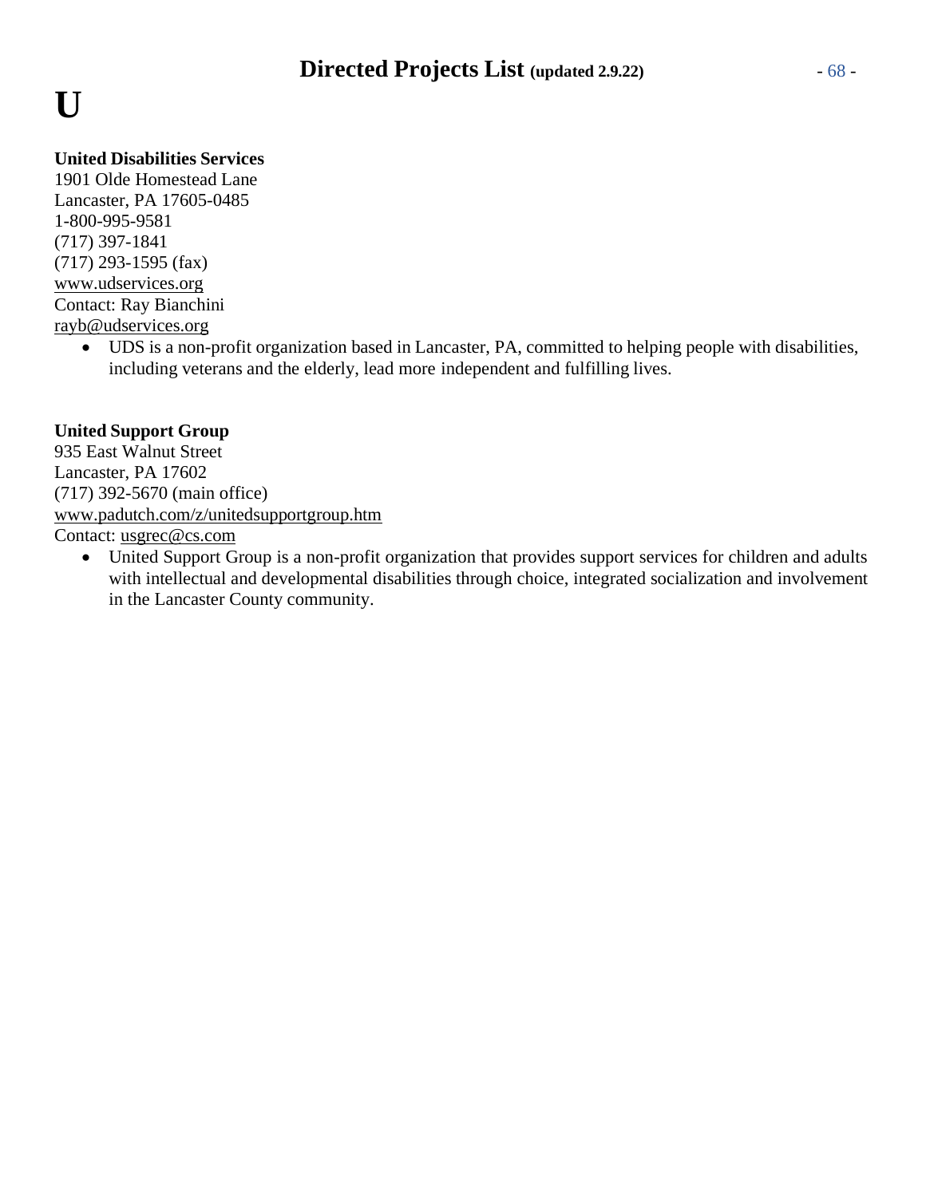# U

**United Disabilities Services**
1901 Olde Homestead Lane
Lancaster, PA 17605-0485
1-800-995-9581
(717) 397-1841
(717) 293-1595 (fax)
www.udservices.org
Contact: Ray Bianchini
rayb@udservices.org

- UDS is a non-profit organization based in Lancaster, PA, committed to helping people with disabilities, including veterans and the elderly, lead more independent and fulfilling lives.

**United Support Group**
935 East Walnut Street
Lancaster, PA 17602
(717) 392-5670 (main office)
www.padutch.com/z/unitedsupportgroup.htm
Contact: usgrec@cs.com

- United Support Group is a non-profit organization that provides support services for children and adults with intellectual and developmental disabilities through choice, integrated socialization and involvement in the Lancaster County community.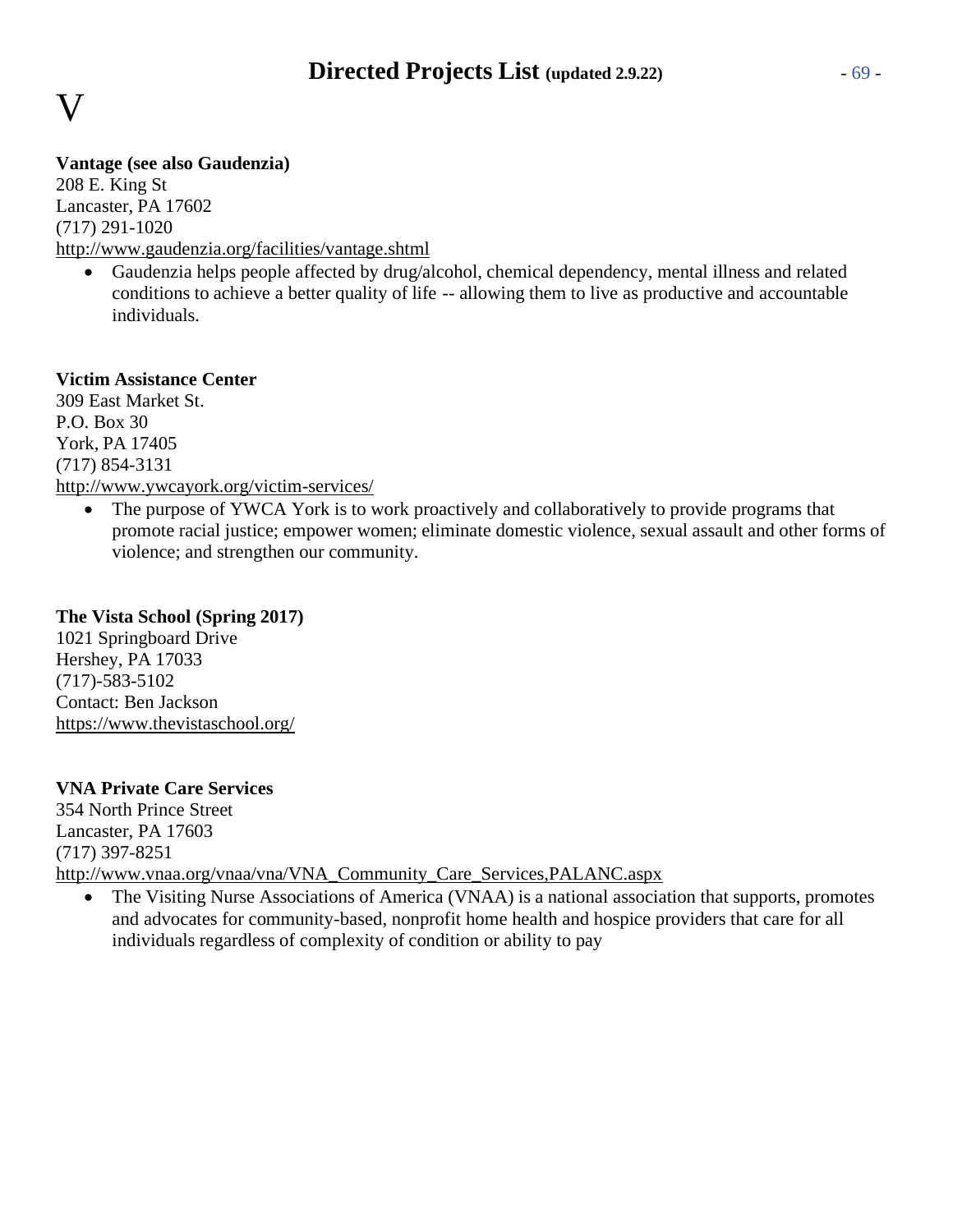# V

**Vantage (see also Gaudenzia)**
208 E. King St
Lancaster, PA 17602
(717) 291-1020
http://www.gaudenzia.org/facilities/vantage.shtml

- Gaudenzia helps people affected by drug/alcohol, chemical dependency, mental illness and related conditions to achieve a better quality of life -- allowing them to live as productive and accountable individuals.

**Victim Assistance Center**
309 East Market St.
P.O. Box 30
York, PA 17405
(717) 854-3131
http://www.ywcayork.org/victim-services/

- The purpose of YWCA York is to work proactively and collaboratively to provide programs that promote racial justice; empower women; eliminate domestic violence, sexual assault and other forms of violence; and strengthen our community.

**The Vista School (Spring 2017)**
1021 Springboard Drive
Hershey, PA 17033
(717)-583-5102
Contact: Ben Jackson
https://www.thevistaschool.org/

**VNA Private Care Services**
354 North Prince Street
Lancaster, PA 17603
(717) 397-8251
http://www.vnaa.org/vnaa/vna/VNA_Community_Care_Services,PALANC.aspx

- The Visiting Nurse Associations of America (VNAA) is a national association that supports, promotes and advocates for community-based, nonprofit home health and hospice providers that care for all individuals regardless of complexity of condition or ability to pay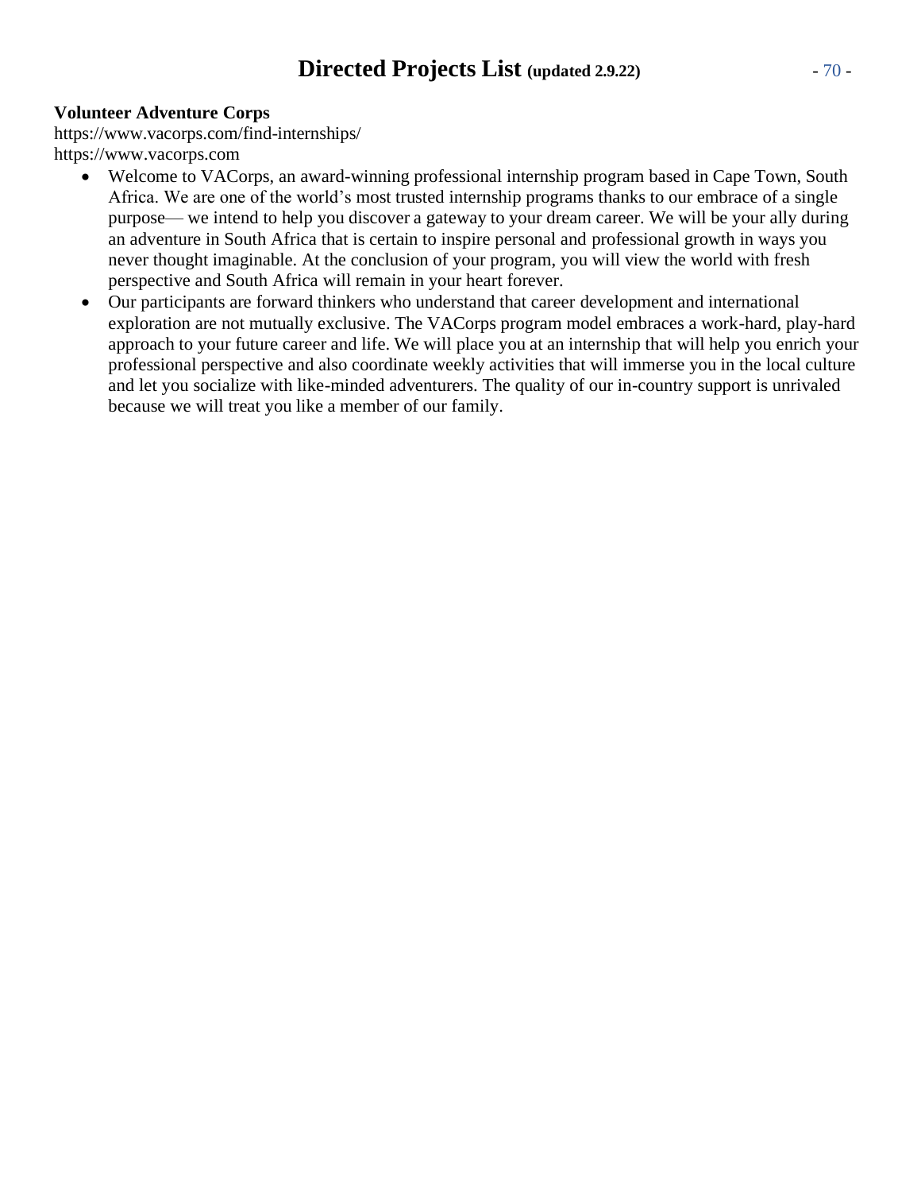**Volunteer Adventure Corps**

https://www.vacorps.com/find-internships/
https://www.vacorps.com

- Welcome to VACorps, an award-winning professional internship program based in Cape Town, South Africa. We are one of the world's most trusted internship programs thanks to our embrace of a single purpose— we intend to help you discover a gateway to your dream career. We will be your ally during an adventure in South Africa that is certain to inspire personal and professional growth in ways you never thought imaginable. At the conclusion of your program, you will view the world with fresh perspective and South Africa will remain in your heart forever.
- Our participants are forward thinkers who understand that career development and international exploration are not mutually exclusive. The VACorps program model embraces a work-hard, play-hard approach to your future career and life. We will place you at an internship that will help you enrich your professional perspective and also coordinate weekly activities that will immerse you in the local culture and let you socialize with like-minded adventurers. The quality of our in-country support is unrivaled because we will treat you like a member of our family.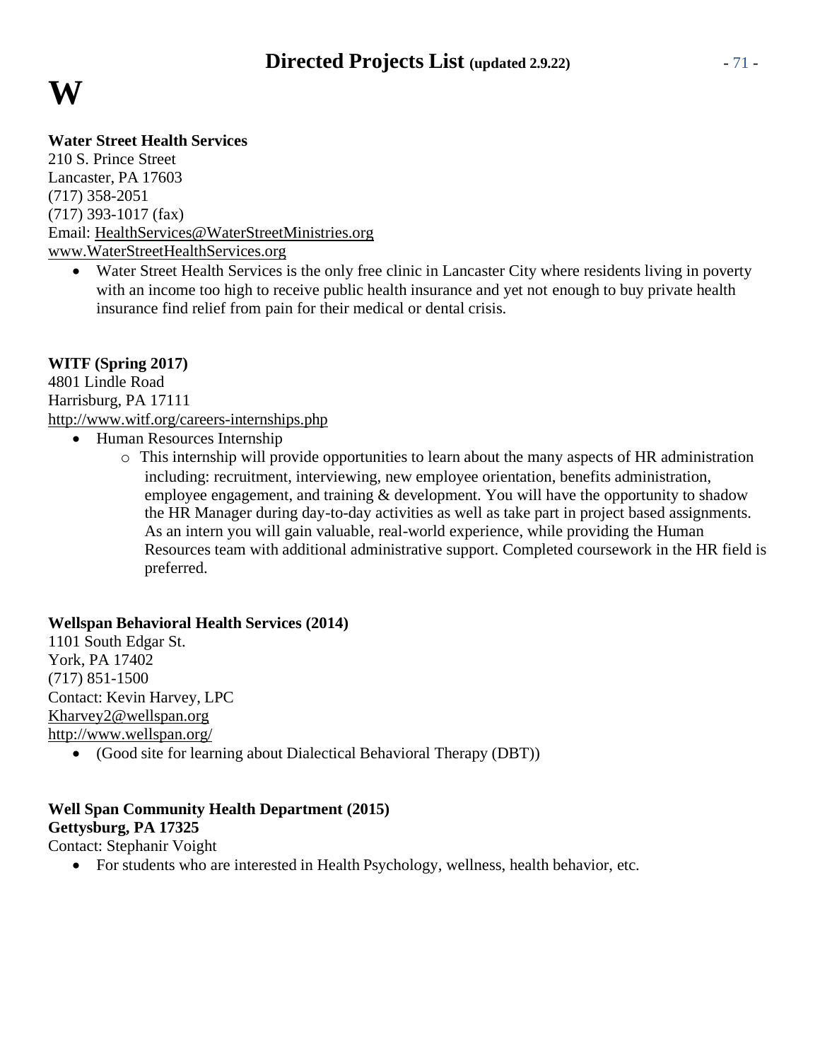# W

**Water Street Health Services**
210 S. Prince Street
Lancaster, PA 17603
(717) 358-2051
(717) 393-1017 (fax)
Email: HealthServices@WaterStreetMinistries.org
www.WaterStreetHealthServices.org

- Water Street Health Services is the only free clinic in Lancaster City where residents living in poverty with an income too high to receive public health insurance and yet not enough to buy private health insurance find relief from pain for their medical or dental crisis.

**WITF (Spring 2017)**
4801 Lindle Road
Harrisburg, PA 17111
http://www.witf.org/careers-internships.php

- Human Resources Internship
    - This internship will provide opportunities to learn about the many aspects of HR administration including: recruitment, interviewing, new employee orientation, benefits administration, employee engagement, and training & development. You will have the opportunity to shadow the HR Manager during day-to-day activities as well as take part in project based assignments. As an intern you will gain valuable, real-world experience, while providing the Human Resources team with additional administrative support. Completed coursework in the HR field is preferred.

**Wellspan Behavioral Health Services (2014)**
1101 South Edgar St.
York, PA 17402
(717) 851-1500
Contact: Kevin Harvey, LPC
Kharvey2@wellspan.org
http://www.wellspan.org/

- (Good site for learning about Dialectical Behavioral Therapy (DBT))

**Well Span Community Health Department (2015)**
**Gettysburg, PA 17325**
Contact: Stephanir Voight

- For students who are interested in Health Psychology, wellness, health behavior, etc.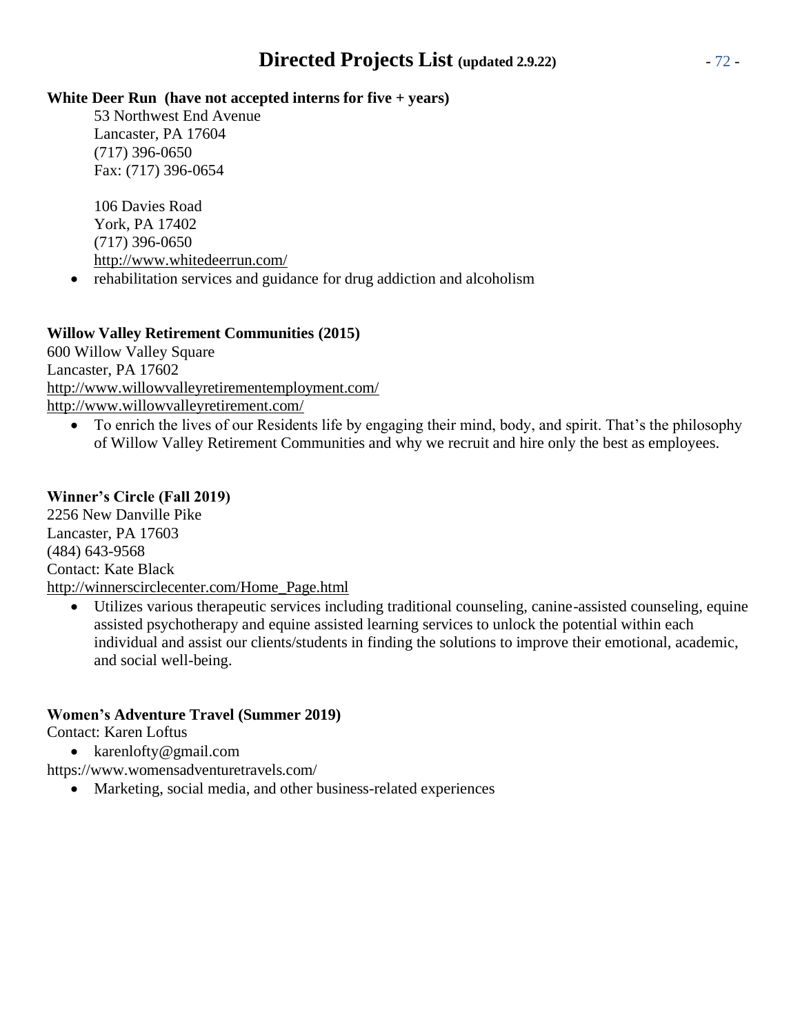# Directed Projects List (updated 2.9.22)

**White Deer Run (have not accepted interns for five + years)**

53 Northwest End Avenue
Lancaster, PA 17604
(717) 396-0650
Fax: (717) 396-0654

106 Davies Road
York, PA 17402
(717) 396-0650
http://www.whitedeerrun.com/

- rehabilitation services and guidance for drug addiction and alcoholism

**Willow Valley Retirement Communities (2015)**

600 Willow Valley Square
Lancaster, PA 17602
http://www.willowvalleyretirementemployment.com/
http://www.willowvalleyretirement.com/

- To enrich the lives of our Residents life by engaging their mind, body, and spirit. That's the philosophy of Willow Valley Retirement Communities and why we recruit and hire only the best as employees.

**Winner's Circle (Fall 2019)**

2256 New Danville Pike
Lancaster, PA 17603
(484) 643-9568
Contact: Kate Black
http://winnerscirclecenter.com/Home_Page.html

- Utilizes various therapeutic services including traditional counseling, canine-assisted counseling, equine assisted psychotherapy and equine assisted learning services to unlock the potential within each individual and assist our clients/students in finding the solutions to improve their emotional, academic, and social well-being.

**Women's Adventure Travel (Summer 2019)**

Contact: Karen Loftus

- karenlofty@gmail.com

https://www.womensadventuretravels.com/

- Marketing, social media, and other business-related experiences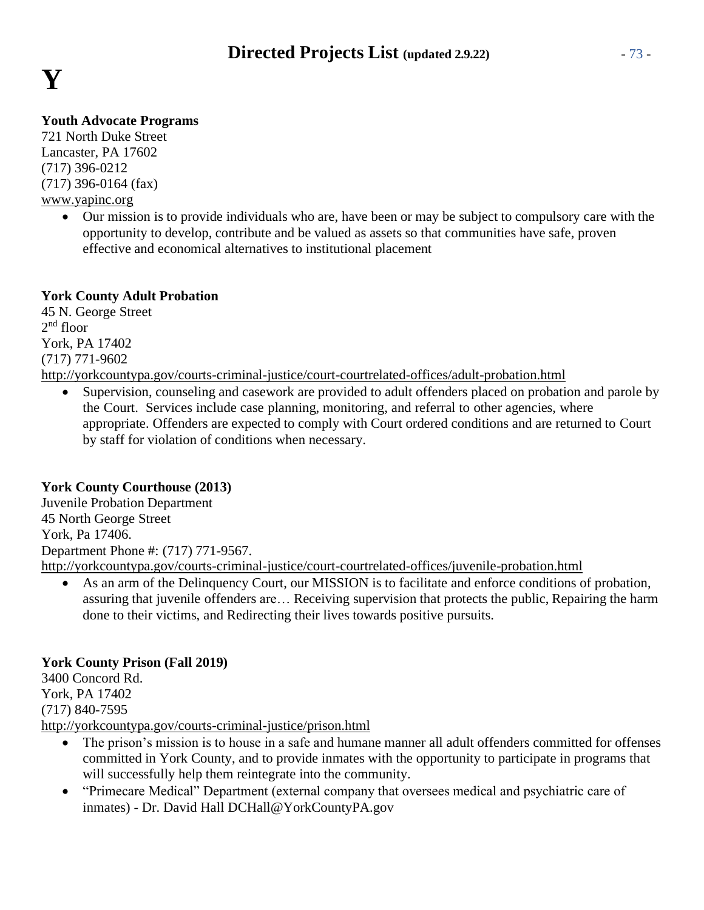# Y

**Youth Advocate Programs**
721 North Duke Street
Lancaster, PA 17602
(717) 396-0212
(717) 396-0164 (fax)
www.yapinc.org

- Our mission is to provide individuals who are, have been or may be subject to compulsory care with the opportunity to develop, contribute and be valued as assets so that communities have safe, proven effective and economical alternatives to institutional placement

**York County Adult Probation**
45 N. George Street
2nd floor
York, PA 17402
(717) 771-9602
http://yorkcountypa.gov/courts-criminal-justice/court-courtrelated-offices/adult-probation.html

- Supervision, counseling and casework are provided to adult offenders placed on probation and parole by the Court. Services include case planning, monitoring, and referral to other agencies, where appropriate. Offenders are expected to comply with Court ordered conditions and are returned to Court by staff for violation of conditions when necessary.

**York County Courthouse (2013)**
Juvenile Probation Department
45 North George Street
York, Pa 17406.
Department Phone #: (717) 771-9567.
http://yorkcountypa.gov/courts-criminal-justice/court-courtrelated-offices/juvenile-probation.html

- As an arm of the Delinquency Court, our MISSION is to facilitate and enforce conditions of probation, assuring that juvenile offenders are… Receiving supervision that protects the public, Repairing the harm done to their victims, and Redirecting their lives towards positive pursuits.

**York County Prison (Fall 2019)**
3400 Concord Rd.
York, PA 17402
(717) 840-7595
http://yorkcountypa.gov/courts-criminal-justice/prison.html

- The prison's mission is to house in a safe and humane manner all adult offenders committed for offenses committed in York County, and to provide inmates with the opportunity to participate in programs that will successfully help them reintegrate into the community.
- "Primecare Medical" Department (external company that oversees medical and psychiatric care of inmates) - Dr. David Hall DCHall@YorkCountyPA.gov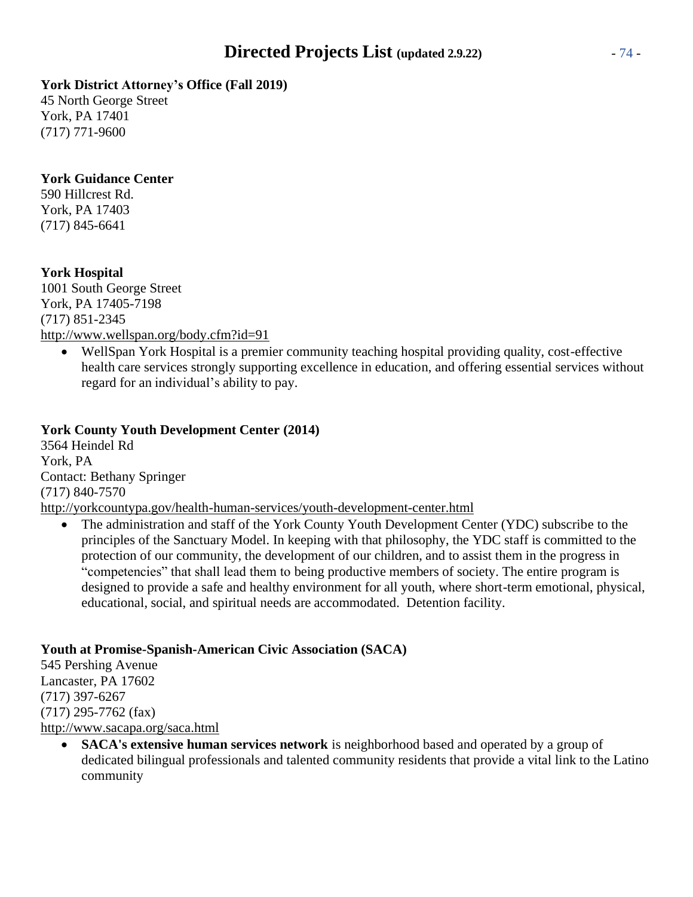**York District Attorney's Office (Fall 2019)**
45 North George Street
York, PA 17401
(717) 771-9600

**York Guidance Center**
590 Hillcrest Rd.
York, PA 17403
(717) 845-6641

**York Hospital**
1001 South George Street
York, PA 17405-7198
(717) 851-2345
http://www.wellspan.org/body.cfm?id=91

- WellSpan York Hospital is a premier community teaching hospital providing quality, cost-effective health care services strongly supporting excellence in education, and offering essential services without regard for an individual's ability to pay.

**York County Youth Development Center (2014)**
3564 Heindel Rd
York, PA
Contact: Bethany Springer
(717) 840-7570
http://yorkcountypa.gov/health-human-services/youth-development-center.html

- The administration and staff of the York County Youth Development Center (YDC) subscribe to the principles of the Sanctuary Model. In keeping with that philosophy, the YDC staff is committed to the protection of our community, the development of our children, and to assist them in the progress in "competencies" that shall lead them to being productive members of society. The entire program is designed to provide a safe and healthy environment for all youth, where short-term emotional, physical, educational, social, and spiritual needs are accommodated. Detention facility.

**Youth at Promise-Spanish-American Civic Association (SACA)**
545 Pershing Avenue
Lancaster, PA 17602
(717) 397-6267
(717) 295-7762 (fax)
http://www.sacapa.org/saca.html

- **SACA's extensive human services network** is neighborhood based and operated by a group of dedicated bilingual professionals and talented community residents that provide a vital link to the Latino community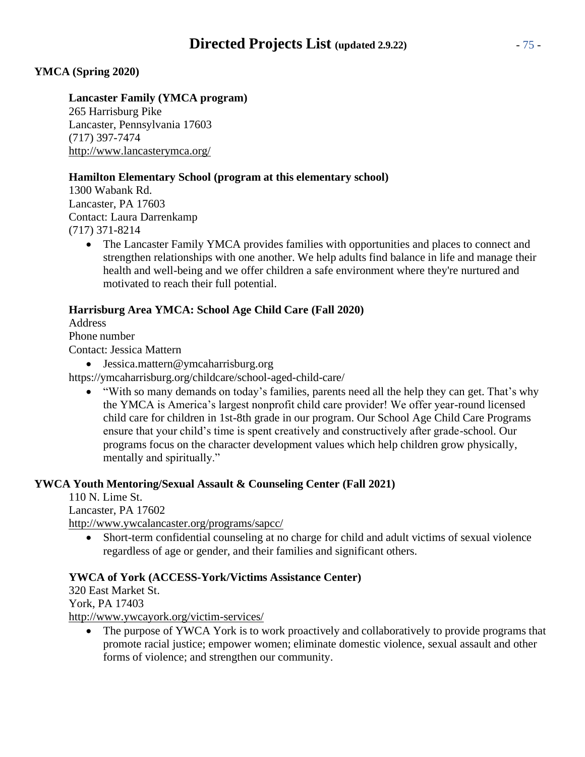**YMCA (Spring 2020)**

**Lancaster Family (YMCA program)**
265 Harrisburg Pike
Lancaster, Pennsylvania 17603
(717) 397-7474
http://www.lancasterymca.org/

**Hamilton Elementary School (program at this elementary school)**
1300 Wabank Rd.
Lancaster, PA 17603
Contact: Laura Darrenkamp
(717) 371-8214

- The Lancaster Family YMCA provides families with opportunities and places to connect and strengthen relationships with one another. We help adults find balance in life and manage their health and well-being and we offer children a safe environment where they're nurtured and motivated to reach their full potential.

**Harrisburg Area YMCA: School Age Child Care (Fall 2020)**
Address
Phone number
Contact: Jessica Mattern

- Jessica.mattern@ymcaharrisburg.org

https://ymcaharrisburg.org/childcare/school-aged-child-care/

- "With so many demands on today's families, parents need all the help they can get. That's why the YMCA is America's largest nonprofit child care provider! We offer year-round licensed child care for children in 1st-8th grade in our program. Our School Age Child Care Programs ensure that your child's time is spent creatively and constructively after grade-school. Our programs focus on the character development values which help children grow physically, mentally and spiritually."

**YWCA Youth Mentoring/Sexual Assault & Counseling Center (Fall 2021)**
110 N. Lime St.
Lancaster, PA 17602
http://www.ywcalancaster.org/programs/sapcc/

- Short-term confidential counseling at no charge for child and adult victims of sexual violence regardless of age or gender, and their families and significant others.

**YWCA of York (ACCESS-York/Victims Assistance Center)**
320 East Market St.
York, PA 17403
http://www.ywcayork.org/victim-services/

- The purpose of YWCA York is to work proactively and collaboratively to provide programs that promote racial justice; empower women; eliminate domestic violence, sexual assault and other forms of violence; and strengthen our community.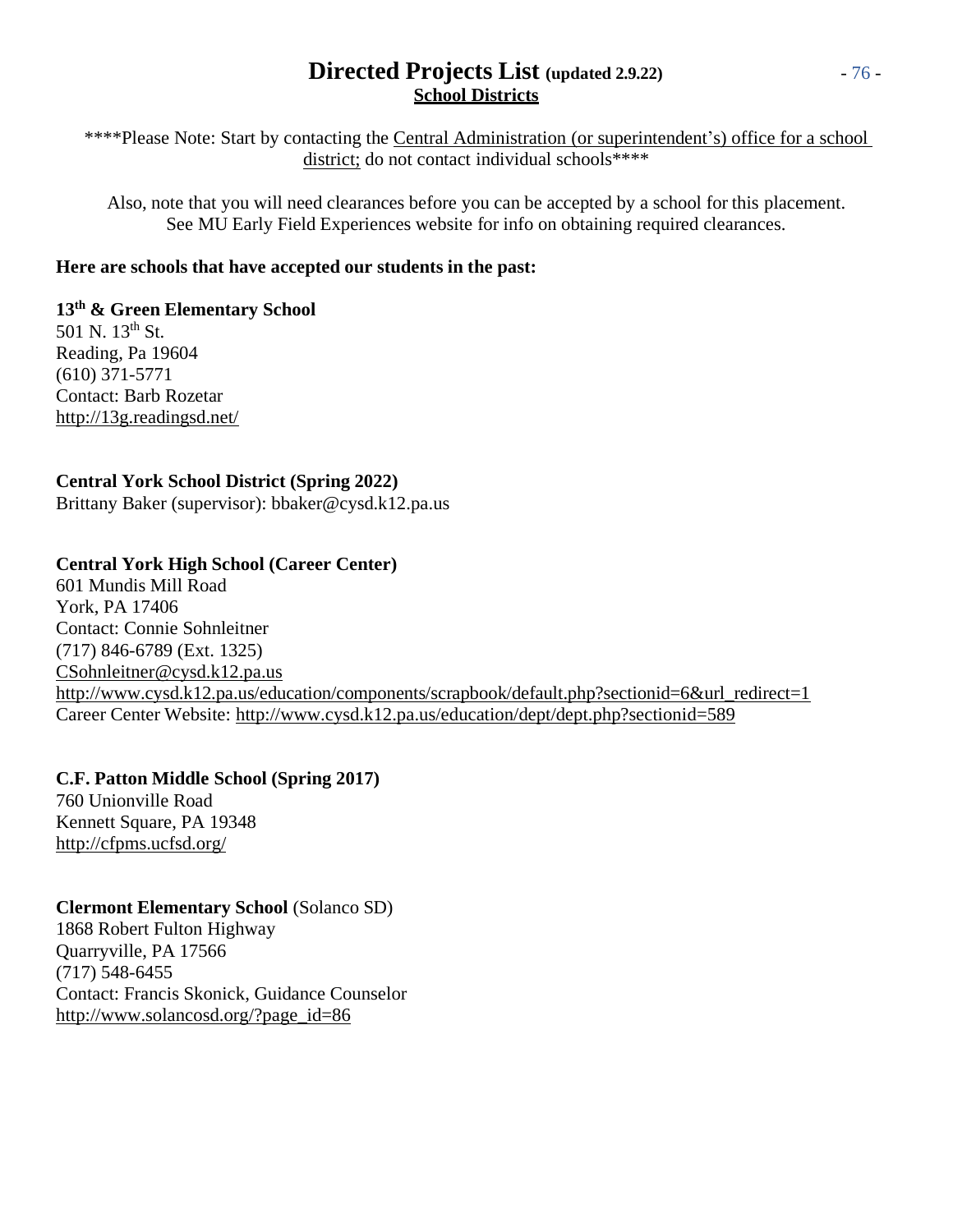# Directed Projects List (updated 2.9.22)

## School Districts

****Please Note: Start by contacting the Central Administration (or superintendent's) office for a school district; do not contact individual schools****

Also, note that you will need clearances before you can be accepted by a school for this placement. See MU Early Field Experiences website for info on obtaining required clearances.

**Here are schools that have accepted our students in the past:**

**13th & Green Elementary School**
501 N. 13th St.
Reading, Pa 19604
(610) 371-5771
Contact: Barb Rozetar
http://13g.readingsd.net/

**Central York School District (Spring 2022)**
Brittany Baker (supervisor): bbaker@cysd.k12.pa.us

**Central York High School (Career Center)**
601 Mundis Mill Road
York, PA 17406
Contact: Connie Sohnleitner
(717) 846-6789 (Ext. 1325)
CSohnleitner@cysd.k12.pa.us
http://www.cysd.k12.pa.us/education/components/scrapbook/default.php?sectionid=6&url_redirect=1
Career Center Website: http://www.cysd.k12.pa.us/education/dept/dept.php?sectionid=589

**C.F. Patton Middle School (Spring 2017)**
760 Unionville Road
Kennett Square, PA 19348
http://cfpms.ucfsd.org/

**Clermont Elementary School** (Solanco SD)
1868 Robert Fulton Highway
Quarryville, PA 17566
(717) 548-6455
Contact: Francis Skonick, Guidance Counselor
http://www.solancosd.org/?page_id=86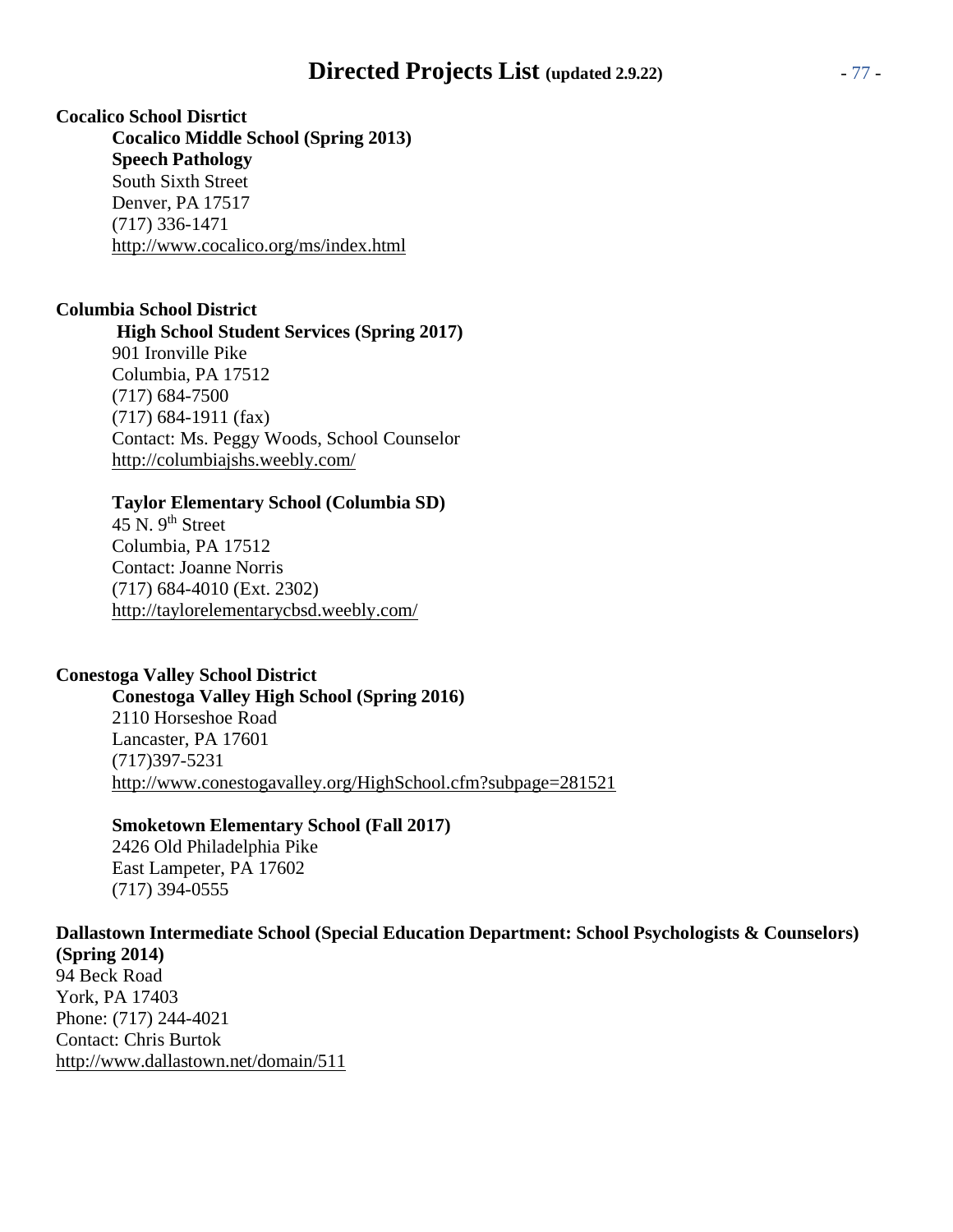**Cocalico School Disrtict**

**Cocalico Middle School (Spring 2013)**
**Speech Pathology**
South Sixth Street
Denver, PA 17517
(717) 336-1471
http://www.cocalico.org/ms/index.html

**Columbia School District**

**High School Student Services (Spring 2017)**
901 Ironville Pike
Columbia, PA 17512
(717) 684-7500
(717) 684-1911 (fax)
Contact: Ms. Peggy Woods, School Counselor
http://columbiajshs.weebly.com/

**Taylor Elementary School (Columbia SD)**
45 N. 9th Street
Columbia, PA 17512
Contact: Joanne Norris
(717) 684-4010 (Ext. 2302)
http://taylorelementarycbsd.weebly.com/

**Conestoga Valley School District**

**Conestoga Valley High School (Spring 2016)**
2110 Horseshoe Road
Lancaster, PA 17601
(717)397-5231
http://www.conestogavalley.org/HighSchool.cfm?subpage=281521

**Smoketown Elementary School (Fall 2017)**
2426 Old Philadelphia Pike
East Lampeter, PA 17602
(717) 394-0555

**Dallastown Intermediate School (Special Education Department: School Psychologists & Counselors) (Spring 2014)**
94 Beck Road
York, PA 17403
Phone: (717) 244-4021
Contact: Chris Burtok
http://www.dallastown.net/domain/511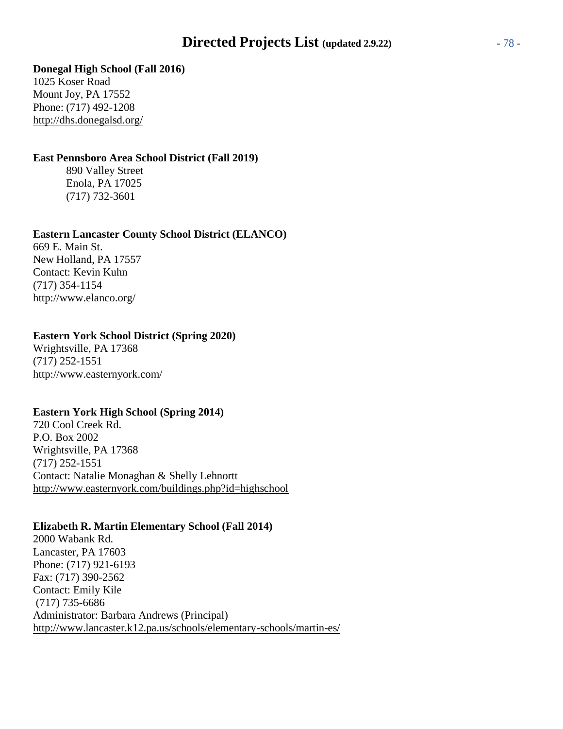**Donegal High School (Fall 2016)**
1025 Koser Road
Mount Joy, PA 17552
Phone: (717) 492-1208
http://dhs.donegalsd.org/

**East Pennsboro Area School District (Fall 2019)**
890 Valley Street
Enola, PA 17025
(717) 732-3601

**Eastern Lancaster County School District (ELANCO)**
669 E. Main St.
New Holland, PA 17557
Contact: Kevin Kuhn
(717) 354-1154
http://www.elanco.org/

**Eastern York School District (Spring 2020)**
Wrightsville, PA 17368
(717) 252-1551
http://www.easternyork.com/

**Eastern York High School (Spring 2014)**
720 Cool Creek Rd.
P.O. Box 2002
Wrightsville, PA 17368
(717) 252-1551
Contact: Natalie Monaghan & Shelly Lehnortt
http://www.easternyork.com/buildings.php?id=highschool

**Elizabeth R. Martin Elementary School (Fall 2014)**
2000 Wabank Rd.
Lancaster, PA 17603
Phone: (717) 921-6193
Fax: (717) 390-2562
Contact: Emily Kile
(717) 735-6686
Administrator: Barbara Andrews (Principal)
http://www.lancaster.k12.pa.us/schools/elementary-schools/martin-es/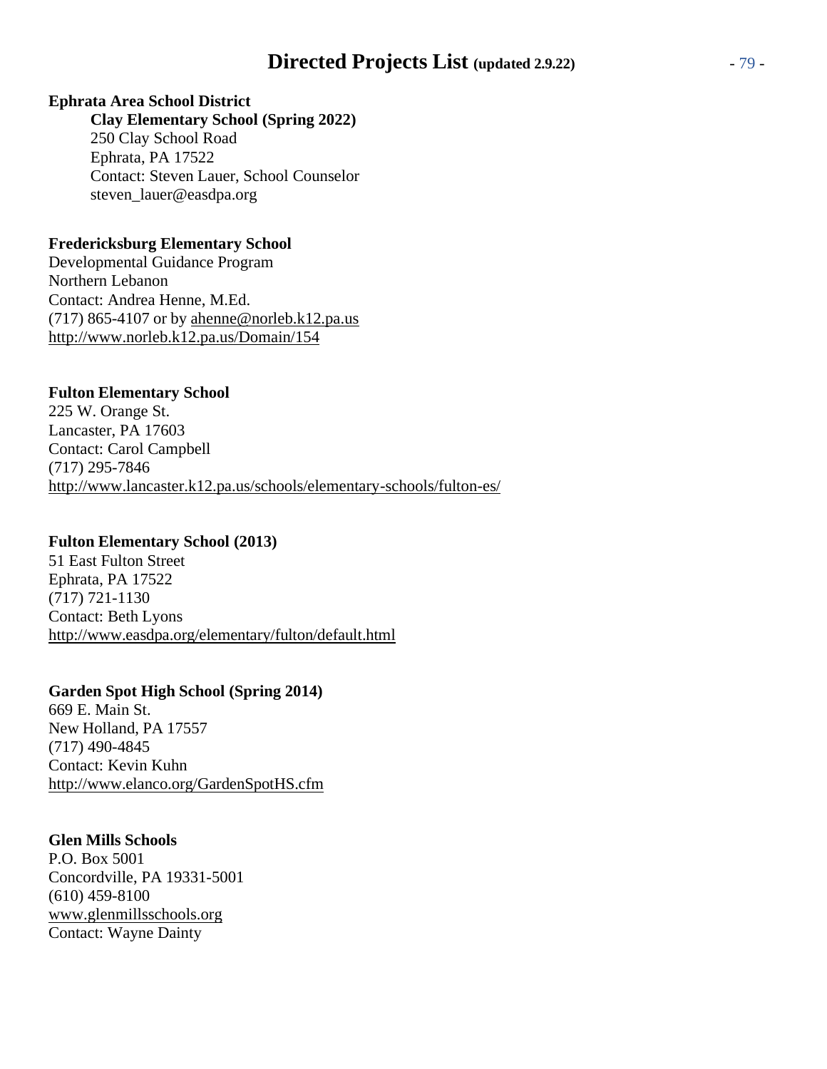**Ephrata Area School District**

**Clay Elementary School (Spring 2022)**
250 Clay School Road
Ephrata, PA 17522
Contact: Steven Lauer, School Counselor
steven_lauer@easdpa.org

**Fredericksburg Elementary School**
Developmental Guidance Program
Northern Lebanon
Contact: Andrea Henne, M.Ed.
(717) 865-4107 or by ahenne@norleb.k12.pa.us
http://www.norleb.k12.pa.us/Domain/154

**Fulton Elementary School**
225 W. Orange St.
Lancaster, PA 17603
Contact: Carol Campbell
(717) 295-7846
http://www.lancaster.k12.pa.us/schools/elementary-schools/fulton-es/

**Fulton Elementary School (2013)**
51 East Fulton Street
Ephrata, PA 17522
(717) 721-1130
Contact: Beth Lyons
http://www.easdpa.org/elementary/fulton/default.html

**Garden Spot High School (Spring 2014)**
669 E. Main St.
New Holland, PA 17557
(717) 490-4845
Contact: Kevin Kuhn
http://www.elanco.org/GardenSpotHS.cfm

**Glen Mills Schools**
P.O. Box 5001
Concordville, PA 19331-5001
(610) 459-8100
www.glenmillsschools.org
Contact: Wayne Dainty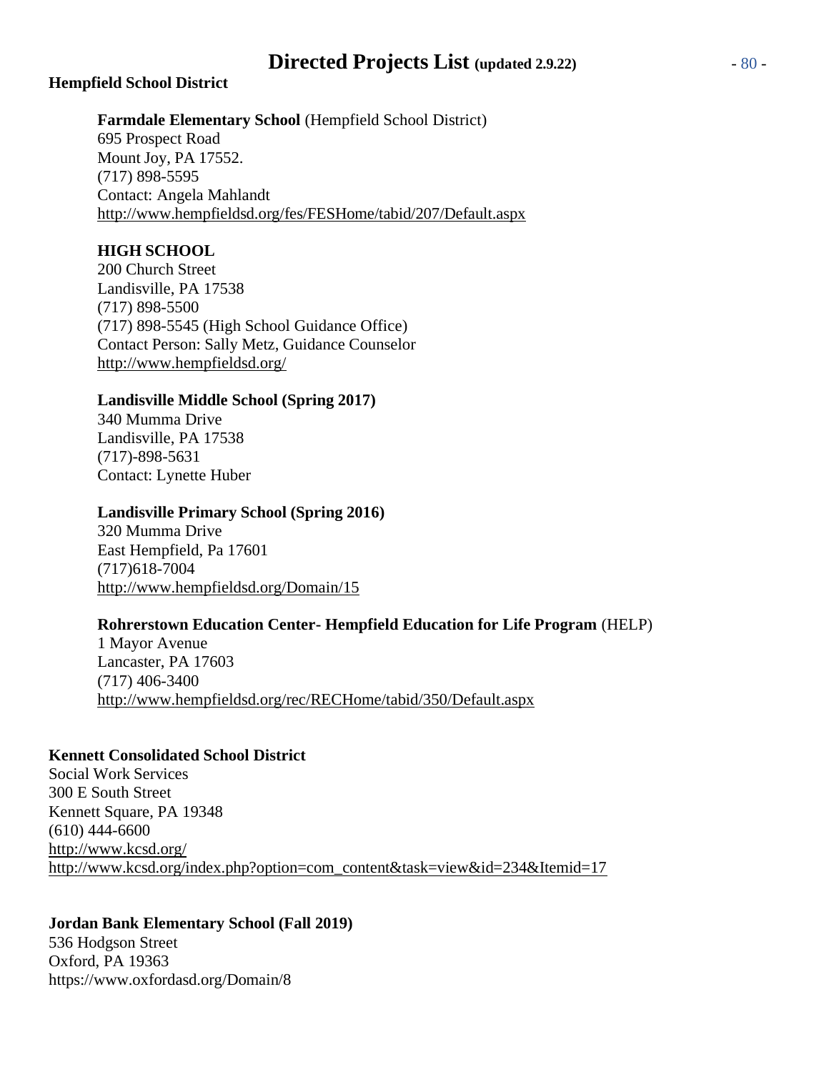**Hempfield School District**

**Farmdale Elementary School** (Hempfield School District)
695 Prospect Road
Mount Joy, PA 17552.
(717) 898-5595
Contact: Angela Mahlandt
http://www.hempfieldsd.org/fes/FESHome/tabid/207/Default.aspx

**HIGH SCHOOL**
200 Church Street
Landisville, PA 17538
(717) 898-5500
(717) 898-5545 (High School Guidance Office)
Contact Person: Sally Metz, Guidance Counselor
http://www.hempfieldsd.org/

**Landisville Middle School (Spring 2017)**
340 Mumma Drive
Landisville, PA 17538
(717)-898-5631
Contact: Lynette Huber

**Landisville Primary School (Spring 2016)**
320 Mumma Drive
East Hempfield, Pa 17601
(717)618-7004
http://www.hempfieldsd.org/Domain/15

**Rohrerstown Education Center- Hempfield Education for Life Program** (HELP)
1 Mayor Avenue
Lancaster, PA 17603
(717) 406-3400
http://www.hempfieldsd.org/rec/RECHome/tabid/350/Default.aspx

**Kennett Consolidated School District**
Social Work Services
300 E South Street
Kennett Square, PA 19348
(610) 444-6600
http://www.kcsd.org/
http://www.kcsd.org/index.php?option=com_content&task=view&id=234&Itemid=17

**Jordan Bank Elementary School (Fall 2019)**
536 Hodgson Street
Oxford, PA 19363
https://www.oxfordasd.org/Domain/8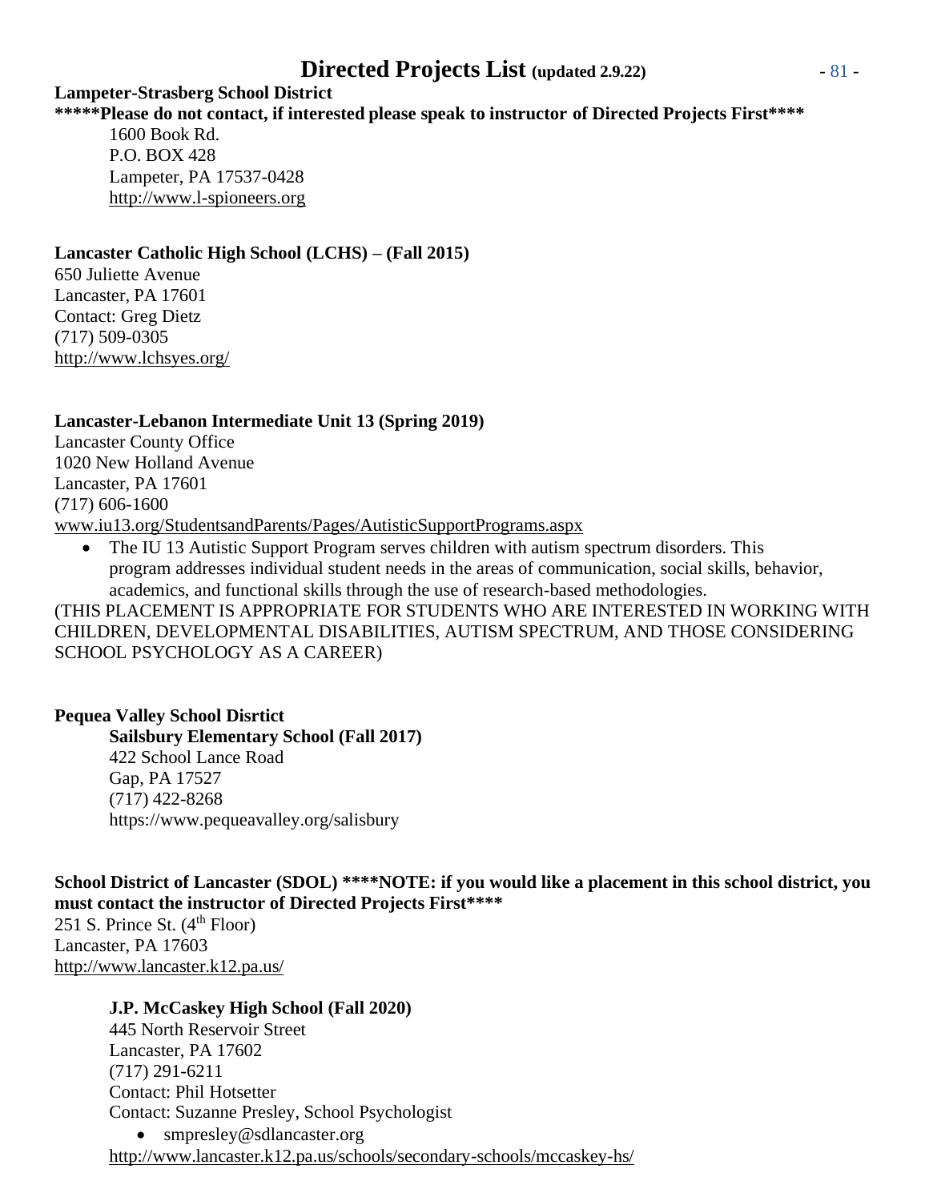# Directed Projects List (updated 2.9.22)

**Lampeter-Strasberg School District**

**\*\*\*\*\*Please do not contact, if interested please speak to instructor of Directed Projects First\*\*\*\***

1600 Book Rd.
P.O. BOX 428
Lampeter, PA 17537-0428
http://www.l-spioneers.org

**Lancaster Catholic High School (LCHS) – (Fall 2015)**

650 Juliette Avenue
Lancaster, PA 17601
Contact: Greg Dietz
(717) 509-0305
http://www.lchsyes.org/

**Lancaster-Lebanon Intermediate Unit 13 (Spring 2019)**

Lancaster County Office
1020 New Holland Avenue
Lancaster, PA 17601
(717) 606-1600
www.iu13.org/StudentsandParents/Pages/AutisticSupportPrograms.aspx

- The IU 13 Autistic Support Program serves children with autism spectrum disorders. This program addresses individual student needs in the areas of communication, social skills, behavior, academics, and functional skills through the use of research-based methodologies.

(THIS PLACEMENT IS APPROPRIATE FOR STUDENTS WHO ARE INTERESTED IN WORKING WITH CHILDREN, DEVELOPMENTAL DISABILITIES, AUTISM SPECTRUM, AND THOSE CONSIDERING SCHOOL PSYCHOLOGY AS A CAREER)

**Pequea Valley School Disrtict**

**Sailsbury Elementary School (Fall 2017)**

422 School Lance Road
Gap, PA 17527
(717) 422-8268
https://www.pequeavalley.org/salisbury

**School District of Lancaster (SDOL) \*\*\*\*NOTE: if you would like a placement in this school district, you must contact the instructor of Directed Projects First\*\*\*\***

251 S. Prince St. (4th Floor)
Lancaster, PA 17603
http://www.lancaster.k12.pa.us/

**J.P. McCaskey High School (Fall 2020)**

445 North Reservoir Street
Lancaster, PA 17602
(717) 291-6211
Contact: Phil Hotsetter
Contact: Suzanne Presley, School Psychologist

- smpresley@sdlancaster.org

http://www.lancaster.k12.pa.us/schools/secondary-schools/mccaskey-hs/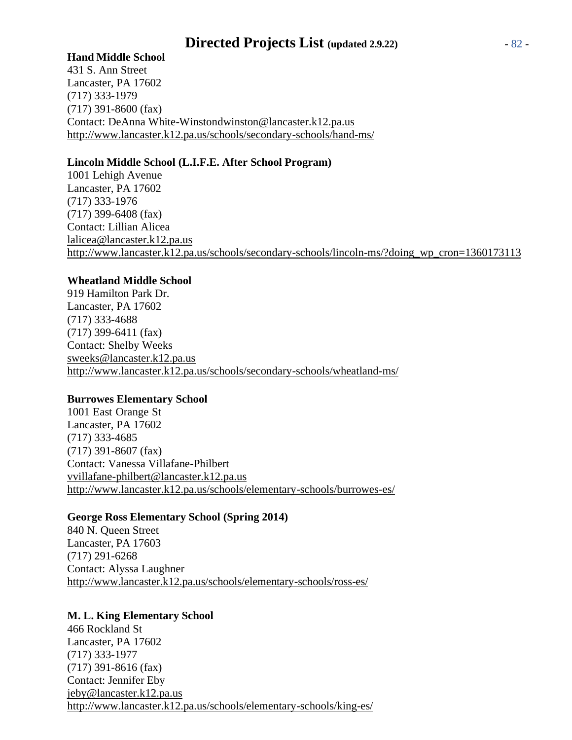**Hand Middle School**
431 S. Ann Street
Lancaster, PA 17602
(717) 333-1979
(717) 391-8600 (fax)
Contact: DeAnna White-Winstondwinston@lancaster.k12.pa.us
http://www.lancaster.k12.pa.us/schools/secondary-schools/hand-ms/

**Lincoln Middle School (L.I.F.E. After School Program)**
1001 Lehigh Avenue
Lancaster, PA 17602
(717) 333-1976
(717) 399-6408 (fax)
Contact: Lillian Alicea
lalicea@lancaster.k12.pa.us
http://www.lancaster.k12.pa.us/schools/secondary-schools/lincoln-ms/?doing_wp_cron=1360173113

**Wheatland Middle School**
919 Hamilton Park Dr.
Lancaster, PA 17602
(717) 333-4688
(717) 399-6411 (fax)
Contact: Shelby Weeks
sweeks@lancaster.k12.pa.us
http://www.lancaster.k12.pa.us/schools/secondary-schools/wheatland-ms/

**Burrowes Elementary School**
1001 East Orange St
Lancaster, PA 17602
(717) 333-4685
(717) 391-8607 (fax)
Contact: Vanessa Villafane-Philbert
vvillafane-philbert@lancaster.k12.pa.us
http://www.lancaster.k12.pa.us/schools/elementary-schools/burrowes-es/

**George Ross Elementary School (Spring 2014)**
840 N. Queen Street
Lancaster, PA 17603
(717) 291-6268
Contact: Alyssa Laughner
http://www.lancaster.k12.pa.us/schools/elementary-schools/ross-es/

**M. L. King Elementary School**
466 Rockland St
Lancaster, PA 17602
(717) 333-1977
(717) 391-8616 (fax)
Contact: Jennifer Eby
jeby@lancaster.k12.pa.us
http://www.lancaster.k12.pa.us/schools/elementary-schools/king-es/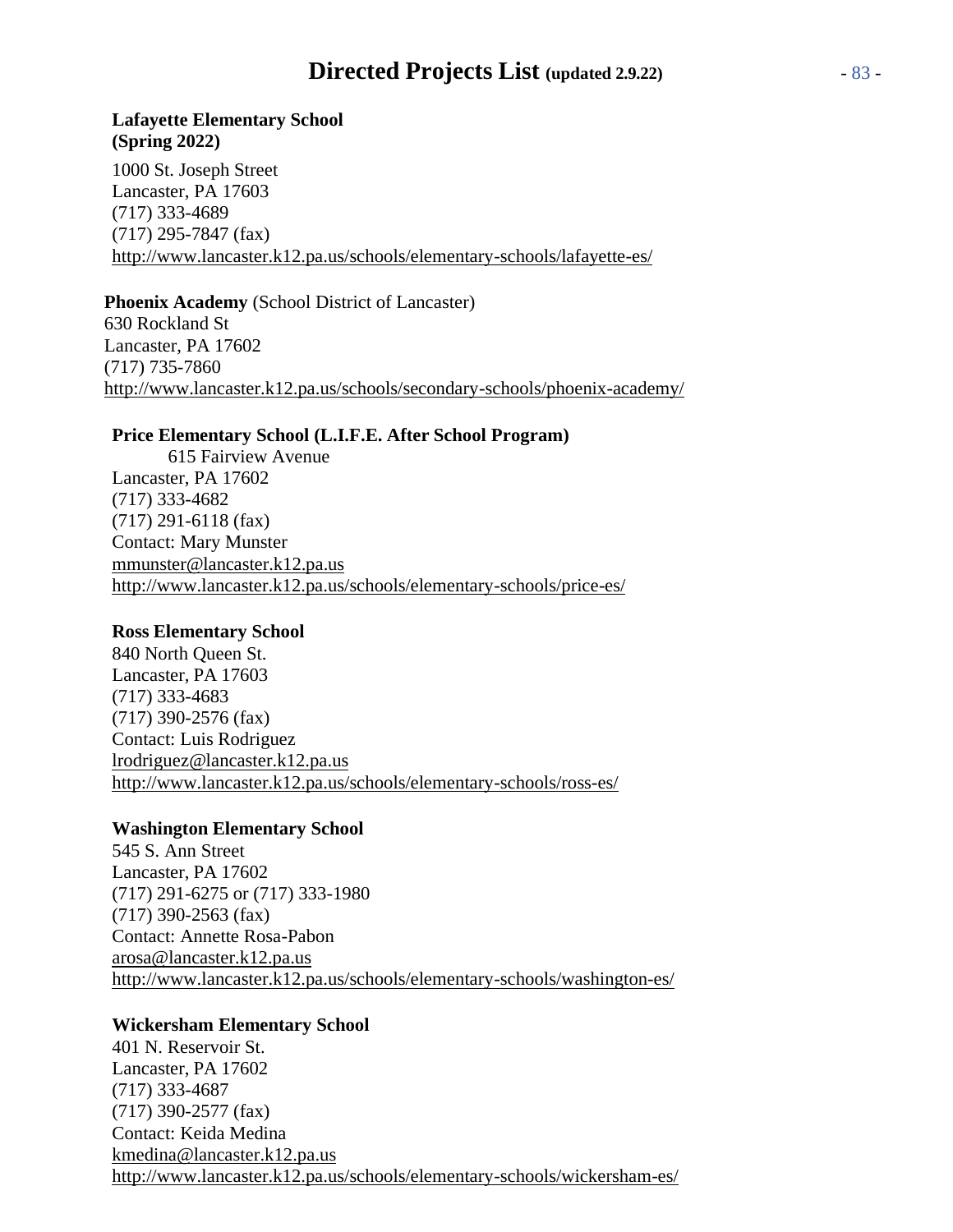**Lafayette Elementary School (Spring 2022)**

1000 St. Joseph Street
Lancaster, PA 17603
(717) 333-4689
(717) 295-7847 (fax)
http://www.lancaster.k12.pa.us/schools/elementary-schools/lafayette-es/

**Phoenix Academy** (School District of Lancaster)
630 Rockland St
Lancaster, PA 17602
(717) 735-7860
http://www.lancaster.k12.pa.us/schools/secondary-schools/phoenix-academy/

**Price Elementary School (L.I.F.E. After School Program)**
615 Fairview Avenue
Lancaster, PA 17602
(717) 333-4682
(717) 291-6118 (fax)
Contact: Mary Munster
mmunster@lancaster.k12.pa.us
http://www.lancaster.k12.pa.us/schools/elementary-schools/price-es/

**Ross Elementary School**
840 North Queen St.
Lancaster, PA 17603
(717) 333-4683
(717) 390-2576 (fax)
Contact: Luis Rodriguez
lrodriguez@lancaster.k12.pa.us
http://www.lancaster.k12.pa.us/schools/elementary-schools/ross-es/

**Washington Elementary School**
545 S. Ann Street
Lancaster, PA 17602
(717) 291-6275 or (717) 333-1980
(717) 390-2563 (fax)
Contact: Annette Rosa-Pabon
arosa@lancaster.k12.pa.us
http://www.lancaster.k12.pa.us/schools/elementary-schools/washington-es/

**Wickersham Elementary School**
401 N. Reservoir St.
Lancaster, PA 17602
(717) 333-4687
(717) 390-2577 (fax)
Contact: Keida Medina
kmedina@lancaster.k12.pa.us
http://www.lancaster.k12.pa.us/schools/elementary-schools/wickersham-es/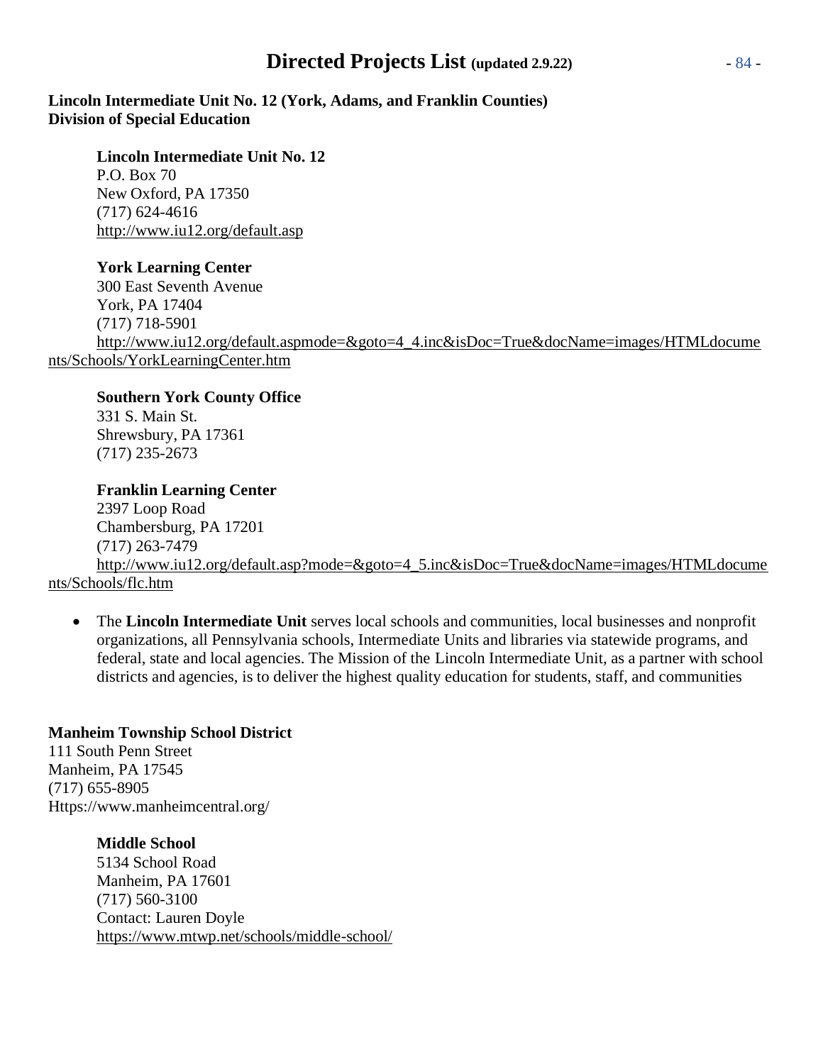**Lincoln Intermediate Unit No. 12 (York, Adams, and Franklin Counties)**
**Division of Special Education**

**Lincoln Intermediate Unit No. 12**
P.O. Box 70
New Oxford, PA 17350
(717) 624-4616
http://www.iu12.org/default.asp

**York Learning Center**
300 East Seventh Avenue
York, PA 17404
(717) 718-5901
http://www.iu12.org/default.aspmode=&goto=4_4.inc&isDoc=True&docName=images/HTMLdocuments/Schools/YorkLearningCenter.htm

**Southern York County Office**
331 S. Main St.
Shrewsbury, PA 17361
(717) 235-2673

**Franklin Learning Center**
2397 Loop Road
Chambersburg, PA 17201
(717) 263-7479
http://www.iu12.org/default.asp?mode=&goto=4_5.inc&isDoc=True&docName=images/HTMLdocuments/Schools/flc.htm

- The **Lincoln Intermediate Unit** serves local schools and communities, local businesses and nonprofit organizations, all Pennsylvania schools, Intermediate Units and libraries via statewide programs, and federal, state and local agencies. The Mission of the Lincoln Intermediate Unit, as a partner with school districts and agencies, is to deliver the highest quality education for students, staff, and communities

**Manheim Township School District**
111 South Penn Street
Manheim, PA 17545
(717) 655-8905
Https://www.manheimcentral.org/

**Middle School**
5134 School Road
Manheim, PA 17601
(717) 560-3100
Contact: Lauren Doyle
https://www.mtwp.net/schools/middle-school/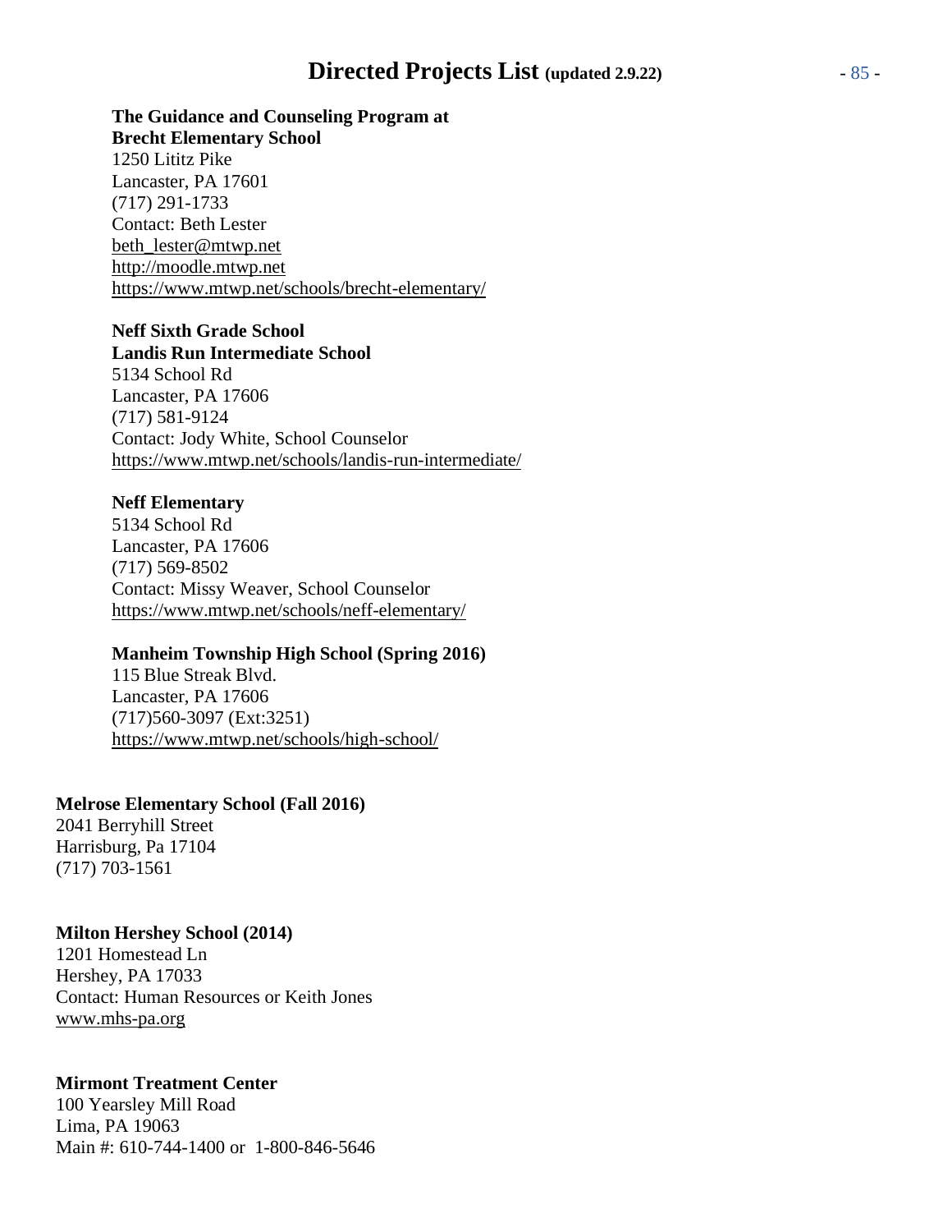**The Guidance and Counseling Program at Brecht Elementary School**
1250 Lititz Pike
Lancaster, PA 17601
(717) 291-1733
Contact: Beth Lester
beth_lester@mtwp.net
http://moodle.mtwp.net
https://www.mtwp.net/schools/brecht-elementary/

**Neff Sixth Grade School**
**Landis Run Intermediate School**
5134 School Rd
Lancaster, PA 17606
(717) 581-9124
Contact: Jody White, School Counselor
https://www.mtwp.net/schools/landis-run-intermediate/

**Neff Elementary**
5134 School Rd
Lancaster, PA 17606
(717) 569-8502
Contact: Missy Weaver, School Counselor
https://www.mtwp.net/schools/neff-elementary/

**Manheim Township High School (Spring 2016)**
115 Blue Streak Blvd.
Lancaster, PA 17606
(717)560-3097 (Ext:3251)
https://www.mtwp.net/schools/high-school/

**Melrose Elementary School (Fall 2016)**
2041 Berryhill Street
Harrisburg, Pa 17104
(717) 703-1561

**Milton Hershey School (2014)**
1201 Homestead Ln
Hershey, PA 17033
Contact: Human Resources or Keith Jones
www.mhs-pa.org

**Mirmont Treatment Center**
100 Yearsley Mill Road
Lima, PA 19063
Main #: 610-744-1400 or 1-800-846-5646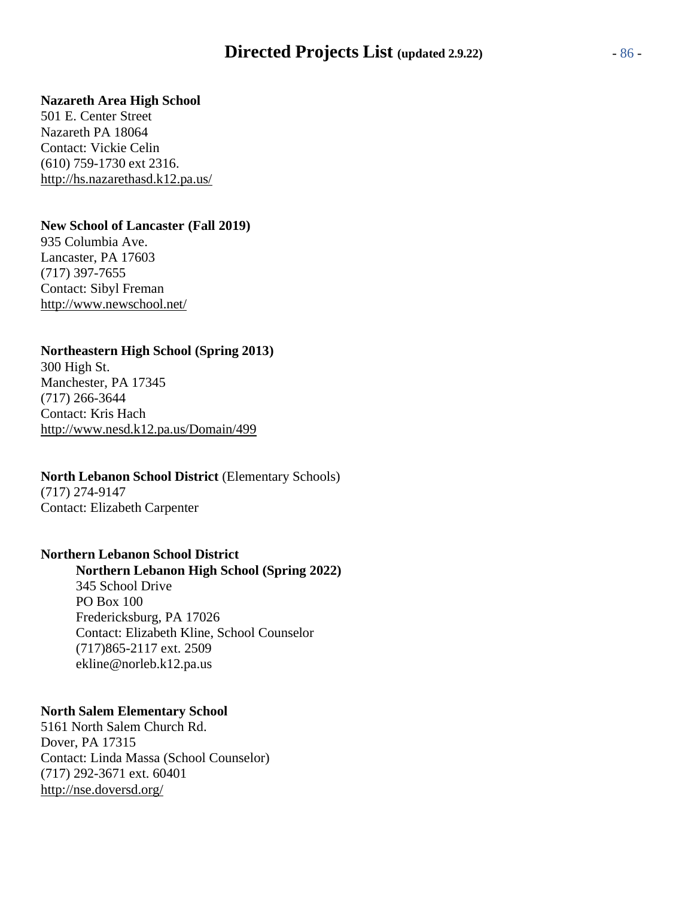**Nazareth Area High School**
501 E. Center Street
Nazareth PA 18064
Contact: Vickie Celin
(610) 759-1730 ext 2316.
http://hs.nazarethasd.k12.pa.us/

**New School of Lancaster (Fall 2019)**
935 Columbia Ave.
Lancaster, PA 17603
(717) 397-7655
Contact: Sibyl Freman
http://www.newschool.net/

**Northeastern High School (Spring 2013)**
300 High St.
Manchester, PA 17345
(717) 266-3644
Contact: Kris Hach
http://www.nesd.k12.pa.us/Domain/499

**North Lebanon School District** (Elementary Schools)
(717) 274-9147
Contact: Elizabeth Carpenter

**Northern Lebanon School District**

> **Northern Lebanon High School (Spring 2022)**
> 345 School Drive
> PO Box 100
> Fredericksburg, PA 17026
> Contact: Elizabeth Kline, School Counselor
> (717)865-2117 ext. 2509
> ekline@norleb.k12.pa.us

**North Salem Elementary School**
5161 North Salem Church Rd.
Dover, PA 17315
Contact: Linda Massa (School Counselor)
(717) 292-3671 ext. 60401
http://nse.doversd.org/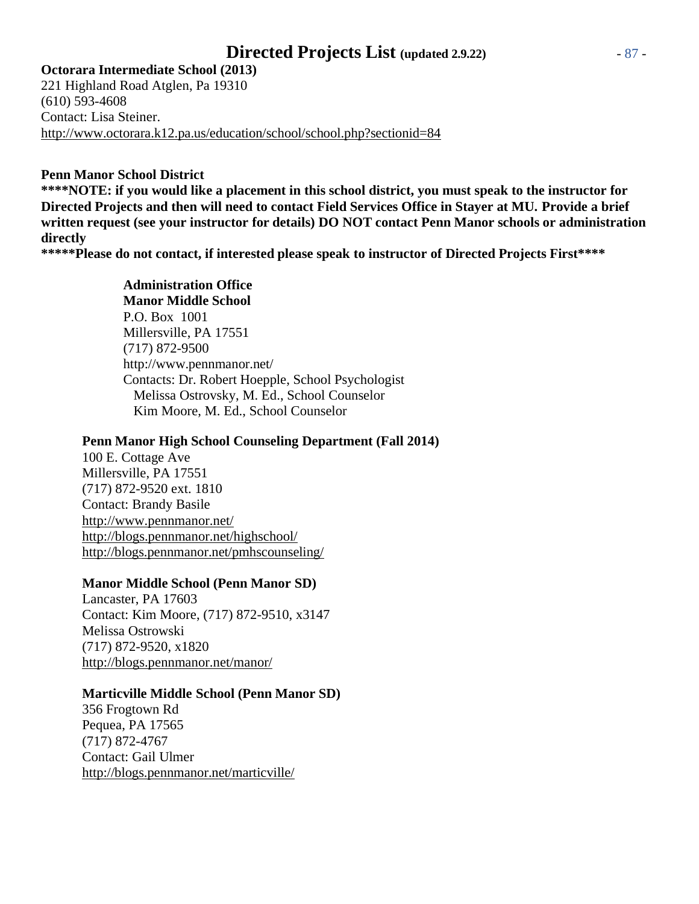**Octorara Intermediate School (2013)**
221 Highland Road Atglen, Pa 19310
(610) 593-4608
Contact: Lisa Steiner.
http://www.octorara.k12.pa.us/education/school/school.php?sectionid=84

**Penn Manor School District**
**\*\*\*\*NOTE: if you would like a placement in this school district, you must speak to the instructor for Directed Projects and then will need to contact Field Services Office in Stayer at MU. Provide a brief written request (see your instructor for details) DO NOT contact Penn Manor schools or administration directly**
**\*\*\*\*\*Please do not contact, if interested please speak to instructor of Directed Projects First\*\*\*\***

**Administration Office**
**Manor Middle School**
P.O. Box 1001
Millersville, PA 17551
(717) 872-9500
http://www.pennmanor.net/
Contacts: Dr. Robert Hoepple, School Psychologist
Melissa Ostrovsky, M. Ed., School Counselor
Kim Moore, M. Ed., School Counselor

**Penn Manor High School Counseling Department (Fall 2014)**
100 E. Cottage Ave
Millersville, PA 17551
(717) 872-9520 ext. 1810
Contact: Brandy Basile
http://www.pennmanor.net/
http://blogs.pennmanor.net/highschool/
http://blogs.pennmanor.net/pmhscounseling/

**Manor Middle School (Penn Manor SD)**
Lancaster, PA 17603
Contact: Kim Moore, (717) 872-9510, x3147
Melissa Ostrowski
(717) 872-9520, x1820
http://blogs.pennmanor.net/manor/

**Marticville Middle School (Penn Manor SD)**
356 Frogtown Rd
Pequea, PA 17565
(717) 872-4767
Contact: Gail Ulmer
http://blogs.pennmanor.net/marticville/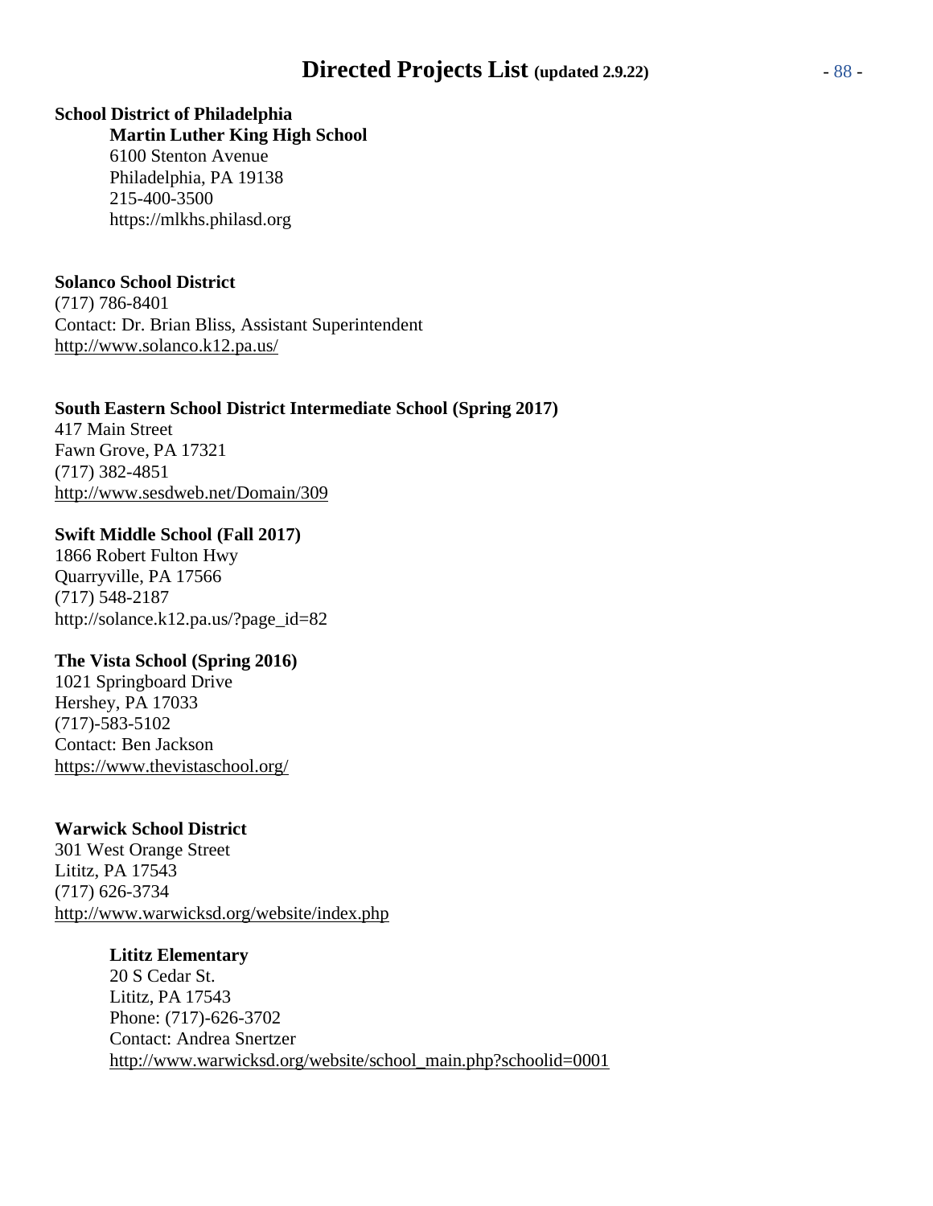**School District of Philadelphia**

**Martin Luther King High School**
6100 Stenton Avenue
Philadelphia, PA 19138
215-400-3500
https://mlkhs.philasd.org

**Solanco School District**
(717) 786-8401
Contact: Dr. Brian Bliss, Assistant Superintendent
http://www.solanco.k12.pa.us/

**South Eastern School District Intermediate School (Spring 2017)**
417 Main Street
Fawn Grove, PA 17321
(717) 382-4851
http://www.sesdweb.net/Domain/309

**Swift Middle School (Fall 2017)**
1866 Robert Fulton Hwy
Quarryville, PA 17566
(717) 548-2187
http://solance.k12.pa.us/?page_id=82

**The Vista School (Spring 2016)**
1021 Springboard Drive
Hershey, PA 17033
(717)-583-5102
Contact: Ben Jackson
https://www.thevistaschool.org/

**Warwick School District**
301 West Orange Street
Lititz, PA 17543
(717) 626-3734
http://www.warwicksd.org/website/index.php

**Lititz Elementary**
20 S Cedar St.
Lititz, PA 17543
Phone: (717)-626-3702
Contact: Andrea Snertzer
http://www.warwicksd.org/website/school_main.php?schoolid=0001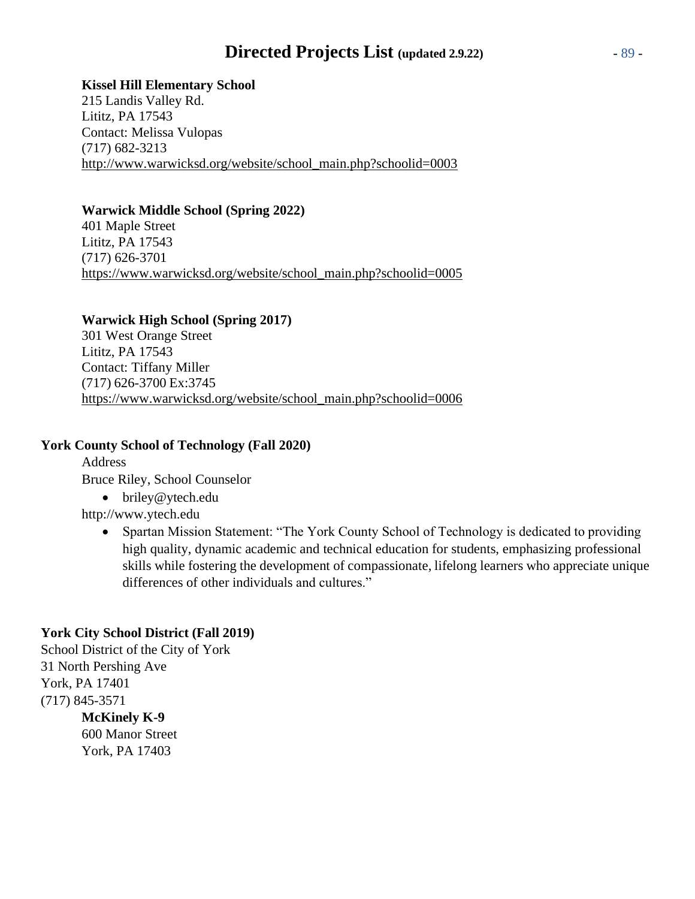**Kissel Hill Elementary School**
215 Landis Valley Rd.
Lititz, PA 17543
Contact: Melissa Vulopas
(717) 682-3213
http://www.warwicksd.org/website/school_main.php?schoolid=0003

**Warwick Middle School (Spring 2022)**
401 Maple Street
Lititz, PA 17543
(717) 626-3701
https://www.warwicksd.org/website/school_main.php?schoolid=0005

**Warwick High School (Spring 2017)**
301 West Orange Street
Lititz, PA 17543
Contact: Tiffany Miller
(717) 626-3700 Ex:3745
https://www.warwicksd.org/website/school_main.php?schoolid=0006

**York County School of Technology (Fall 2020)**

Address
Bruce Riley, School Counselor

- briley@ytech.edu

http://www.ytech.edu

- Spartan Mission Statement: "The York County School of Technology is dedicated to providing high quality, dynamic academic and technical education for students, emphasizing professional skills while fostering the development of compassionate, lifelong learners who appreciate unique differences of other individuals and cultures."

**York City School District (Fall 2019)**
School District of the City of York
31 North Pershing Ave
York, PA 17401
(717) 845-3571

**McKinely K-9**
600 Manor Street
York, PA 17403